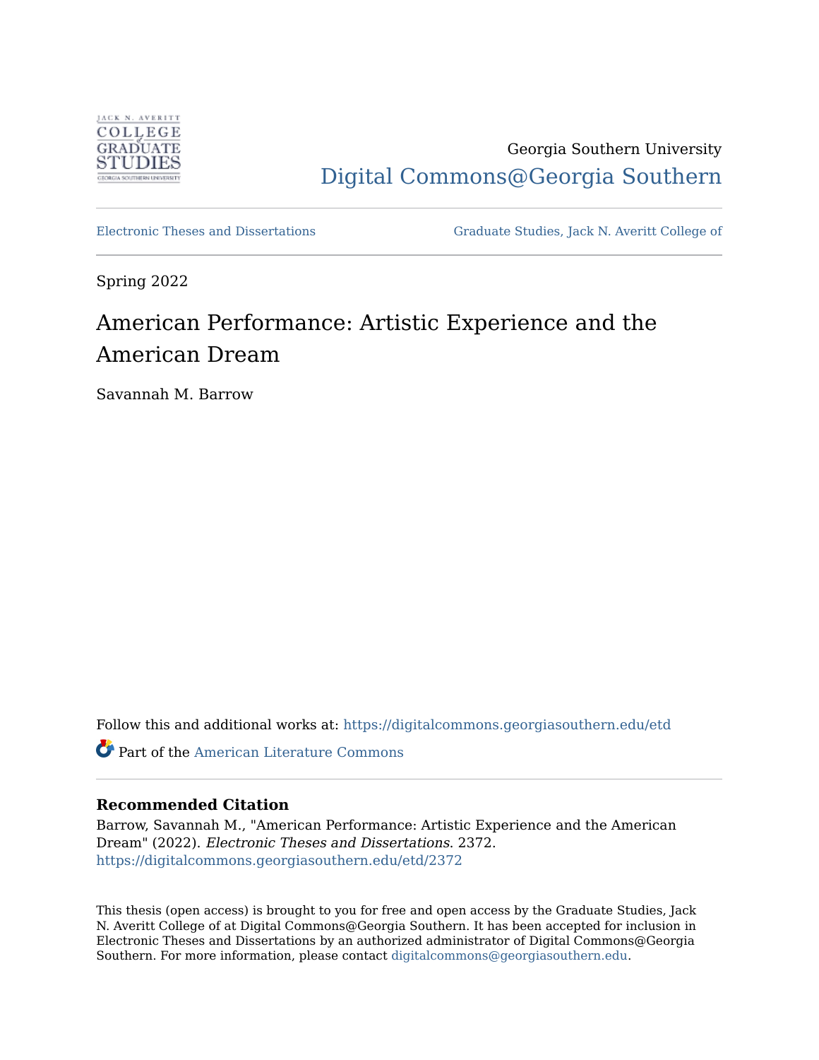Georgia Southern University

Digital Commons@Georgia Southern

Electronic Theses and Dissertations

Graduate Studies, Jack N. Averitt College of

Spring 2022

# American Performance: Artistic Experience and the American Dream

Savannah M. Barrow

Follow this and additional works at: https://digitalcommons.georgiasouthern.edu/etd

Part of the American Literature Commons

### Recommended Citation

Barrow, Savannah M., "American Performance: Artistic Experience and the American Dream" (2022). *Electronic Theses and Dissertations*. 2372.
https://digitalcommons.georgiasouthern.edu/etd/2372

This thesis (open access) is brought to you for free and open access by the Graduate Studies, Jack N. Averitt College of at Digital Commons@Georgia Southern. It has been accepted for inclusion in Electronic Theses and Dissertations by an authorized administrator of Digital Commons@Georgia Southern. For more information, please contact digitalcommons@georgiasouthern.edu.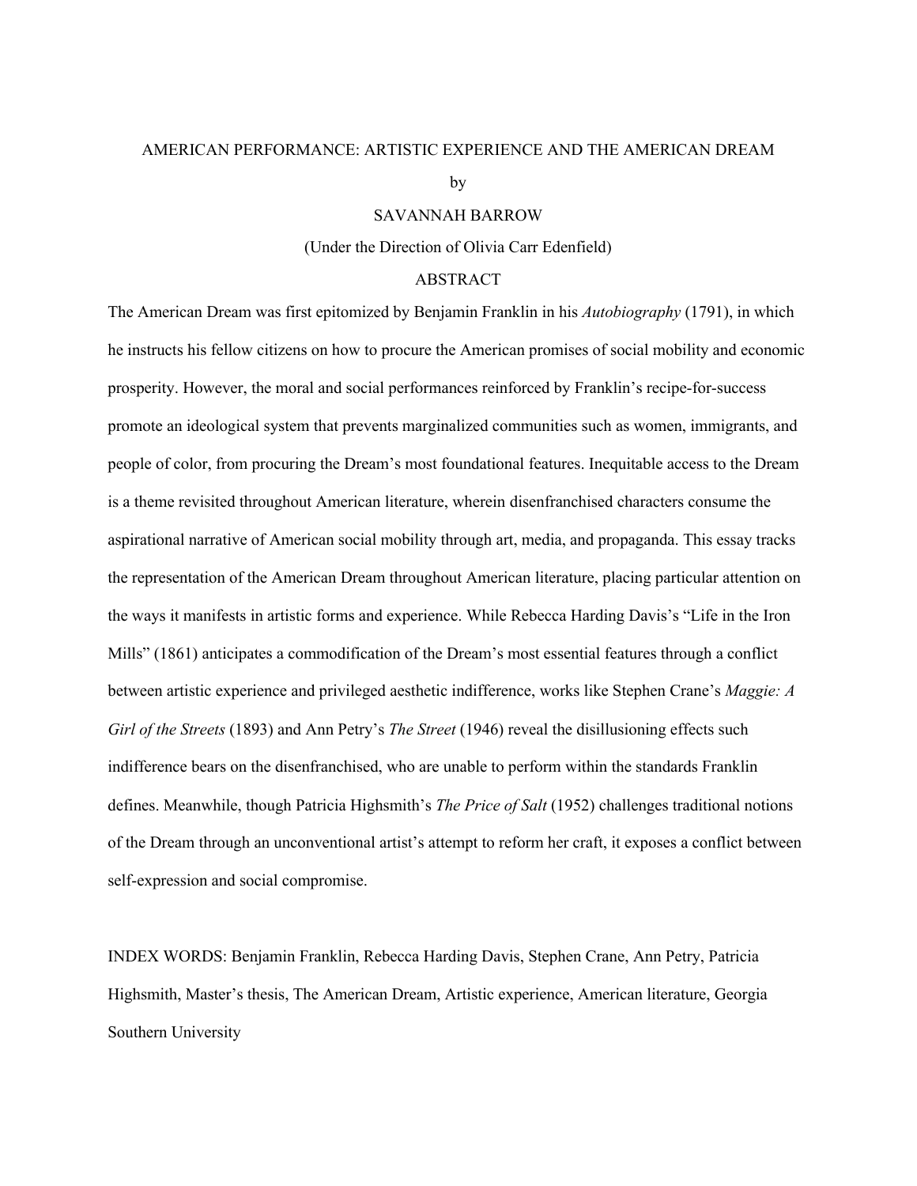AMERICAN PERFORMANCE: ARTISTIC EXPERIENCE AND THE AMERICAN DREAM

by

SAVANNAH BARROW

(Under the Direction of Olivia Carr Edenfield)

ABSTRACT

The American Dream was first epitomized by Benjamin Franklin in his *Autobiography* (1791), in which he instructs his fellow citizens on how to procure the American promises of social mobility and economic prosperity. However, the moral and social performances reinforced by Franklin's recipe-for-success promote an ideological system that prevents marginalized communities such as women, immigrants, and people of color, from procuring the Dream's most foundational features. Inequitable access to the Dream is a theme revisited throughout American literature, wherein disenfranchised characters consume the aspirational narrative of American social mobility through art, media, and propaganda. This essay tracks the representation of the American Dream throughout American literature, placing particular attention on the ways it manifests in artistic forms and experience. While Rebecca Harding Davis's "Life in the Iron Mills" (1861) anticipates a commodification of the Dream's most essential features through a conflict between artistic experience and privileged aesthetic indifference, works like Stephen Crane's *Maggie: A Girl of the Streets* (1893) and Ann Petry's *The Street* (1946) reveal the disillusioning effects such indifference bears on the disenfranchised, who are unable to perform within the standards Franklin defines. Meanwhile, though Patricia Highsmith's *The Price of Salt* (1952) challenges traditional notions of the Dream through an unconventional artist's attempt to reform her craft, it exposes a conflict between self-expression and social compromise.

INDEX WORDS: Benjamin Franklin, Rebecca Harding Davis, Stephen Crane, Ann Petry, Patricia Highsmith, Master's thesis, The American Dream, Artistic experience, American literature, Georgia Southern University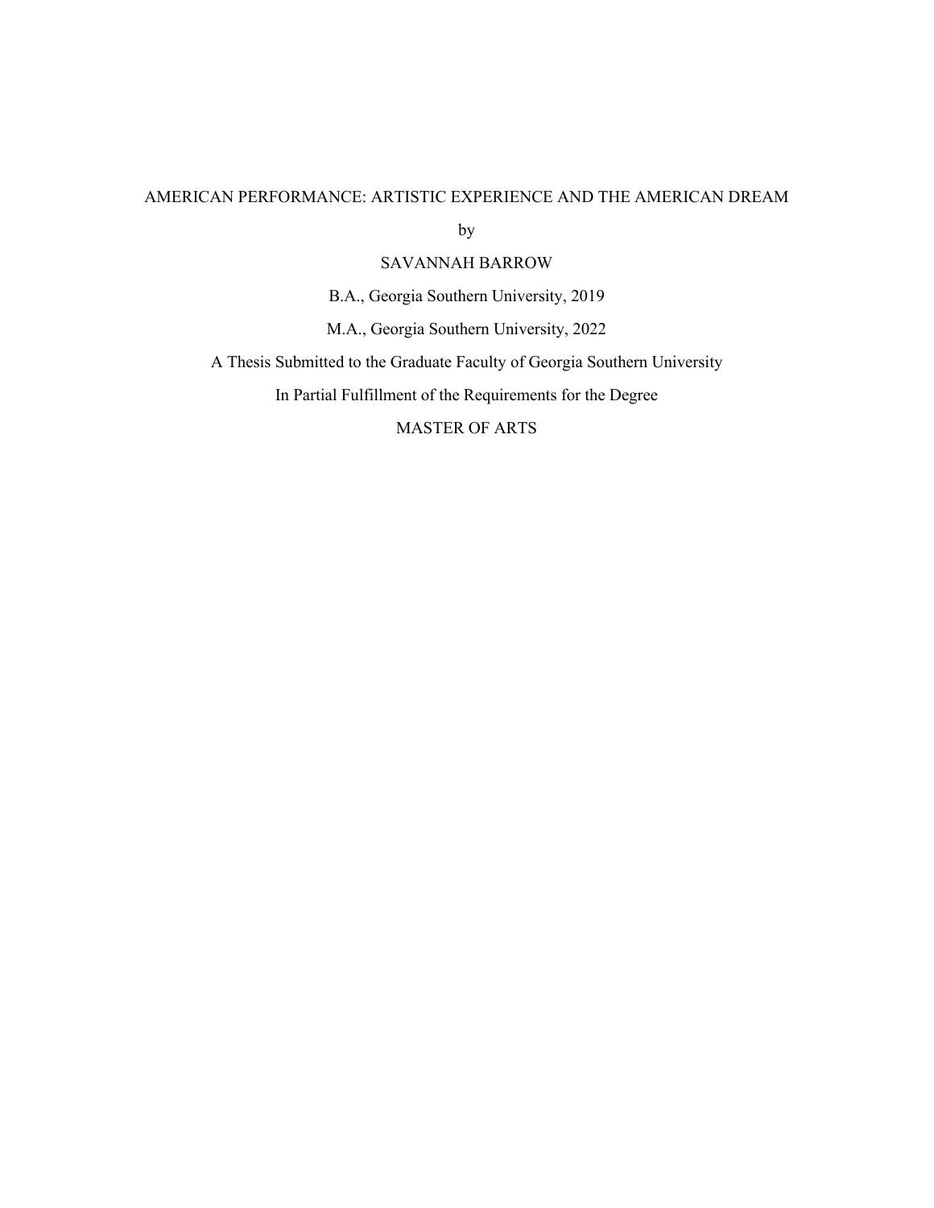AMERICAN PERFORMANCE: ARTISTIC EXPERIENCE AND THE AMERICAN DREAM

by

SAVANNAH BARROW

B.A., Georgia Southern University, 2019

M.A., Georgia Southern University, 2022

A Thesis Submitted to the Graduate Faculty of Georgia Southern University

In Partial Fulfillment of the Requirements for the Degree

MASTER OF ARTS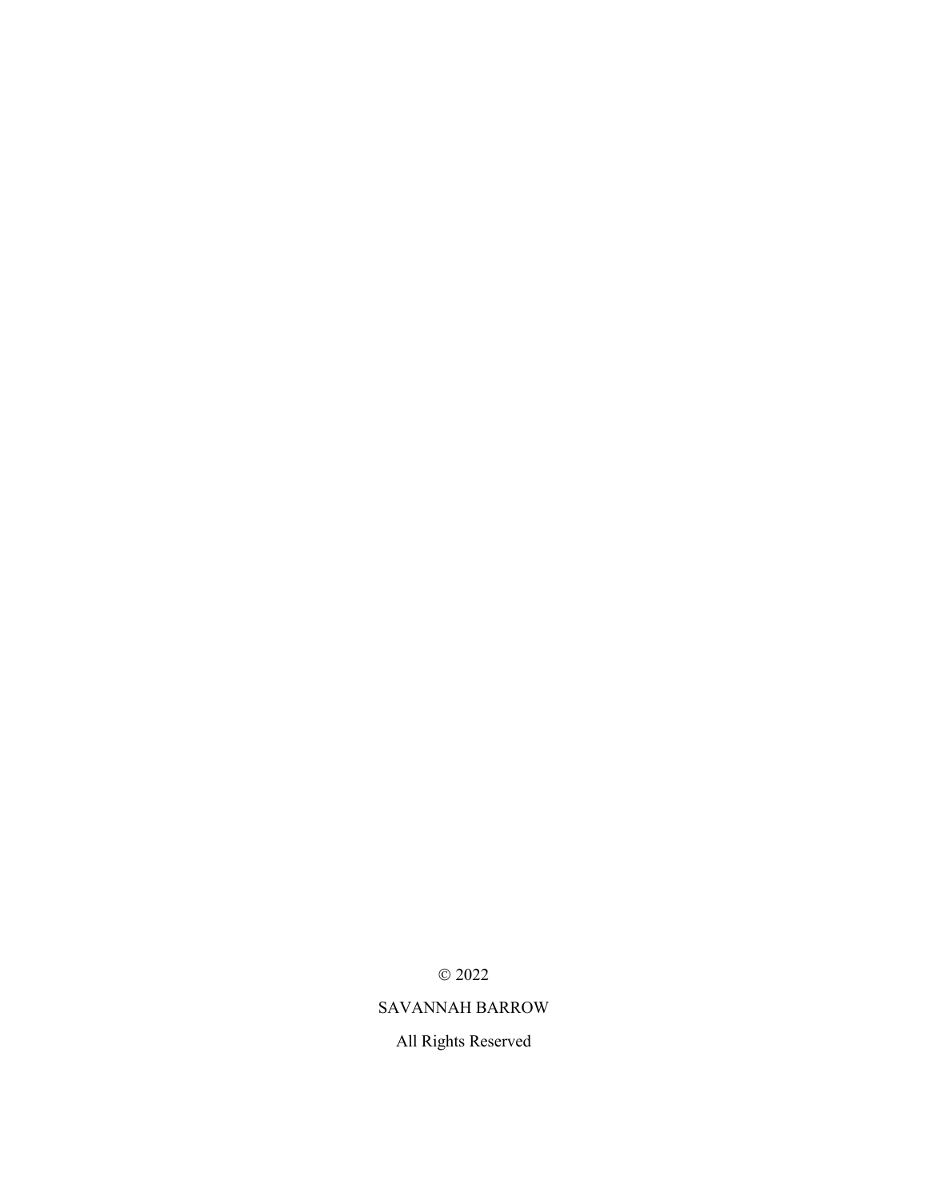© 2022

SAVANNAH BARROW

All Rights Reserved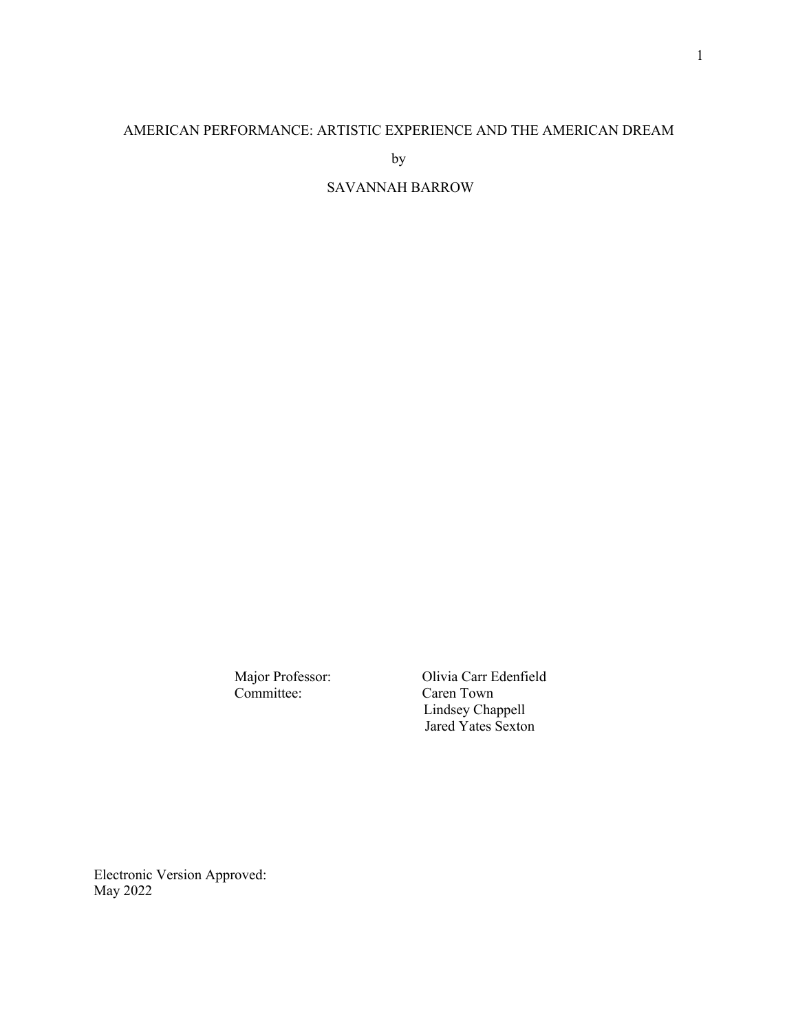AMERICAN PERFORMANCE: ARTISTIC EXPERIENCE AND THE AMERICAN DREAM

by

SAVANNAH BARROW

Major Professor: Olivia Carr Edenfield
Committee: Caren Town
Lindsey Chappell
Jared Yates Sexton

Electronic Version Approved:
May 2022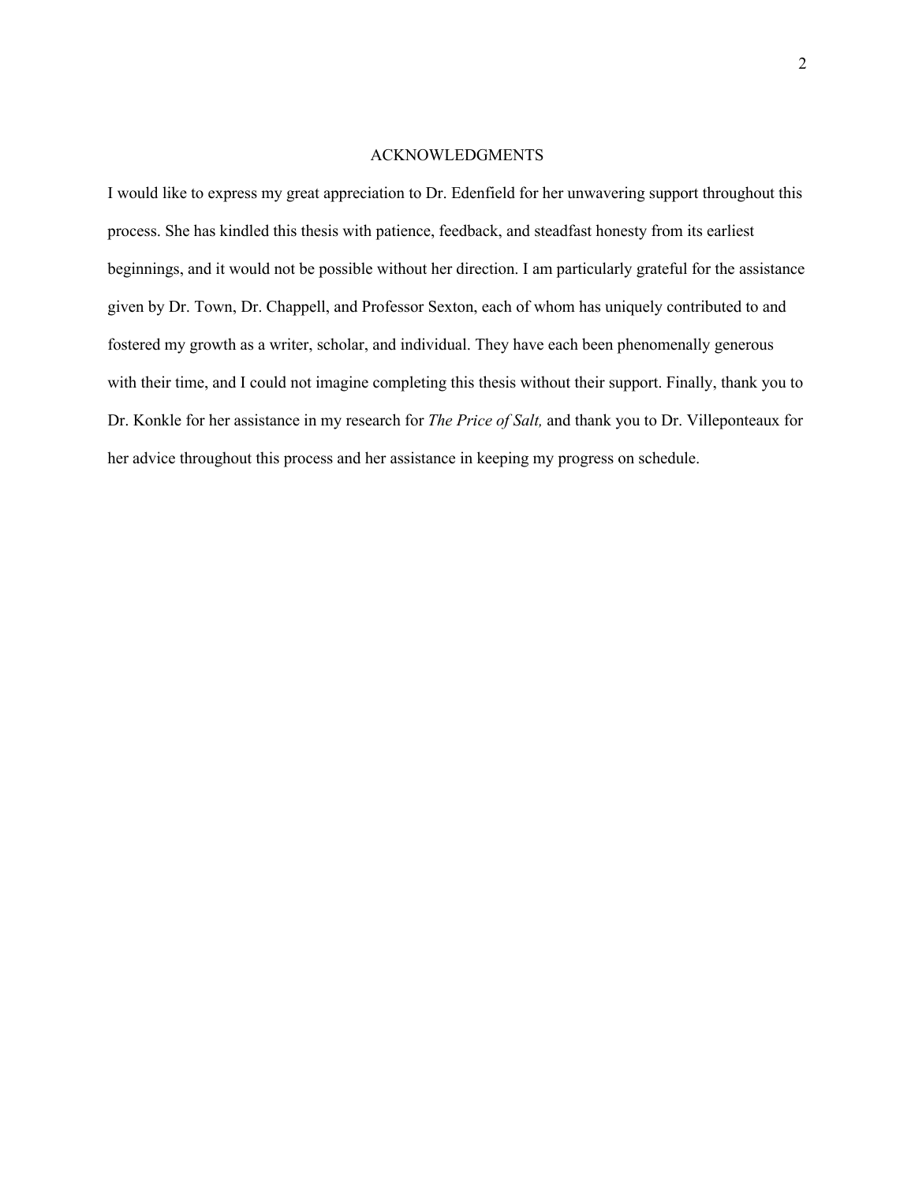## ACKNOWLEDGMENTS

I would like to express my great appreciation to Dr. Edenfield for her unwavering support throughout this process. She has kindled this thesis with patience, feedback, and steadfast honesty from its earliest beginnings, and it would not be possible without her direction. I am particularly grateful for the assistance given by Dr. Town, Dr. Chappell, and Professor Sexton, each of whom has uniquely contributed to and fostered my growth as a writer, scholar, and individual. They have each been phenomenally generous with their time, and I could not imagine completing this thesis without their support. Finally, thank you to Dr. Konkle for her assistance in my research for *The Price of Salt,* and thank you to Dr. Villeponteaux for her advice throughout this process and her assistance in keeping my progress on schedule.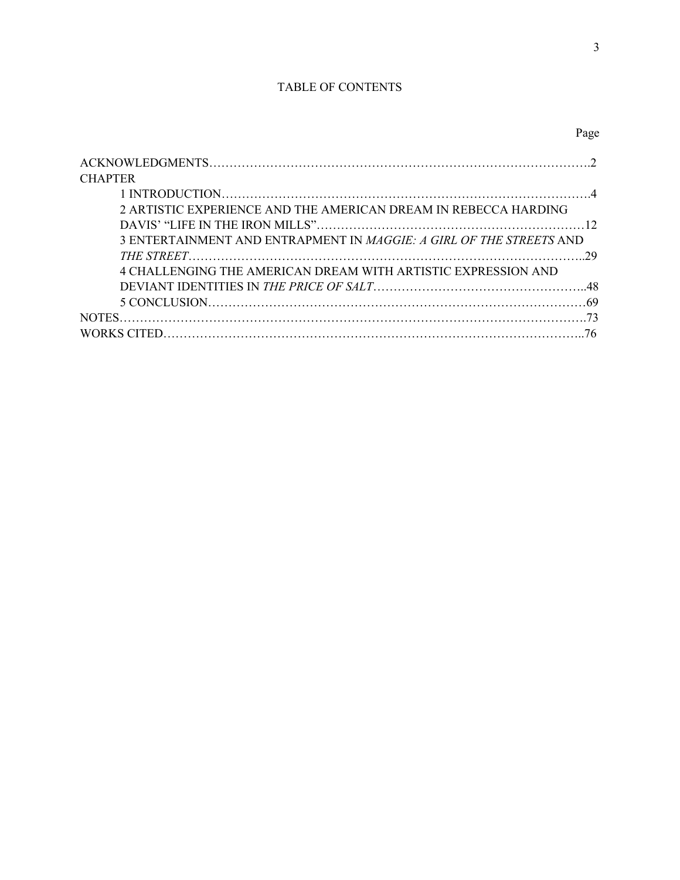# TABLE OF CONTENTS

Page

ACKNOWLEDGMENTS.....2

CHAPTER

- 1 INTRODUCTION.....4
- 2 ARTISTIC EXPERIENCE AND THE AMERICAN DREAM IN REBECCA HARDING DAVIS' "LIFE IN THE IRON MILLS".....12
- 3 ENTERTAINMENT AND ENTRAPMENT IN *MAGGIE: A GIRL OF THE STREETS* AND *THE STREET*.....29
- 4 CHALLENGING THE AMERICAN DREAM WITH ARTISTIC EXPRESSION AND DEVIANT IDENTITIES IN *THE PRICE OF SALT*.....48
- 5 CONCLUSION.....69

NOTES.....73

WORKS CITED.....76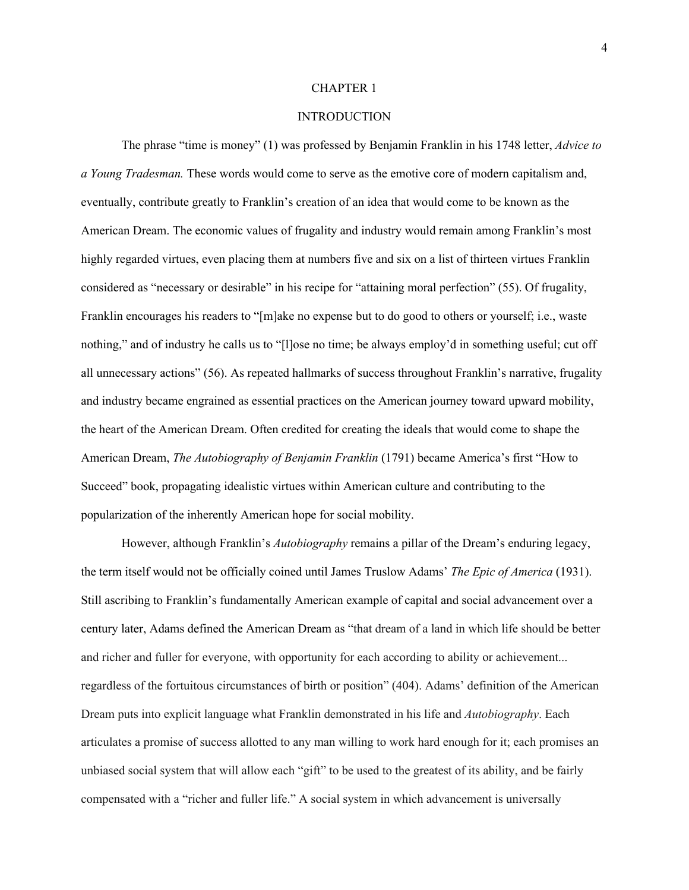# CHAPTER 1

## INTRODUCTION

The phrase "time is money" (1) was professed by Benjamin Franklin in his 1748 letter, *Advice to a Young Tradesman.* These words would come to serve as the emotive core of modern capitalism and, eventually, contribute greatly to Franklin's creation of an idea that would come to be known as the American Dream. The economic values of frugality and industry would remain among Franklin's most highly regarded virtues, even placing them at numbers five and six on a list of thirteen virtues Franklin considered as "necessary or desirable" in his recipe for "attaining moral perfection" (55). Of frugality, Franklin encourages his readers to "[m]ake no expense but to do good to others or yourself; i.e., waste nothing," and of industry he calls us to "[l]ose no time; be always employ'd in something useful; cut off all unnecessary actions" (56). As repeated hallmarks of success throughout Franklin's narrative, frugality and industry became engrained as essential practices on the American journey toward upward mobility, the heart of the American Dream. Often credited for creating the ideals that would come to shape the American Dream, *The Autobiography of Benjamin Franklin* (1791) became America's first "How to Succeed" book, propagating idealistic virtues within American culture and contributing to the popularization of the inherently American hope for social mobility.

However, although Franklin's *Autobiography* remains a pillar of the Dream's enduring legacy, the term itself would not be officially coined until James Truslow Adams' *The Epic of America* (1931). Still ascribing to Franklin's fundamentally American example of capital and social advancement over a century later, Adams defined the American Dream as "that dream of a land in which life should be better and richer and fuller for everyone, with opportunity for each according to ability or achievement... regardless of the fortuitous circumstances of birth or position" (404). Adams' definition of the American Dream puts into explicit language what Franklin demonstrated in his life and *Autobiography*. Each articulates a promise of success allotted to any man willing to work hard enough for it; each promises an unbiased social system that will allow each "gift" to be used to the greatest of its ability, and be fairly compensated with a "richer and fuller life." A social system in which advancement is universally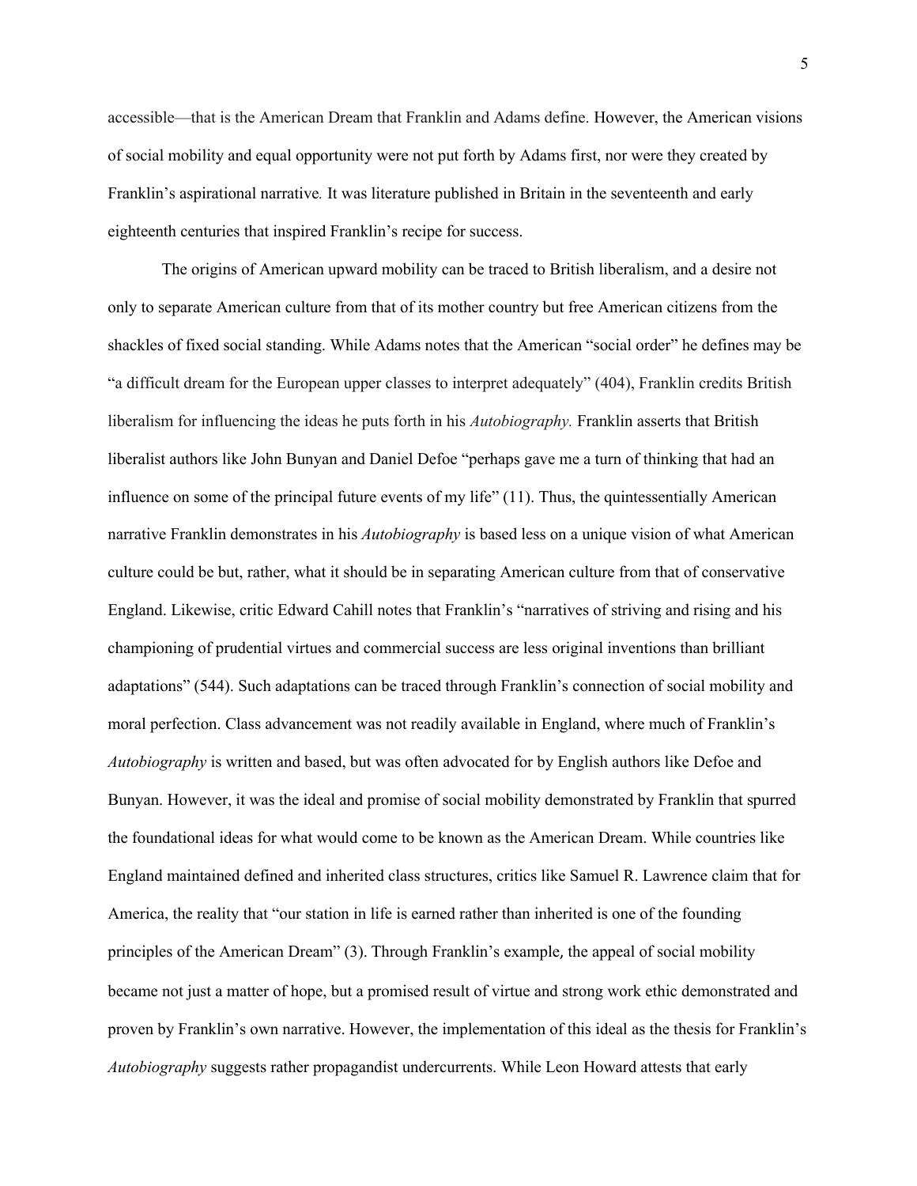accessible—that is the American Dream that Franklin and Adams define. However, the American visions of social mobility and equal opportunity were not put forth by Adams first, nor were they created by Franklin's aspirational narrative*.* It was literature published in Britain in the seventeenth and early eighteenth centuries that inspired Franklin's recipe for success.

The origins of American upward mobility can be traced to British liberalism, and a desire not only to separate American culture from that of its mother country but free American citizens from the shackles of fixed social standing. While Adams notes that the American "social order" he defines may be "a difficult dream for the European upper classes to interpret adequately" (404), Franklin credits British liberalism for influencing the ideas he puts forth in his *Autobiography.* Franklin asserts that British liberalist authors like John Bunyan and Daniel Defoe "perhaps gave me a turn of thinking that had an influence on some of the principal future events of my life" (11). Thus, the quintessentially American narrative Franklin demonstrates in his *Autobiography* is based less on a unique vision of what American culture could be but, rather, what it should be in separating American culture from that of conservative England. Likewise, critic Edward Cahill notes that Franklin's "narratives of striving and rising and his championing of prudential virtues and commercial success are less original inventions than brilliant adaptations" (544). Such adaptations can be traced through Franklin's connection of social mobility and moral perfection. Class advancement was not readily available in England, where much of Franklin's *Autobiography* is written and based, but was often advocated for by English authors like Defoe and Bunyan. However, it was the ideal and promise of social mobility demonstrated by Franklin that spurred the foundational ideas for what would come to be known as the American Dream. While countries like England maintained defined and inherited class structures, critics like Samuel R. Lawrence claim that for America, the reality that "our station in life is earned rather than inherited is one of the founding principles of the American Dream" (3). Through Franklin's example, the appeal of social mobility became not just a matter of hope, but a promised result of virtue and strong work ethic demonstrated and proven by Franklin's own narrative. However, the implementation of this ideal as the thesis for Franklin's *Autobiography* suggests rather propagandist undercurrents. While Leon Howard attests that early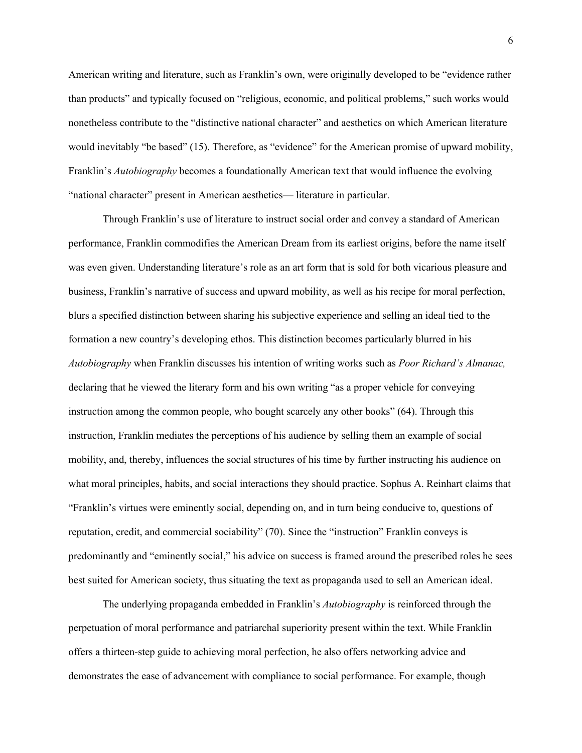American writing and literature, such as Franklin's own, were originally developed to be "evidence rather than products" and typically focused on "religious, economic, and political problems," such works would nonetheless contribute to the "distinctive national character" and aesthetics on which American literature would inevitably "be based" (15). Therefore, as "evidence" for the American promise of upward mobility, Franklin's *Autobiography* becomes a foundationally American text that would influence the evolving "national character" present in American aesthetics— literature in particular.

Through Franklin's use of literature to instruct social order and convey a standard of American performance, Franklin commodifies the American Dream from its earliest origins, before the name itself was even given. Understanding literature's role as an art form that is sold for both vicarious pleasure and business, Franklin's narrative of success and upward mobility, as well as his recipe for moral perfection, blurs a specified distinction between sharing his subjective experience and selling an ideal tied to the formation a new country's developing ethos. This distinction becomes particularly blurred in his *Autobiography* when Franklin discusses his intention of writing works such as *Poor Richard's Almanac,* declaring that he viewed the literary form and his own writing "as a proper vehicle for conveying instruction among the common people, who bought scarcely any other books" (64). Through this instruction, Franklin mediates the perceptions of his audience by selling them an example of social mobility, and, thereby, influences the social structures of his time by further instructing his audience on what moral principles, habits, and social interactions they should practice. Sophus A. Reinhart claims that "Franklin's virtues were eminently social, depending on, and in turn being conducive to, questions of reputation, credit, and commercial sociability" (70). Since the "instruction" Franklin conveys is predominantly and "eminently social," his advice on success is framed around the prescribed roles he sees best suited for American society, thus situating the text as propaganda used to sell an American ideal.

The underlying propaganda embedded in Franklin's *Autobiography* is reinforced through the perpetuation of moral performance and patriarchal superiority present within the text. While Franklin offers a thirteen-step guide to achieving moral perfection, he also offers networking advice and demonstrates the ease of advancement with compliance to social performance. For example, though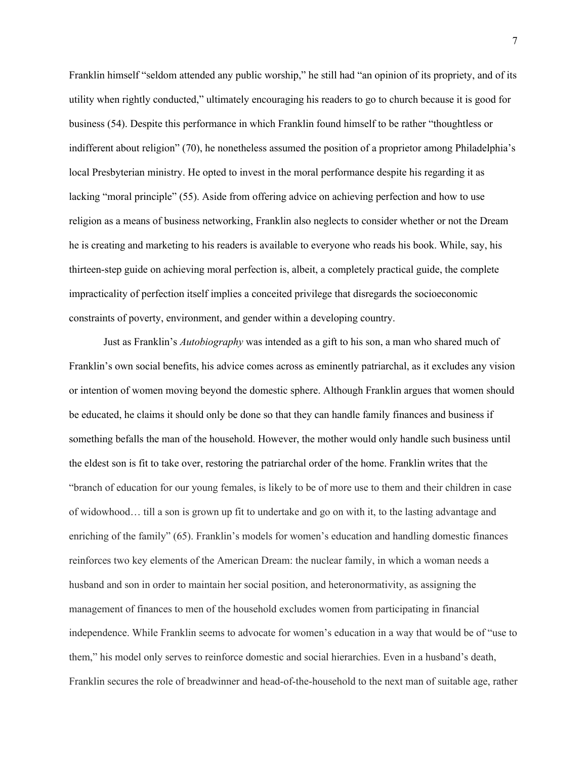Franklin himself "seldom attended any public worship," he still had "an opinion of its propriety, and of its utility when rightly conducted," ultimately encouraging his readers to go to church because it is good for business (54). Despite this performance in which Franklin found himself to be rather "thoughtless or indifferent about religion" (70), he nonetheless assumed the position of a proprietor among Philadelphia's local Presbyterian ministry. He opted to invest in the moral performance despite his regarding it as lacking "moral principle" (55). Aside from offering advice on achieving perfection and how to use religion as a means of business networking, Franklin also neglects to consider whether or not the Dream he is creating and marketing to his readers is available to everyone who reads his book. While, say, his thirteen-step guide on achieving moral perfection is, albeit, a completely practical guide, the complete impracticality of perfection itself implies a conceited privilege that disregards the socioeconomic constraints of poverty, environment, and gender within a developing country.

Just as Franklin's *Autobiography* was intended as a gift to his son, a man who shared much of Franklin's own social benefits, his advice comes across as eminently patriarchal, as it excludes any vision or intention of women moving beyond the domestic sphere. Although Franklin argues that women should be educated, he claims it should only be done so that they can handle family finances and business if something befalls the man of the household. However, the mother would only handle such business until the eldest son is fit to take over, restoring the patriarchal order of the home. Franklin writes that the "branch of education for our young females, is likely to be of more use to them and their children in case of widowhood… till a son is grown up fit to undertake and go on with it, to the lasting advantage and enriching of the family" (65). Franklin's models for women's education and handling domestic finances reinforces two key elements of the American Dream: the nuclear family, in which a woman needs a husband and son in order to maintain her social position, and heteronormativity, as assigning the management of finances to men of the household excludes women from participating in financial independence. While Franklin seems to advocate for women's education in a way that would be of "use to them," his model only serves to reinforce domestic and social hierarchies. Even in a husband's death, Franklin secures the role of breadwinner and head-of-the-household to the next man of suitable age, rather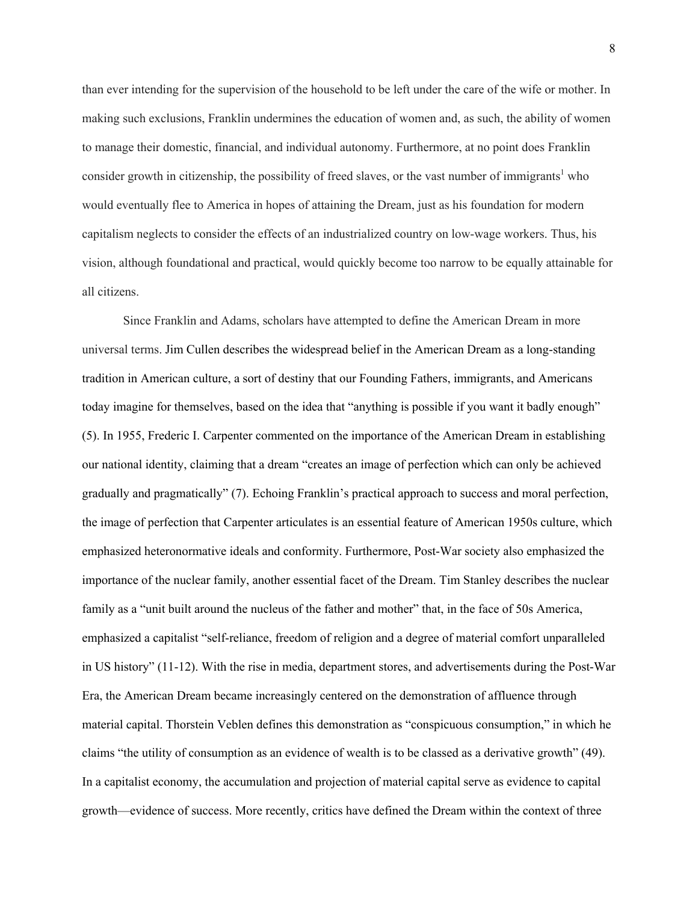than ever intending for the supervision of the household to be left under the care of the wife or mother. In making such exclusions, Franklin undermines the education of women and, as such, the ability of women to manage their domestic, financial, and individual autonomy. Furthermore, at no point does Franklin consider growth in citizenship, the possibility of freed slaves, or the vast number of immigrants[1] who would eventually flee to America in hopes of attaining the Dream, just as his foundation for modern capitalism neglects to consider the effects of an industrialized country on low-wage workers. Thus, his vision, although foundational and practical, would quickly become too narrow to be equally attainable for all citizens.

Since Franklin and Adams, scholars have attempted to define the American Dream in more universal terms. Jim Cullen describes the widespread belief in the American Dream as a long-standing tradition in American culture, a sort of destiny that our Founding Fathers, immigrants, and Americans today imagine for themselves, based on the idea that "anything is possible if you want it badly enough" (5). In 1955, Frederic I. Carpenter commented on the importance of the American Dream in establishing our national identity, claiming that a dream "creates an image of perfection which can only be achieved gradually and pragmatically" (7). Echoing Franklin's practical approach to success and moral perfection, the image of perfection that Carpenter articulates is an essential feature of American 1950s culture, which emphasized heteronormative ideals and conformity. Furthermore, Post-War society also emphasized the importance of the nuclear family, another essential facet of the Dream. Tim Stanley describes the nuclear family as a "unit built around the nucleus of the father and mother" that, in the face of 50s America, emphasized a capitalist "self-reliance, freedom of religion and a degree of material comfort unparalleled in US history" (11-12). With the rise in media, department stores, and advertisements during the Post-War Era, the American Dream became increasingly centered on the demonstration of affluence through material capital. Thorstein Veblen defines this demonstration as "conspicuous consumption," in which he claims "the utility of consumption as an evidence of wealth is to be classed as a derivative growth" (49). In a capitalist economy, the accumulation and projection of material capital serve as evidence to capital growth—evidence of success. More recently, critics have defined the Dream within the context of three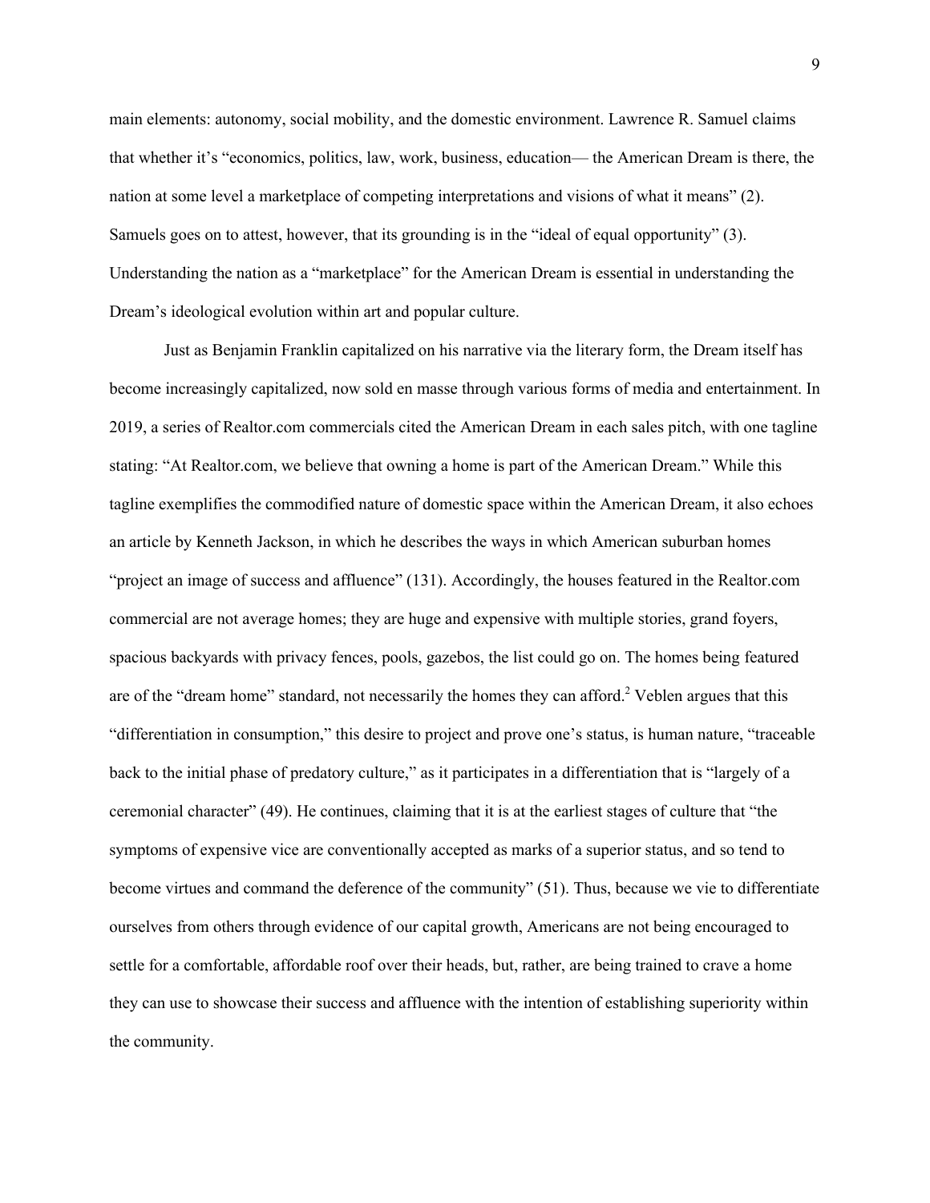main elements: autonomy, social mobility, and the domestic environment. Lawrence R. Samuel claims that whether it's "economics, politics, law, work, business, education— the American Dream is there, the nation at some level a marketplace of competing interpretations and visions of what it means" (2). Samuels goes on to attest, however, that its grounding is in the "ideal of equal opportunity" (3). Understanding the nation as a "marketplace" for the American Dream is essential in understanding the Dream's ideological evolution within art and popular culture.

Just as Benjamin Franklin capitalized on his narrative via the literary form, the Dream itself has become increasingly capitalized, now sold en masse through various forms of media and entertainment. In 2019, a series of Realtor.com commercials cited the American Dream in each sales pitch, with one tagline stating: "At Realtor.com, we believe that owning a home is part of the American Dream." While this tagline exemplifies the commodified nature of domestic space within the American Dream, it also echoes an article by Kenneth Jackson, in which he describes the ways in which American suburban homes "project an image of success and affluence" (131). Accordingly, the houses featured in the Realtor.com commercial are not average homes; they are huge and expensive with multiple stories, grand foyers, spacious backyards with privacy fences, pools, gazebos, the list could go on. The homes being featured are of the "dream home" standard, not necessarily the homes they can afford.[2] Veblen argues that this "differentiation in consumption," this desire to project and prove one's status, is human nature, "traceable back to the initial phase of predatory culture," as it participates in a differentiation that is "largely of a ceremonial character" (49). He continues, claiming that it is at the earliest stages of culture that "the symptoms of expensive vice are conventionally accepted as marks of a superior status, and so tend to become virtues and command the deference of the community" (51). Thus, because we vie to differentiate ourselves from others through evidence of our capital growth, Americans are not being encouraged to settle for a comfortable, affordable roof over their heads, but, rather, are being trained to crave a home they can use to showcase their success and affluence with the intention of establishing superiority within the community.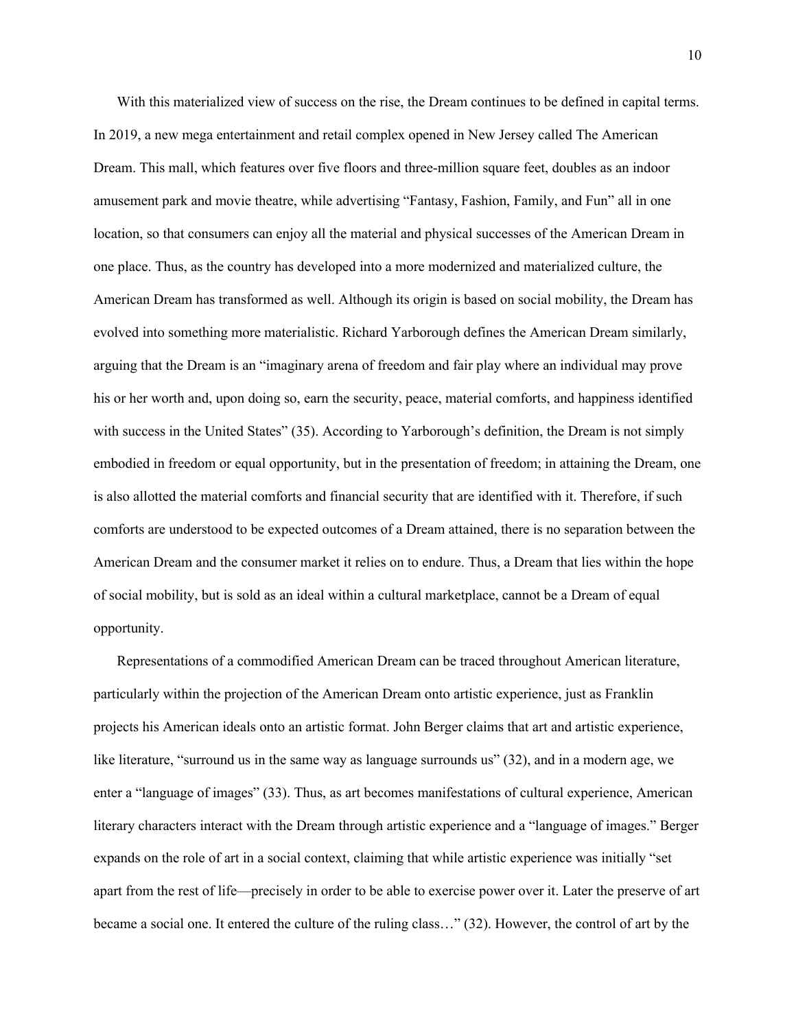With this materialized view of success on the rise, the Dream continues to be defined in capital terms. In 2019, a new mega entertainment and retail complex opened in New Jersey called The American Dream. This mall, which features over five floors and three-million square feet, doubles as an indoor amusement park and movie theatre, while advertising "Fantasy, Fashion, Family, and Fun" all in one location, so that consumers can enjoy all the material and physical successes of the American Dream in one place. Thus, as the country has developed into a more modernized and materialized culture, the American Dream has transformed as well. Although its origin is based on social mobility, the Dream has evolved into something more materialistic. Richard Yarborough defines the American Dream similarly, arguing that the Dream is an "imaginary arena of freedom and fair play where an individual may prove his or her worth and, upon doing so, earn the security, peace, material comforts, and happiness identified with success in the United States" (35). According to Yarborough's definition, the Dream is not simply embodied in freedom or equal opportunity, but in the presentation of freedom; in attaining the Dream, one is also allotted the material comforts and financial security that are identified with it. Therefore, if such comforts are understood to be expected outcomes of a Dream attained, there is no separation between the American Dream and the consumer market it relies on to endure. Thus, a Dream that lies within the hope of social mobility, but is sold as an ideal within a cultural marketplace, cannot be a Dream of equal opportunity.

Representations of a commodified American Dream can be traced throughout American literature, particularly within the projection of the American Dream onto artistic experience, just as Franklin projects his American ideals onto an artistic format. John Berger claims that art and artistic experience, like literature, "surround us in the same way as language surrounds us" (32), and in a modern age, we enter a "language of images" (33). Thus, as art becomes manifestations of cultural experience, American literary characters interact with the Dream through artistic experience and a "language of images." Berger expands on the role of art in a social context, claiming that while artistic experience was initially "set apart from the rest of life—precisely in order to be able to exercise power over it. Later the preserve of art became a social one. It entered the culture of the ruling class…" (32). However, the control of art by the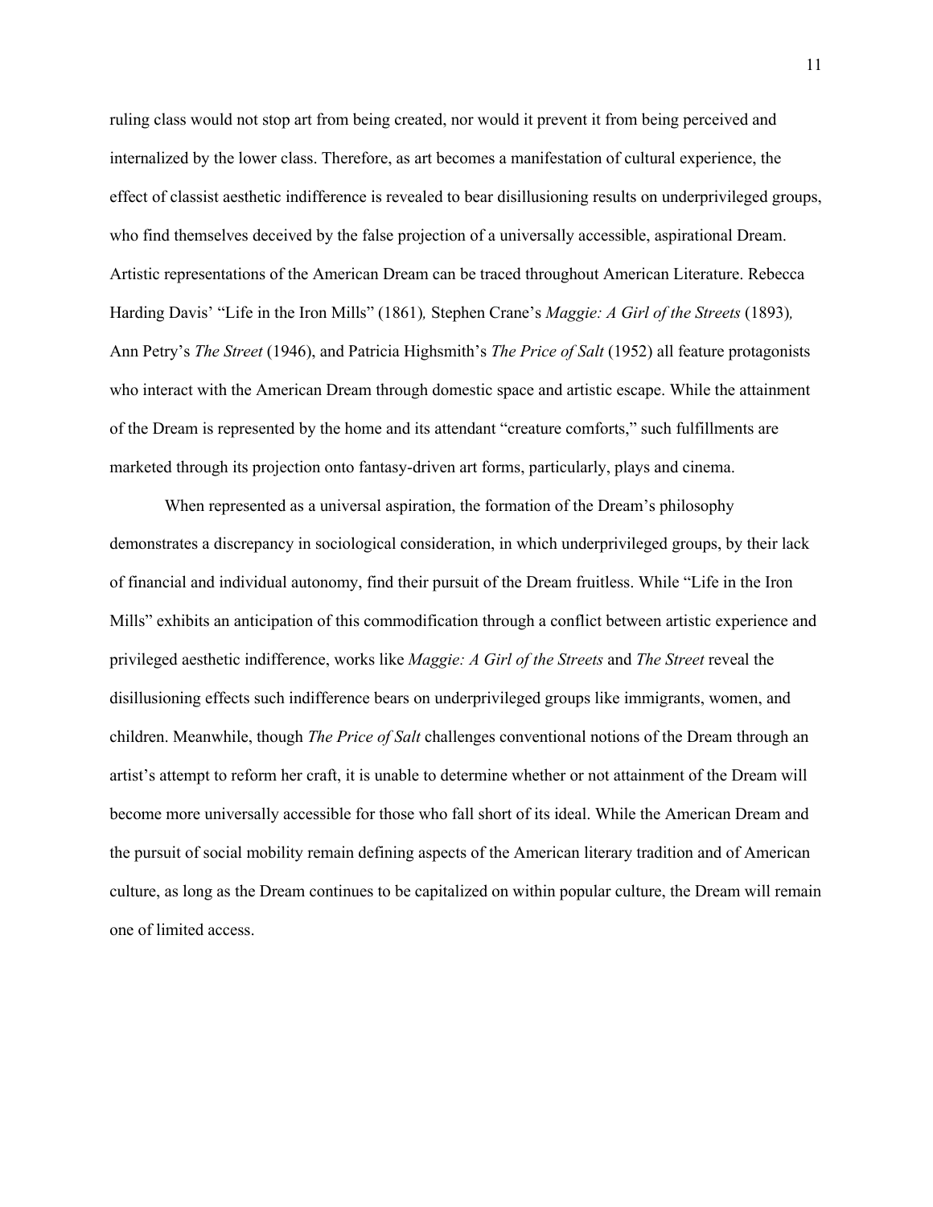ruling class would not stop art from being created, nor would it prevent it from being perceived and internalized by the lower class. Therefore, as art becomes a manifestation of cultural experience, the effect of classist aesthetic indifference is revealed to bear disillusioning results on underprivileged groups, who find themselves deceived by the false projection of a universally accessible, aspirational Dream. Artistic representations of the American Dream can be traced throughout American Literature. Rebecca Harding Davis' "Life in the Iron Mills" (1861)*,* Stephen Crane's *Maggie: A Girl of the Streets* (1893)*,* Ann Petry's *The Street* (1946), and Patricia Highsmith's *The Price of Salt* (1952) all feature protagonists who interact with the American Dream through domestic space and artistic escape. While the attainment of the Dream is represented by the home and its attendant "creature comforts," such fulfillments are marketed through its projection onto fantasy-driven art forms, particularly, plays and cinema.

When represented as a universal aspiration, the formation of the Dream's philosophy demonstrates a discrepancy in sociological consideration, in which underprivileged groups, by their lack of financial and individual autonomy, find their pursuit of the Dream fruitless. While "Life in the Iron Mills" exhibits an anticipation of this commodification through a conflict between artistic experience and privileged aesthetic indifference, works like *Maggie: A Girl of the Streets* and *The Street* reveal the disillusioning effects such indifference bears on underprivileged groups like immigrants, women, and children. Meanwhile, though *The Price of Salt* challenges conventional notions of the Dream through an artist's attempt to reform her craft, it is unable to determine whether or not attainment of the Dream will become more universally accessible for those who fall short of its ideal. While the American Dream and the pursuit of social mobility remain defining aspects of the American literary tradition and of American culture, as long as the Dream continues to be capitalized on within popular culture, the Dream will remain one of limited access.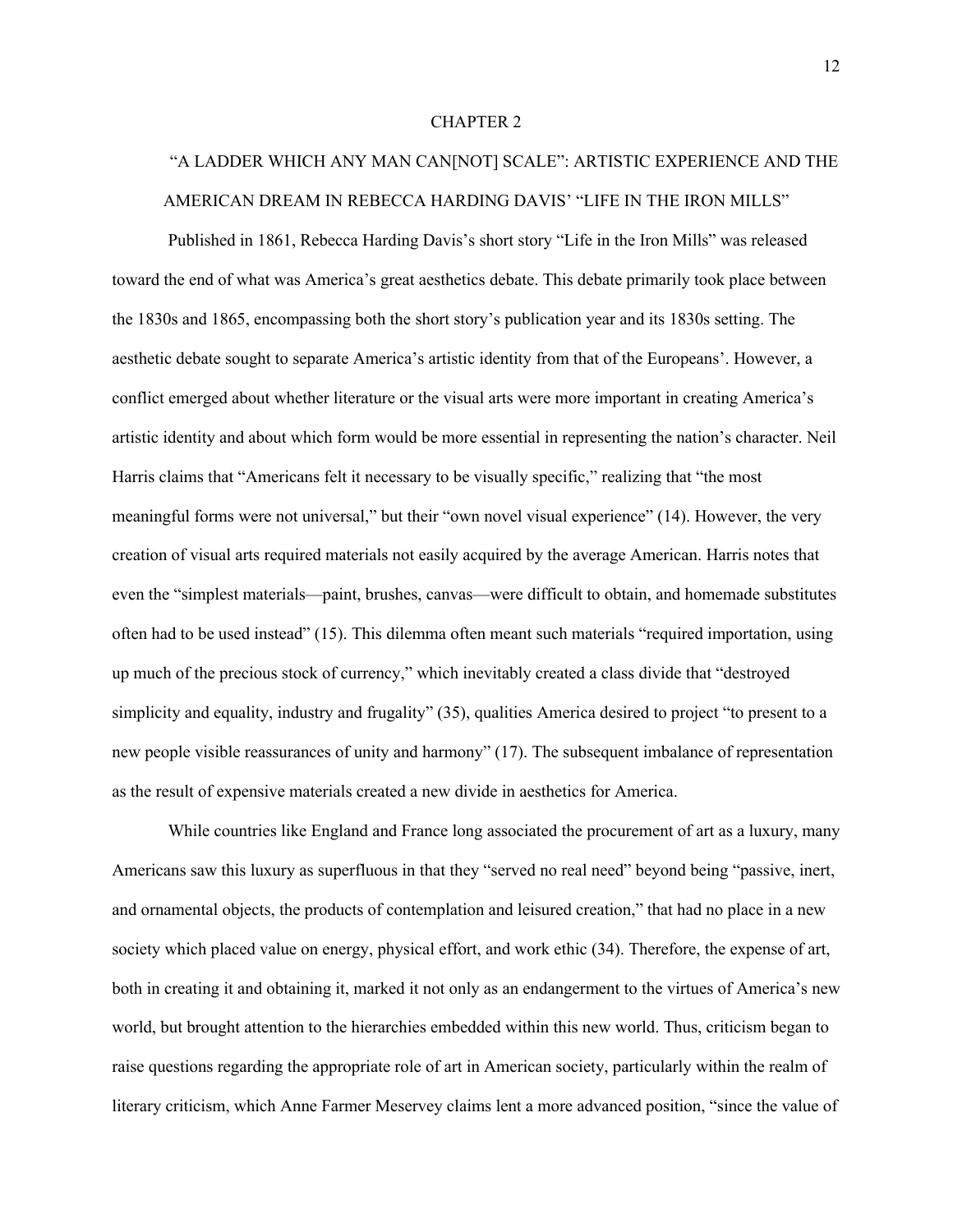# CHAPTER 2

## "A LADDER WHICH ANY MAN CAN[NOT] SCALE": ARTISTIC EXPERIENCE AND THE AMERICAN DREAM IN REBECCA HARDING DAVIS' "LIFE IN THE IRON MILLS"

Published in 1861, Rebecca Harding Davis's short story "Life in the Iron Mills" was released toward the end of what was America's great aesthetics debate. This debate primarily took place between the 1830s and 1865, encompassing both the short story's publication year and its 1830s setting. The aesthetic debate sought to separate America's artistic identity from that of the Europeans'. However, a conflict emerged about whether literature or the visual arts were more important in creating America's artistic identity and about which form would be more essential in representing the nation's character. Neil Harris claims that "Americans felt it necessary to be visually specific," realizing that "the most meaningful forms were not universal," but their "own novel visual experience" (14). However, the very creation of visual arts required materials not easily acquired by the average American. Harris notes that even the "simplest materials—paint, brushes, canvas—were difficult to obtain, and homemade substitutes often had to be used instead" (15). This dilemma often meant such materials "required importation, using up much of the precious stock of currency," which inevitably created a class divide that "destroyed simplicity and equality, industry and frugality" (35), qualities America desired to project "to present to a new people visible reassurances of unity and harmony" (17). The subsequent imbalance of representation as the result of expensive materials created a new divide in aesthetics for America.

While countries like England and France long associated the procurement of art as a luxury, many Americans saw this luxury as superfluous in that they "served no real need" beyond being "passive, inert, and ornamental objects, the products of contemplation and leisured creation," that had no place in a new society which placed value on energy, physical effort, and work ethic (34). Therefore, the expense of art, both in creating it and obtaining it, marked it not only as an endangerment to the virtues of America's new world, but brought attention to the hierarchies embedded within this new world. Thus, criticism began to raise questions regarding the appropriate role of art in American society, particularly within the realm of literary criticism, which Anne Farmer Meservey claims lent a more advanced position, "since the value of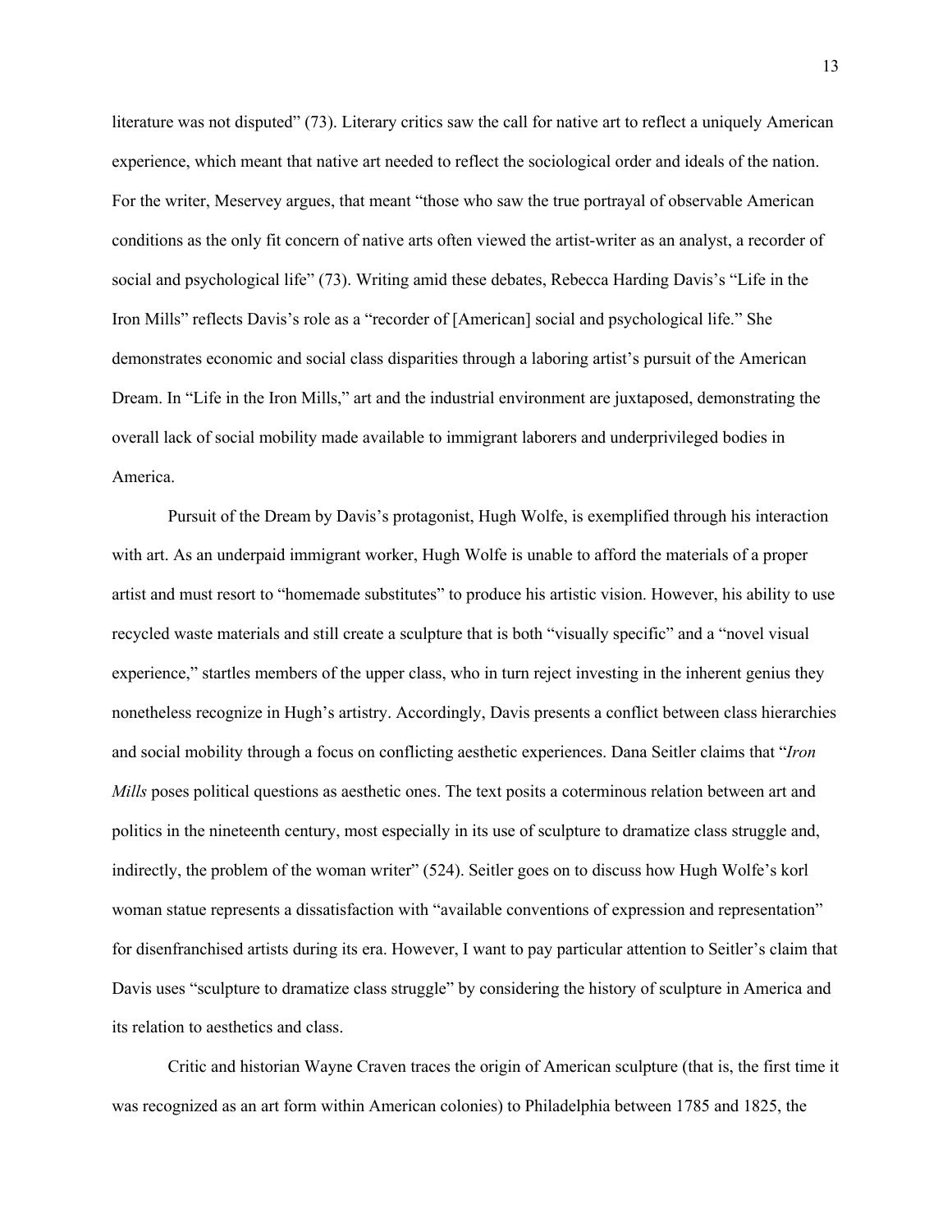literature was not disputed" (73). Literary critics saw the call for native art to reflect a uniquely American experience, which meant that native art needed to reflect the sociological order and ideals of the nation. For the writer, Meservey argues, that meant "those who saw the true portrayal of observable American conditions as the only fit concern of native arts often viewed the artist-writer as an analyst, a recorder of social and psychological life" (73). Writing amid these debates, Rebecca Harding Davis's "Life in the Iron Mills" reflects Davis's role as a "recorder of [American] social and psychological life." She demonstrates economic and social class disparities through a laboring artist's pursuit of the American Dream. In "Life in the Iron Mills," art and the industrial environment are juxtaposed, demonstrating the overall lack of social mobility made available to immigrant laborers and underprivileged bodies in America.

Pursuit of the Dream by Davis's protagonist, Hugh Wolfe, is exemplified through his interaction with art. As an underpaid immigrant worker, Hugh Wolfe is unable to afford the materials of a proper artist and must resort to "homemade substitutes" to produce his artistic vision. However, his ability to use recycled waste materials and still create a sculpture that is both "visually specific" and a "novel visual experience," startles members of the upper class, who in turn reject investing in the inherent genius they nonetheless recognize in Hugh's artistry. Accordingly, Davis presents a conflict between class hierarchies and social mobility through a focus on conflicting aesthetic experiences. Dana Seitler claims that "*Iron Mills* poses political questions as aesthetic ones. The text posits a coterminous relation between art and politics in the nineteenth century, most especially in its use of sculpture to dramatize class struggle and, indirectly, the problem of the woman writer" (524). Seitler goes on to discuss how Hugh Wolfe's korl woman statue represents a dissatisfaction with "available conventions of expression and representation" for disenfranchised artists during its era. However, I want to pay particular attention to Seitler's claim that Davis uses "sculpture to dramatize class struggle" by considering the history of sculpture in America and its relation to aesthetics and class.

Critic and historian Wayne Craven traces the origin of American sculpture (that is, the first time it was recognized as an art form within American colonies) to Philadelphia between 1785 and 1825, the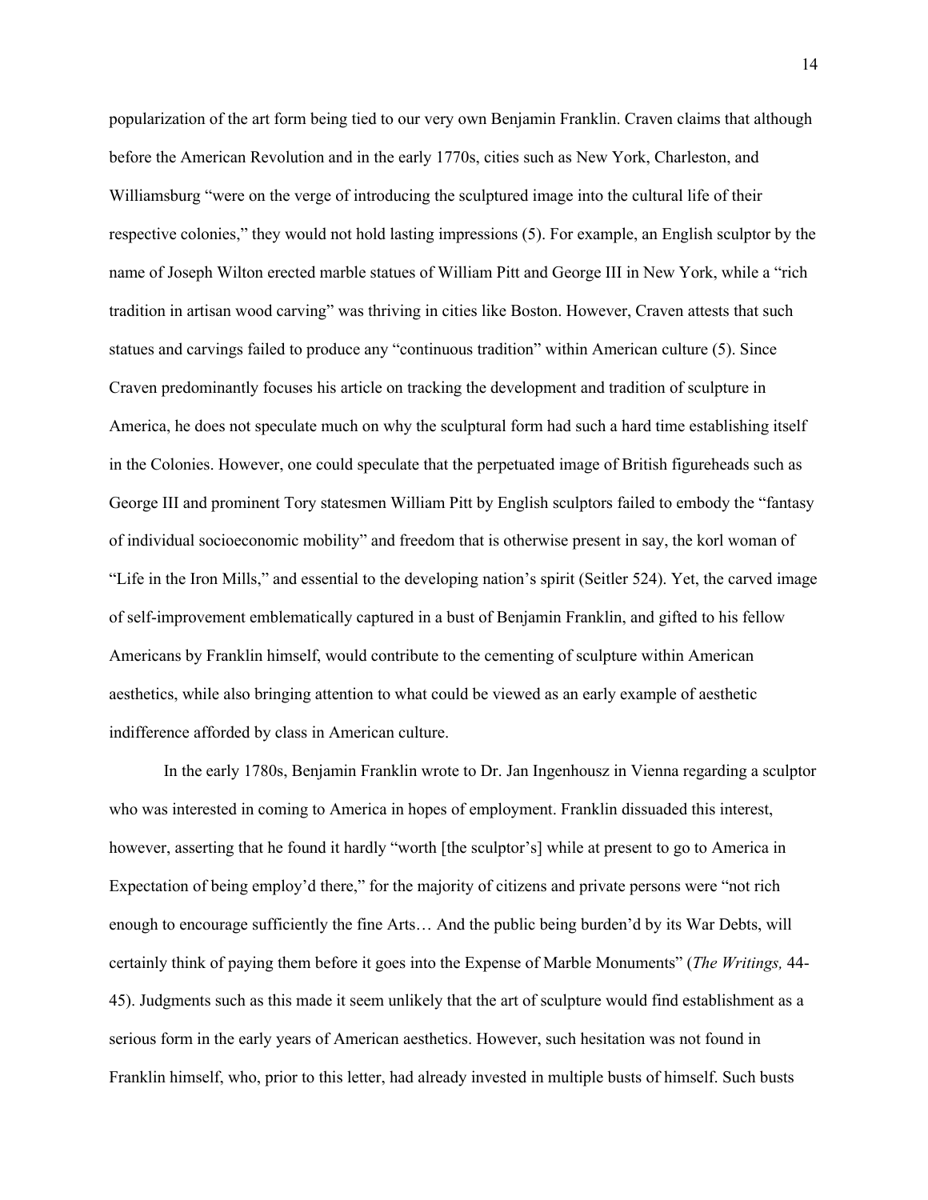popularization of the art form being tied to our very own Benjamin Franklin. Craven claims that although before the American Revolution and in the early 1770s, cities such as New York, Charleston, and Williamsburg "were on the verge of introducing the sculptured image into the cultural life of their respective colonies," they would not hold lasting impressions (5). For example, an English sculptor by the name of Joseph Wilton erected marble statues of William Pitt and George III in New York, while a "rich tradition in artisan wood carving" was thriving in cities like Boston. However, Craven attests that such statues and carvings failed to produce any "continuous tradition" within American culture (5). Since Craven predominantly focuses his article on tracking the development and tradition of sculpture in America, he does not speculate much on why the sculptural form had such a hard time establishing itself in the Colonies. However, one could speculate that the perpetuated image of British figureheads such as George III and prominent Tory statesmen William Pitt by English sculptors failed to embody the "fantasy of individual socioeconomic mobility" and freedom that is otherwise present in say, the korl woman of "Life in the Iron Mills," and essential to the developing nation's spirit (Seitler 524). Yet, the carved image of self-improvement emblematically captured in a bust of Benjamin Franklin, and gifted to his fellow Americans by Franklin himself, would contribute to the cementing of sculpture within American aesthetics, while also bringing attention to what could be viewed as an early example of aesthetic indifference afforded by class in American culture.

In the early 1780s, Benjamin Franklin wrote to Dr. Jan Ingenhousz in Vienna regarding a sculptor who was interested in coming to America in hopes of employment. Franklin dissuaded this interest, however, asserting that he found it hardly "worth [the sculptor's] while at present to go to America in Expectation of being employ'd there," for the majority of citizens and private persons were "not rich enough to encourage sufficiently the fine Arts… And the public being burden'd by its War Debts, will certainly think of paying them before it goes into the Expense of Marble Monuments" (*The Writings,* 44-45). Judgments such as this made it seem unlikely that the art of sculpture would find establishment as a serious form in the early years of American aesthetics. However, such hesitation was not found in Franklin himself, who, prior to this letter, had already invested in multiple busts of himself. Such busts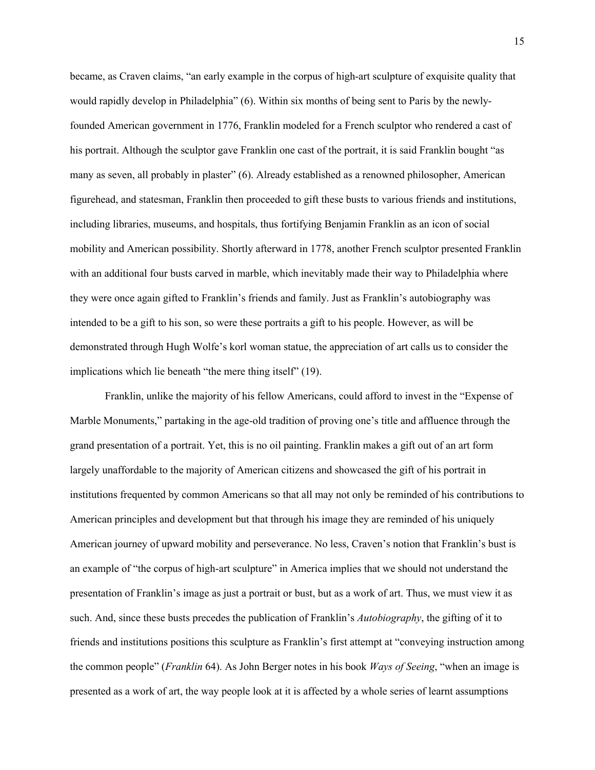became, as Craven claims, "an early example in the corpus of high-art sculpture of exquisite quality that would rapidly develop in Philadelphia" (6). Within six months of being sent to Paris by the newly-founded American government in 1776, Franklin modeled for a French sculptor who rendered a cast of his portrait. Although the sculptor gave Franklin one cast of the portrait, it is said Franklin bought "as many as seven, all probably in plaster" (6). Already established as a renowned philosopher, American figurehead, and statesman, Franklin then proceeded to gift these busts to various friends and institutions, including libraries, museums, and hospitals, thus fortifying Benjamin Franklin as an icon of social mobility and American possibility. Shortly afterward in 1778, another French sculptor presented Franklin with an additional four busts carved in marble, which inevitably made their way to Philadelphia where they were once again gifted to Franklin's friends and family. Just as Franklin's autobiography was intended to be a gift to his son, so were these portraits a gift to his people. However, as will be demonstrated through Hugh Wolfe's korl woman statue, the appreciation of art calls us to consider the implications which lie beneath "the mere thing itself" (19).

Franklin, unlike the majority of his fellow Americans, could afford to invest in the "Expense of Marble Monuments," partaking in the age-old tradition of proving one's title and affluence through the grand presentation of a portrait. Yet, this is no oil painting. Franklin makes a gift out of an art form largely unaffordable to the majority of American citizens and showcased the gift of his portrait in institutions frequented by common Americans so that all may not only be reminded of his contributions to American principles and development but that through his image they are reminded of his uniquely American journey of upward mobility and perseverance. No less, Craven's notion that Franklin's bust is an example of "the corpus of high-art sculpture" in America implies that we should not understand the presentation of Franklin's image as just a portrait or bust, but as a work of art. Thus, we must view it as such. And, since these busts precedes the publication of Franklin's *Autobiography*, the gifting of it to friends and institutions positions this sculpture as Franklin's first attempt at "conveying instruction among the common people" (*Franklin* 64). As John Berger notes in his book *Ways of Seeing*, "when an image is presented as a work of art, the way people look at it is affected by a whole series of learnt assumptions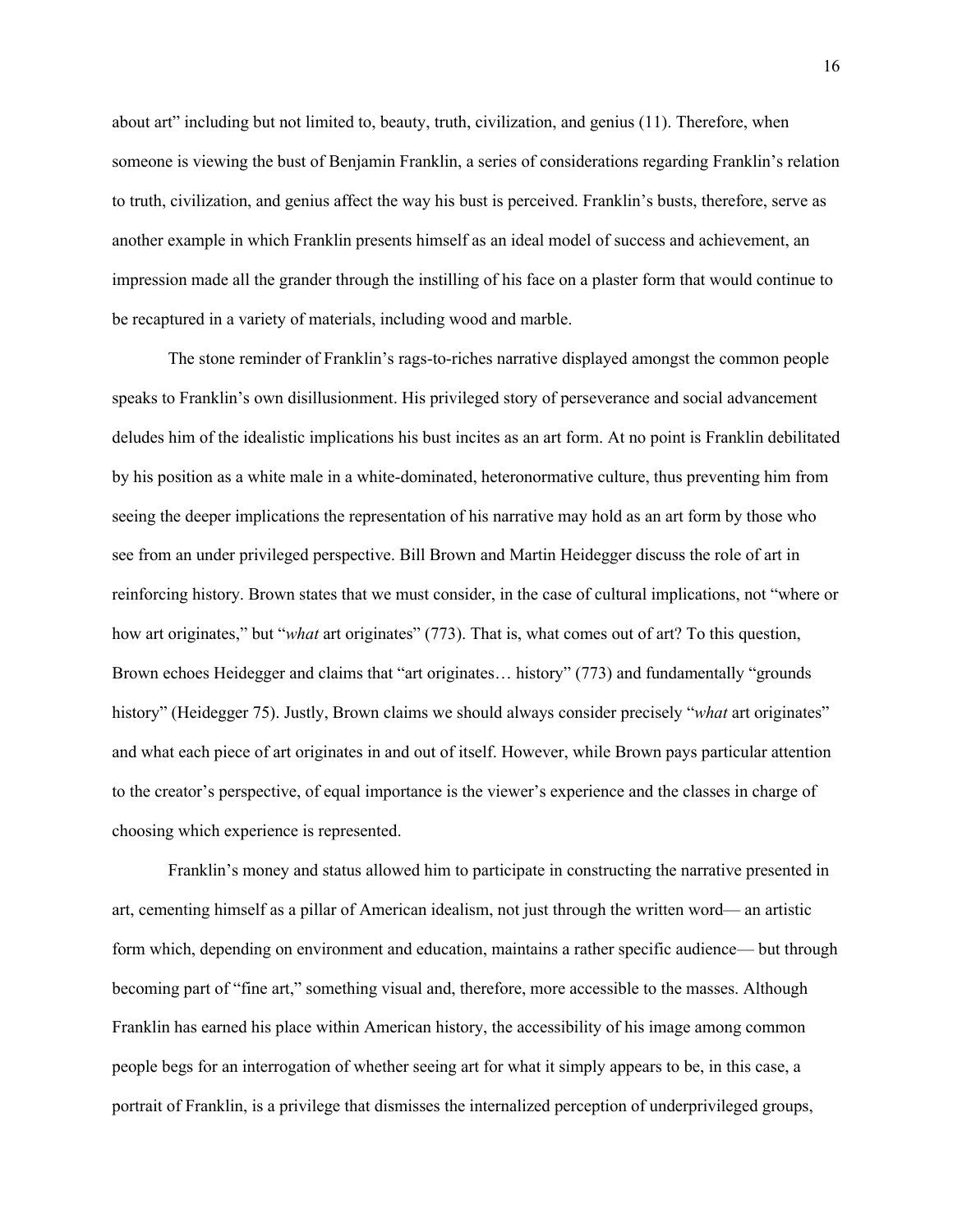about art" including but not limited to, beauty, truth, civilization, and genius (11). Therefore, when someone is viewing the bust of Benjamin Franklin, a series of considerations regarding Franklin's relation to truth, civilization, and genius affect the way his bust is perceived. Franklin's busts, therefore, serve as another example in which Franklin presents himself as an ideal model of success and achievement, an impression made all the grander through the instilling of his face on a plaster form that would continue to be recaptured in a variety of materials, including wood and marble.

The stone reminder of Franklin's rags-to-riches narrative displayed amongst the common people speaks to Franklin's own disillusionment. His privileged story of perseverance and social advancement deludes him of the idealistic implications his bust incites as an art form. At no point is Franklin debilitated by his position as a white male in a white-dominated, heteronormative culture, thus preventing him from seeing the deeper implications the representation of his narrative may hold as an art form by those who see from an under privileged perspective. Bill Brown and Martin Heidegger discuss the role of art in reinforcing history. Brown states that we must consider, in the case of cultural implications, not "where or how art originates," but "*what* art originates" (773). That is, what comes out of art? To this question, Brown echoes Heidegger and claims that "art originates… history" (773) and fundamentally "grounds history" (Heidegger 75). Justly, Brown claims we should always consider precisely "*what* art originates" and what each piece of art originates in and out of itself. However, while Brown pays particular attention to the creator's perspective, of equal importance is the viewer's experience and the classes in charge of choosing which experience is represented.

Franklin's money and status allowed him to participate in constructing the narrative presented in art, cementing himself as a pillar of American idealism, not just through the written word— an artistic form which, depending on environment and education, maintains a rather specific audience— but through becoming part of "fine art," something visual and, therefore, more accessible to the masses. Although Franklin has earned his place within American history, the accessibility of his image among common people begs for an interrogation of whether seeing art for what it simply appears to be, in this case, a portrait of Franklin, is a privilege that dismisses the internalized perception of underprivileged groups,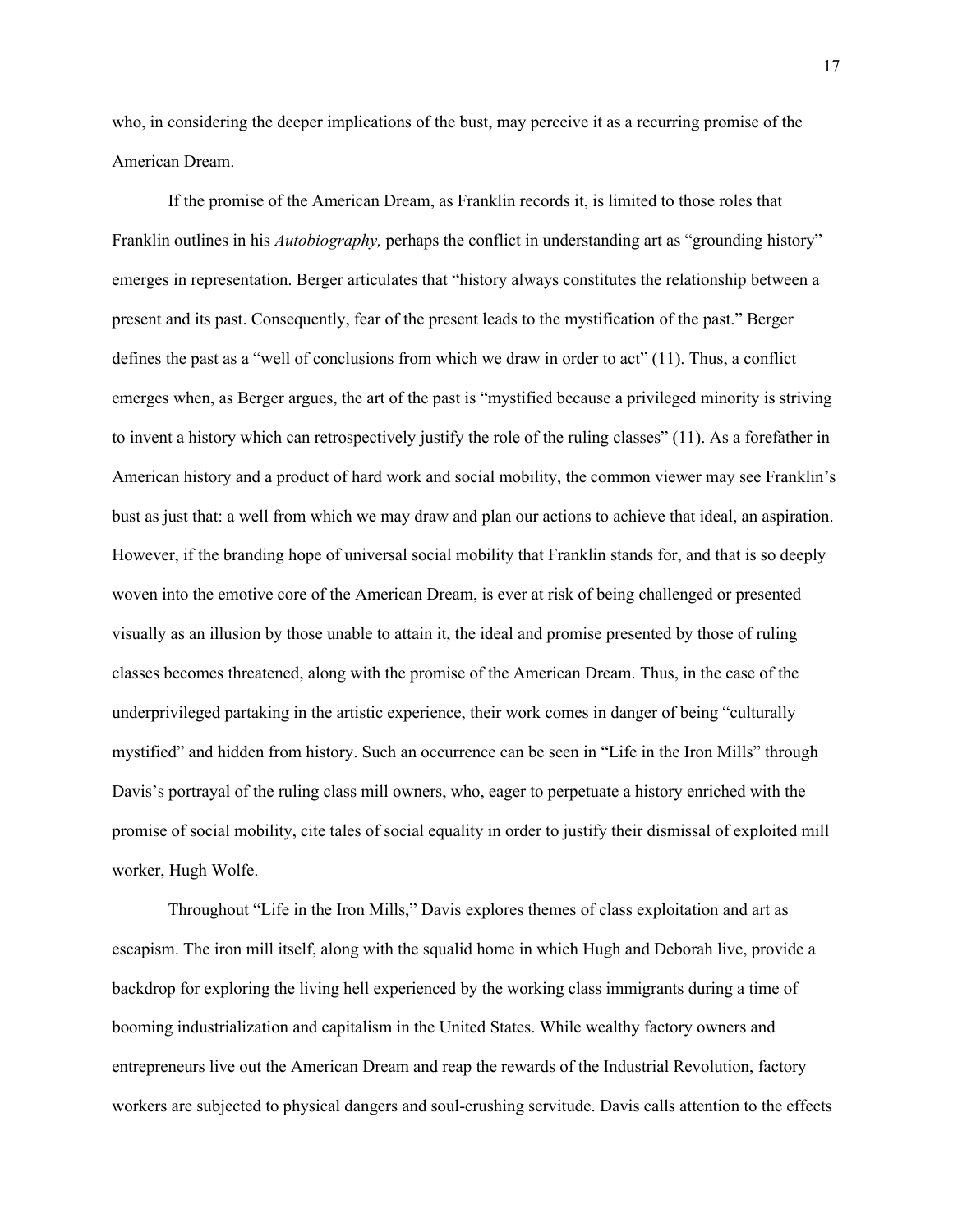who, in considering the deeper implications of the bust, may perceive it as a recurring promise of the American Dream.

If the promise of the American Dream, as Franklin records it, is limited to those roles that Franklin outlines in his *Autobiography,* perhaps the conflict in understanding art as "grounding history" emerges in representation. Berger articulates that "history always constitutes the relationship between a present and its past. Consequently, fear of the present leads to the mystification of the past." Berger defines the past as a "well of conclusions from which we draw in order to act" (11). Thus, a conflict emerges when, as Berger argues, the art of the past is "mystified because a privileged minority is striving to invent a history which can retrospectively justify the role of the ruling classes" (11). As a forefather in American history and a product of hard work and social mobility, the common viewer may see Franklin's bust as just that: a well from which we may draw and plan our actions to achieve that ideal, an aspiration. However, if the branding hope of universal social mobility that Franklin stands for, and that is so deeply woven into the emotive core of the American Dream, is ever at risk of being challenged or presented visually as an illusion by those unable to attain it, the ideal and promise presented by those of ruling classes becomes threatened, along with the promise of the American Dream. Thus, in the case of the underprivileged partaking in the artistic experience, their work comes in danger of being "culturally mystified" and hidden from history. Such an occurrence can be seen in "Life in the Iron Mills" through Davis's portrayal of the ruling class mill owners, who, eager to perpetuate a history enriched with the promise of social mobility, cite tales of social equality in order to justify their dismissal of exploited mill worker, Hugh Wolfe.

Throughout "Life in the Iron Mills," Davis explores themes of class exploitation and art as escapism. The iron mill itself, along with the squalid home in which Hugh and Deborah live, provide a backdrop for exploring the living hell experienced by the working class immigrants during a time of booming industrialization and capitalism in the United States. While wealthy factory owners and entrepreneurs live out the American Dream and reap the rewards of the Industrial Revolution, factory workers are subjected to physical dangers and soul-crushing servitude. Davis calls attention to the effects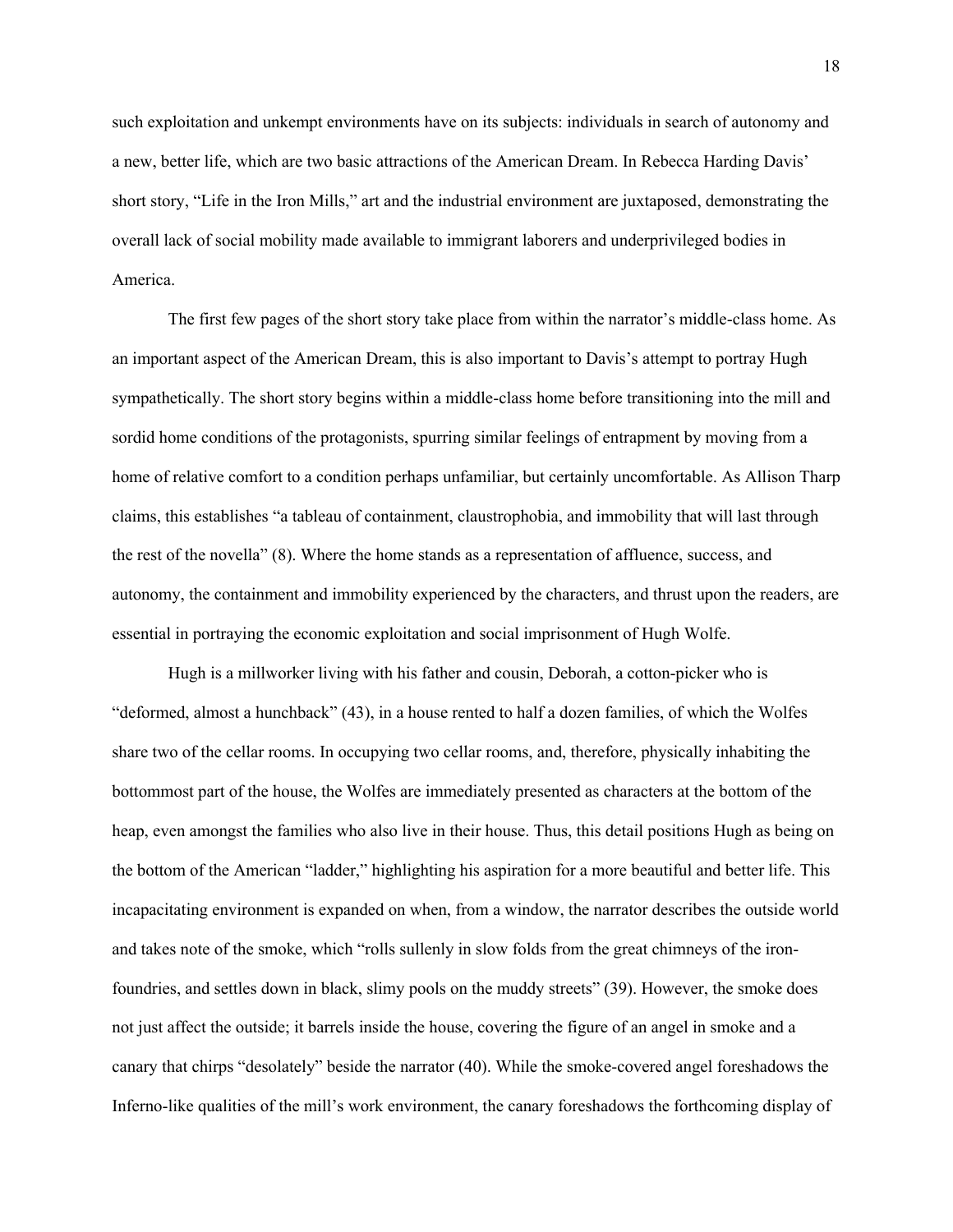such exploitation and unkempt environments have on its subjects: individuals in search of autonomy and a new, better life, which are two basic attractions of the American Dream. In Rebecca Harding Davis' short story, "Life in the Iron Mills," art and the industrial environment are juxtaposed, demonstrating the overall lack of social mobility made available to immigrant laborers and underprivileged bodies in America.

The first few pages of the short story take place from within the narrator's middle-class home. As an important aspect of the American Dream, this is also important to Davis's attempt to portray Hugh sympathetically. The short story begins within a middle-class home before transitioning into the mill and sordid home conditions of the protagonists, spurring similar feelings of entrapment by moving from a home of relative comfort to a condition perhaps unfamiliar, but certainly uncomfortable. As Allison Tharp claims, this establishes "a tableau of containment, claustrophobia, and immobility that will last through the rest of the novella" (8). Where the home stands as a representation of affluence, success, and autonomy, the containment and immobility experienced by the characters, and thrust upon the readers, are essential in portraying the economic exploitation and social imprisonment of Hugh Wolfe.

Hugh is a millworker living with his father and cousin, Deborah, a cotton-picker who is "deformed, almost a hunchback" (43), in a house rented to half a dozen families, of which the Wolfes share two of the cellar rooms. In occupying two cellar rooms, and, therefore, physically inhabiting the bottommost part of the house, the Wolfes are immediately presented as characters at the bottom of the heap, even amongst the families who also live in their house. Thus, this detail positions Hugh as being on the bottom of the American "ladder," highlighting his aspiration for a more beautiful and better life. This incapacitating environment is expanded on when, from a window, the narrator describes the outside world and takes note of the smoke, which "rolls sullenly in slow folds from the great chimneys of the iron-foundries, and settles down in black, slimy pools on the muddy streets" (39). However, the smoke does not just affect the outside; it barrels inside the house, covering the figure of an angel in smoke and a canary that chirps "desolately" beside the narrator (40). While the smoke-covered angel foreshadows the Inferno-like qualities of the mill's work environment, the canary foreshadows the forthcoming display of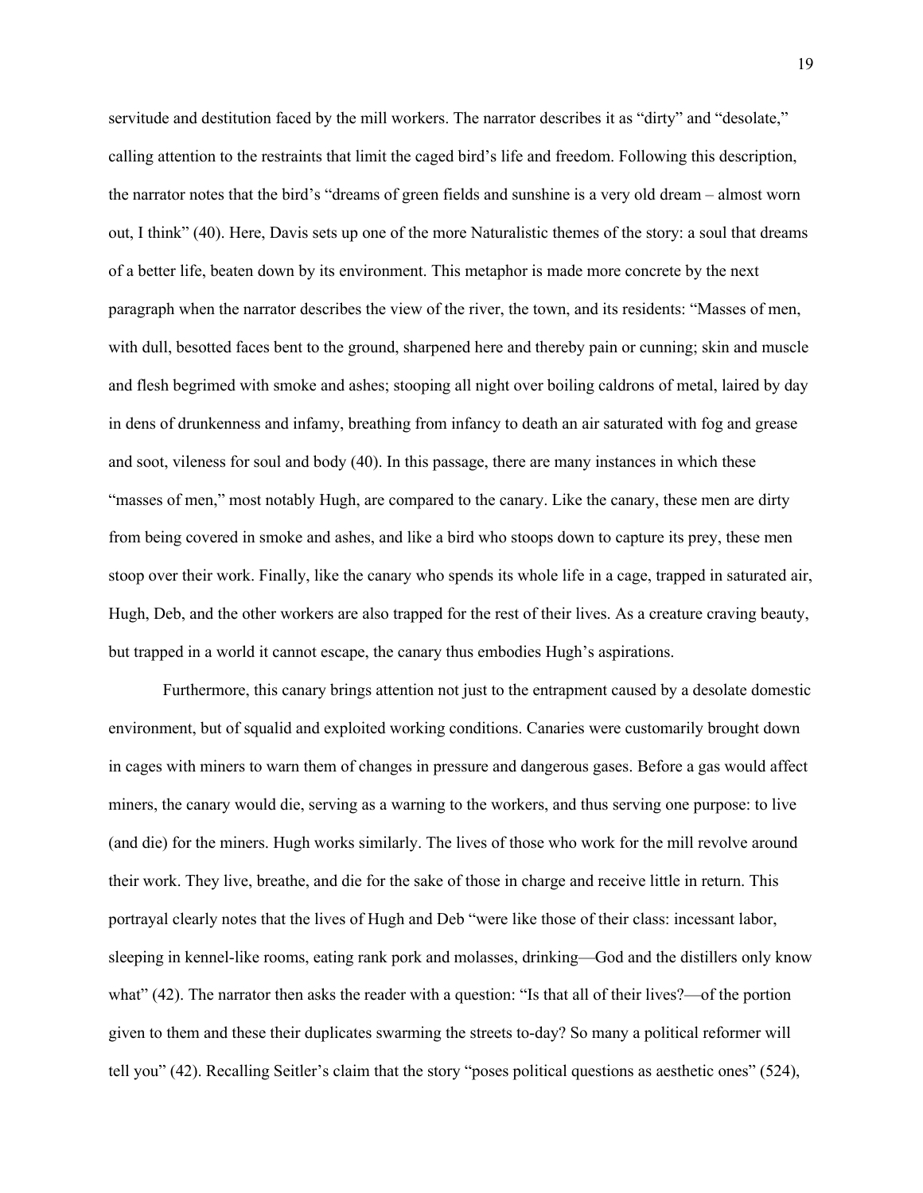servitude and destitution faced by the mill workers. The narrator describes it as "dirty" and "desolate," calling attention to the restraints that limit the caged bird's life and freedom. Following this description, the narrator notes that the bird's "dreams of green fields and sunshine is a very old dream – almost worn out, I think" (40). Here, Davis sets up one of the more Naturalistic themes of the story: a soul that dreams of a better life, beaten down by its environment. This metaphor is made more concrete by the next paragraph when the narrator describes the view of the river, the town, and its residents: "Masses of men, with dull, besotted faces bent to the ground, sharpened here and thereby pain or cunning; skin and muscle and flesh begrimed with smoke and ashes; stooping all night over boiling caldrons of metal, laired by day in dens of drunkenness and infamy, breathing from infancy to death an air saturated with fog and grease and soot, vileness for soul and body (40). In this passage, there are many instances in which these "masses of men," most notably Hugh, are compared to the canary. Like the canary, these men are dirty from being covered in smoke and ashes, and like a bird who stoops down to capture its prey, these men stoop over their work. Finally, like the canary who spends its whole life in a cage, trapped in saturated air, Hugh, Deb, and the other workers are also trapped for the rest of their lives. As a creature craving beauty, but trapped in a world it cannot escape, the canary thus embodies Hugh's aspirations.

Furthermore, this canary brings attention not just to the entrapment caused by a desolate domestic environment, but of squalid and exploited working conditions. Canaries were customarily brought down in cages with miners to warn them of changes in pressure and dangerous gases. Before a gas would affect miners, the canary would die, serving as a warning to the workers, and thus serving one purpose: to live (and die) for the miners. Hugh works similarly. The lives of those who work for the mill revolve around their work. They live, breathe, and die for the sake of those in charge and receive little in return. This portrayal clearly notes that the lives of Hugh and Deb "were like those of their class: incessant labor, sleeping in kennel-like rooms, eating rank pork and molasses, drinking—God and the distillers only know what" (42). The narrator then asks the reader with a question: "Is that all of their lives?—of the portion given to them and these their duplicates swarming the streets to-day? So many a political reformer will tell you" (42). Recalling Seitler's claim that the story "poses political questions as aesthetic ones" (524),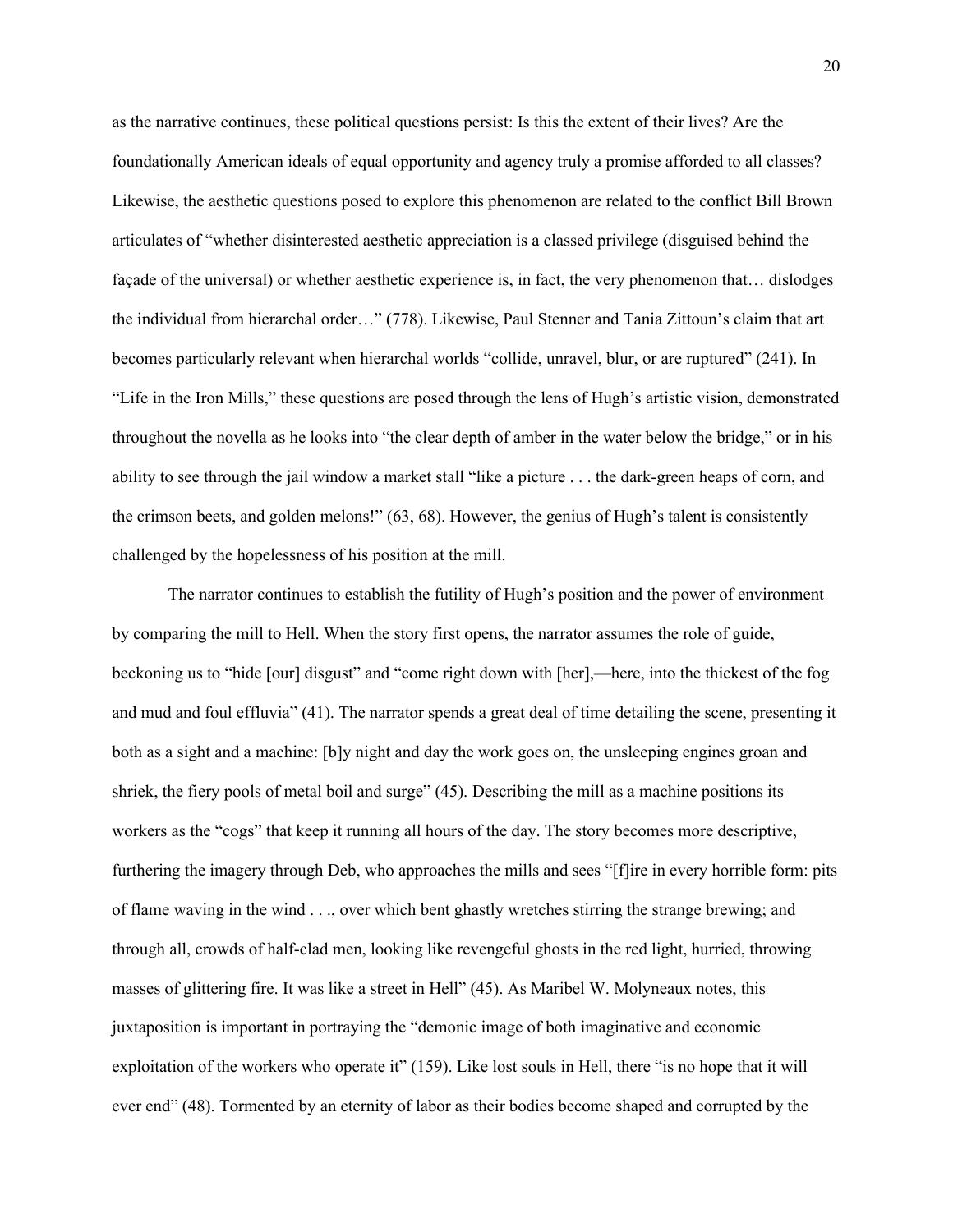as the narrative continues, these political questions persist: Is this the extent of their lives? Are the foundationally American ideals of equal opportunity and agency truly a promise afforded to all classes? Likewise, the aesthetic questions posed to explore this phenomenon are related to the conflict Bill Brown articulates of "whether disinterested aesthetic appreciation is a classed privilege (disguised behind the façade of the universal) or whether aesthetic experience is, in fact, the very phenomenon that… dislodges the individual from hierarchal order…" (778). Likewise, Paul Stenner and Tania Zittoun's claim that art becomes particularly relevant when hierarchal worlds "collide, unravel, blur, or are ruptured" (241). In "Life in the Iron Mills," these questions are posed through the lens of Hugh's artistic vision, demonstrated throughout the novella as he looks into "the clear depth of amber in the water below the bridge," or in his ability to see through the jail window a market stall "like a picture . . . the dark-green heaps of corn, and the crimson beets, and golden melons!" (63, 68). However, the genius of Hugh's talent is consistently challenged by the hopelessness of his position at the mill.

The narrator continues to establish the futility of Hugh's position and the power of environment by comparing the mill to Hell. When the story first opens, the narrator assumes the role of guide, beckoning us to "hide [our] disgust" and "come right down with [her],—here, into the thickest of the fog and mud and foul effluvia" (41). The narrator spends a great deal of time detailing the scene, presenting it both as a sight and a machine: [b]y night and day the work goes on, the unsleeping engines groan and shriek, the fiery pools of metal boil and surge" (45). Describing the mill as a machine positions its workers as the "cogs" that keep it running all hours of the day. The story becomes more descriptive, furthering the imagery through Deb, who approaches the mills and sees "[f]ire in every horrible form: pits of flame waving in the wind . . ., over which bent ghastly wretches stirring the strange brewing; and through all, crowds of half-clad men, looking like revengeful ghosts in the red light, hurried, throwing masses of glittering fire. It was like a street in Hell" (45). As Maribel W. Molyneaux notes, this juxtaposition is important in portraying the "demonic image of both imaginative and economic exploitation of the workers who operate it" (159). Like lost souls in Hell, there "is no hope that it will ever end" (48). Tormented by an eternity of labor as their bodies become shaped and corrupted by the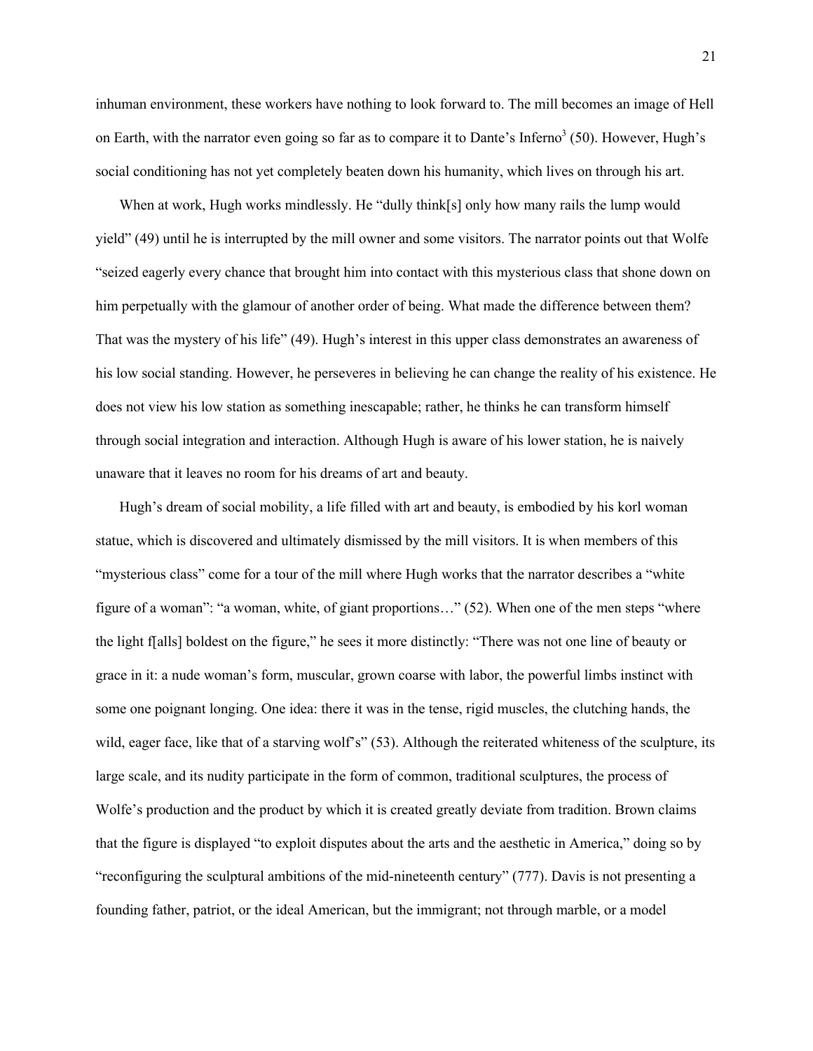inhuman environment, these workers have nothing to look forward to. The mill becomes an image of Hell on Earth, with the narrator even going so far as to compare it to Dante's Inferno[3] (50). However, Hugh's social conditioning has not yet completely beaten down his humanity, which lives on through his art.

When at work, Hugh works mindlessly. He "dully think[s] only how many rails the lump would yield" (49) until he is interrupted by the mill owner and some visitors. The narrator points out that Wolfe "seized eagerly every chance that brought him into contact with this mysterious class that shone down on him perpetually with the glamour of another order of being. What made the difference between them? That was the mystery of his life" (49). Hugh's interest in this upper class demonstrates an awareness of his low social standing. However, he perseveres in believing he can change the reality of his existence. He does not view his low station as something inescapable; rather, he thinks he can transform himself through social integration and interaction. Although Hugh is aware of his lower station, he is naively unaware that it leaves no room for his dreams of art and beauty.

Hugh's dream of social mobility, a life filled with art and beauty, is embodied by his korl woman statue, which is discovered and ultimately dismissed by the mill visitors. It is when members of this "mysterious class" come for a tour of the mill where Hugh works that the narrator describes a "white figure of a woman": "a woman, white, of giant proportions…" (52). When one of the men steps "where the light f[alls] boldest on the figure," he sees it more distinctly: "There was not one line of beauty or grace in it: a nude woman's form, muscular, grown coarse with labor, the powerful limbs instinct with some one poignant longing. One idea: there it was in the tense, rigid muscles, the clutching hands, the wild, eager face, like that of a starving wolf's" (53). Although the reiterated whiteness of the sculpture, its large scale, and its nudity participate in the form of common, traditional sculptures, the process of Wolfe's production and the product by which it is created greatly deviate from tradition. Brown claims that the figure is displayed "to exploit disputes about the arts and the aesthetic in America," doing so by "reconfiguring the sculptural ambitions of the mid-nineteenth century" (777). Davis is not presenting a founding father, patriot, or the ideal American, but the immigrant; not through marble, or a model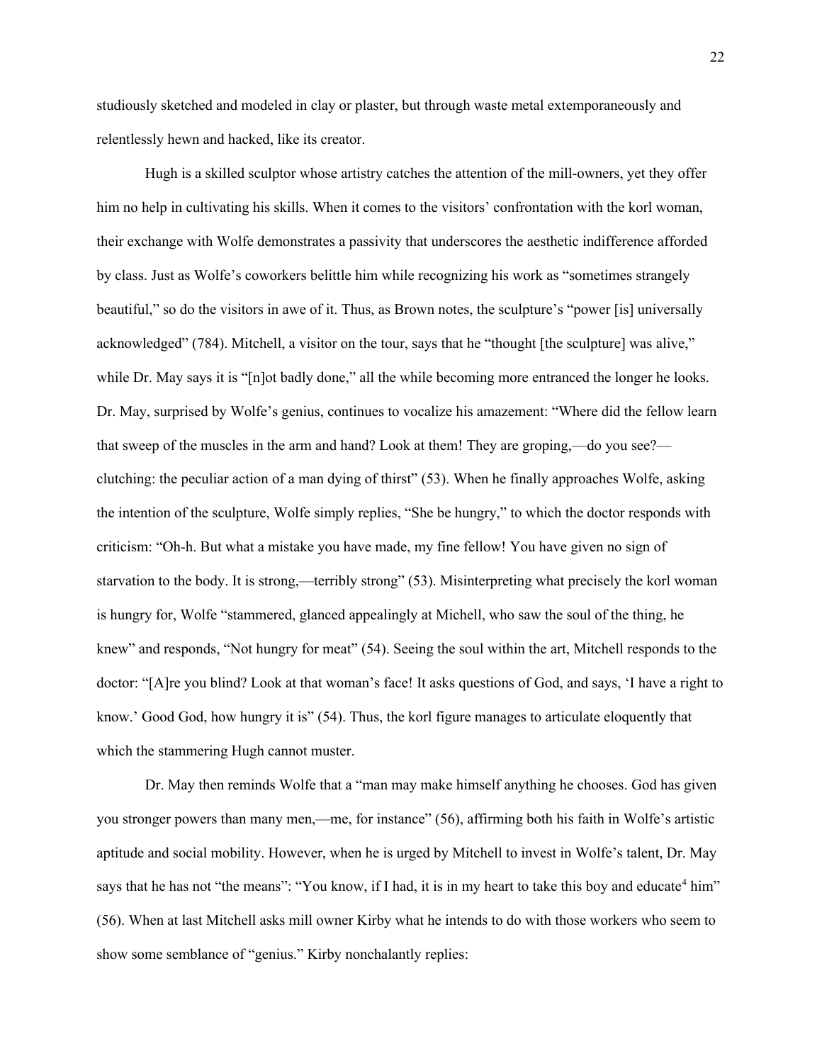studiously sketched and modeled in clay or plaster, but through waste metal extemporaneously and relentlessly hewn and hacked, like its creator.

Hugh is a skilled sculptor whose artistry catches the attention of the mill-owners, yet they offer him no help in cultivating his skills. When it comes to the visitors' confrontation with the korl woman, their exchange with Wolfe demonstrates a passivity that underscores the aesthetic indifference afforded by class. Just as Wolfe's coworkers belittle him while recognizing his work as "sometimes strangely beautiful," so do the visitors in awe of it. Thus, as Brown notes, the sculpture's "power [is] universally acknowledged" (784). Mitchell, a visitor on the tour, says that he "thought [the sculpture] was alive," while Dr. May says it is "[n]ot badly done," all the while becoming more entranced the longer he looks. Dr. May, surprised by Wolfe's genius, continues to vocalize his amazement: "Where did the fellow learn that sweep of the muscles in the arm and hand? Look at them! They are groping,—do you see?—clutching: the peculiar action of a man dying of thirst" (53). When he finally approaches Wolfe, asking the intention of the sculpture, Wolfe simply replies, "She be hungry," to which the doctor responds with criticism: "Oh-h. But what a mistake you have made, my fine fellow! You have given no sign of starvation to the body. It is strong,—terribly strong" (53). Misinterpreting what precisely the korl woman is hungry for, Wolfe "stammered, glanced appealingly at Michell, who saw the soul of the thing, he knew" and responds, "Not hungry for meat" (54). Seeing the soul within the art, Mitchell responds to the doctor: "[A]re you blind? Look at that woman's face! It asks questions of God, and says, 'I have a right to know.' Good God, how hungry it is" (54). Thus, the korl figure manages to articulate eloquently that which the stammering Hugh cannot muster.

Dr. May then reminds Wolfe that a "man may make himself anything he chooses. God has given you stronger powers than many men,—me, for instance" (56), affirming both his faith in Wolfe's artistic aptitude and social mobility. However, when he is urged by Mitchell to invest in Wolfe's talent, Dr. May says that he has not "the means": "You know, if I had, it is in my heart to take this boy and educate[4] him" (56). When at last Mitchell asks mill owner Kirby what he intends to do with those workers who seem to show some semblance of "genius." Kirby nonchalantly replies: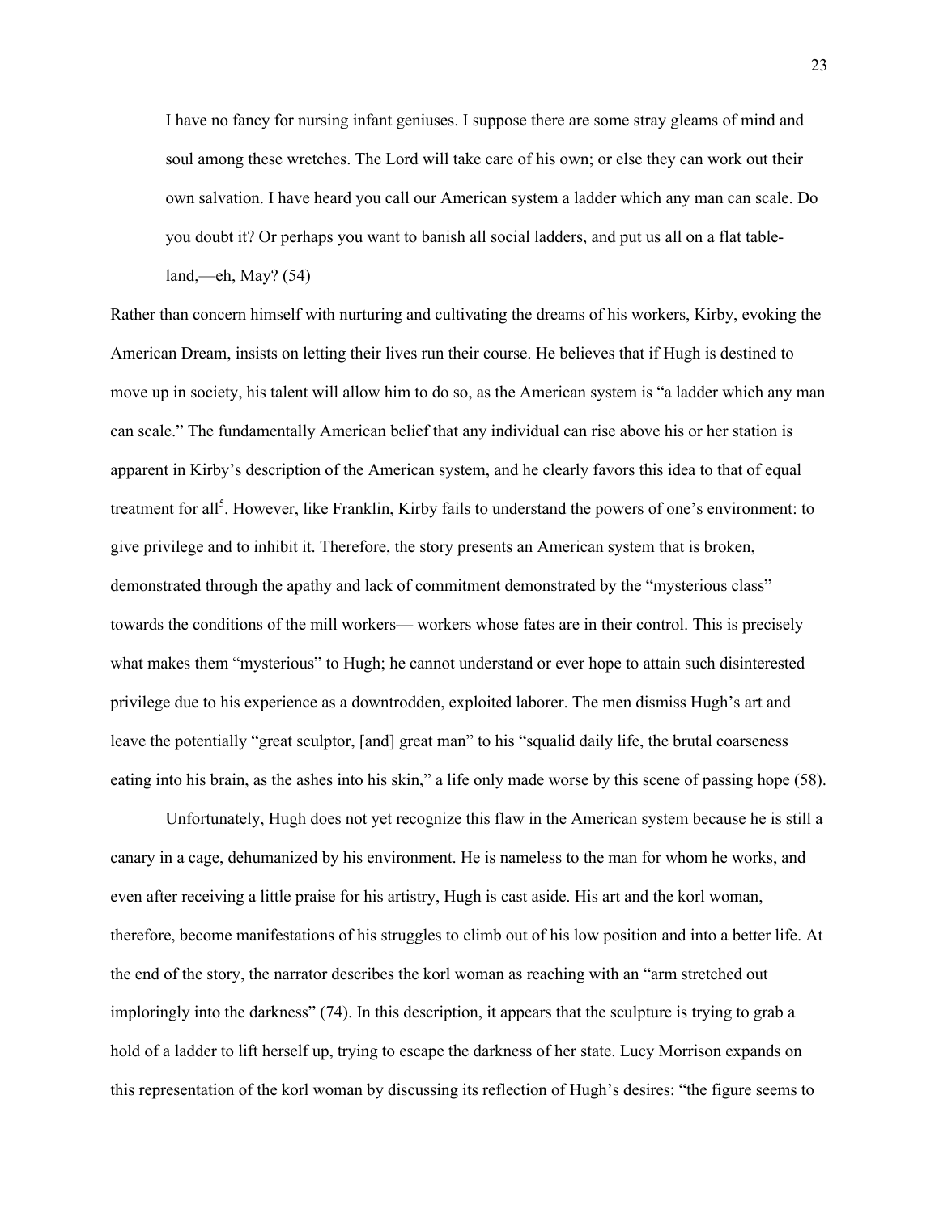> I have no fancy for nursing infant geniuses. I suppose there are some stray gleams of mind and soul among these wretches. The Lord will take care of his own; or else they can work out their own salvation. I have heard you call our American system a ladder which any man can scale. Do you doubt it? Or perhaps you want to banish all social ladders, and put us all on a flat table-land,—eh, May? (54)

Rather than concern himself with nurturing and cultivating the dreams of his workers, Kirby, evoking the American Dream, insists on letting their lives run their course. He believes that if Hugh is destined to move up in society, his talent will allow him to do so, as the American system is "a ladder which any man can scale." The fundamentally American belief that any individual can rise above his or her station is apparent in Kirby's description of the American system, and he clearly favors this idea to that of equal treatment for all[5]. However, like Franklin, Kirby fails to understand the powers of one's environment: to give privilege and to inhibit it. Therefore, the story presents an American system that is broken, demonstrated through the apathy and lack of commitment demonstrated by the "mysterious class" towards the conditions of the mill workers— workers whose fates are in their control. This is precisely what makes them "mysterious" to Hugh; he cannot understand or ever hope to attain such disinterested privilege due to his experience as a downtrodden, exploited laborer. The men dismiss Hugh's art and leave the potentially "great sculptor, [and] great man" to his "squalid daily life, the brutal coarseness eating into his brain, as the ashes into his skin," a life only made worse by this scene of passing hope (58).

Unfortunately, Hugh does not yet recognize this flaw in the American system because he is still a canary in a cage, dehumanized by his environment. He is nameless to the man for whom he works, and even after receiving a little praise for his artistry, Hugh is cast aside. His art and the korl woman, therefore, become manifestations of his struggles to climb out of his low position and into a better life. At the end of the story, the narrator describes the korl woman as reaching with an "arm stretched out imploringly into the darkness" (74). In this description, it appears that the sculpture is trying to grab a hold of a ladder to lift herself up, trying to escape the darkness of her state. Lucy Morrison expands on this representation of the korl woman by discussing its reflection of Hugh's desires: "the figure seems to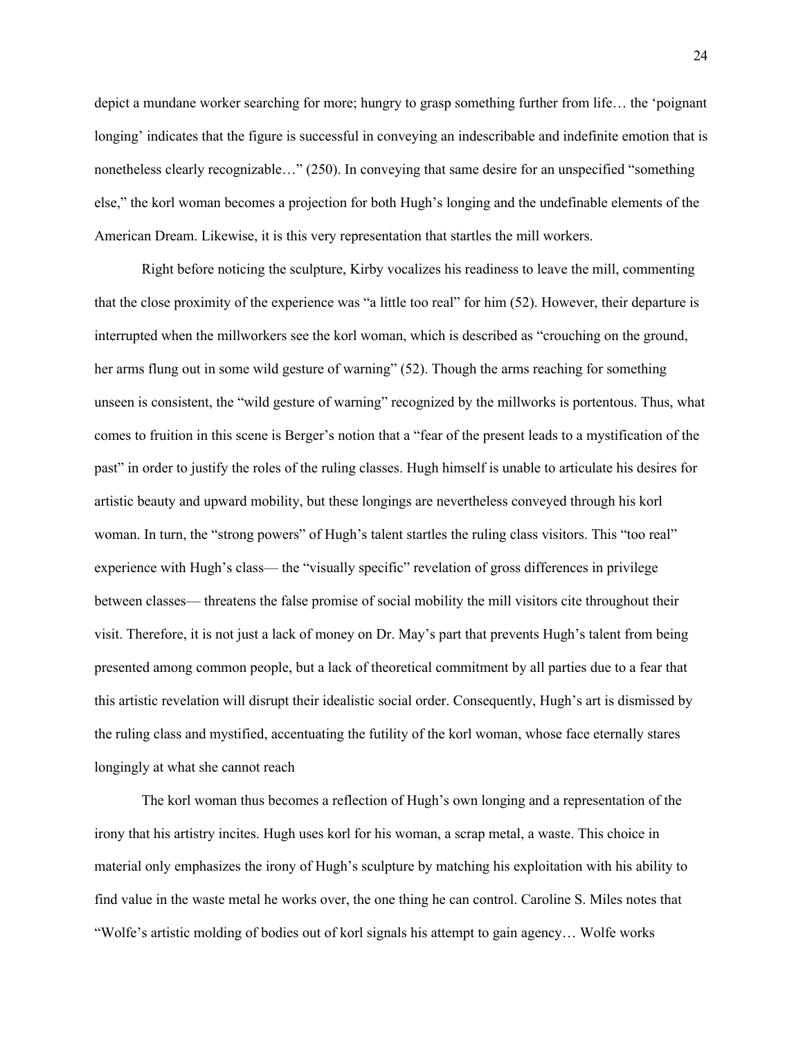depict a mundane worker searching for more; hungry to grasp something further from life… the 'poignant longing' indicates that the figure is successful in conveying an indescribable and indefinite emotion that is nonetheless clearly recognizable…" (250). In conveying that same desire for an unspecified "something else," the korl woman becomes a projection for both Hugh's longing and the undefinable elements of the American Dream. Likewise, it is this very representation that startles the mill workers.

Right before noticing the sculpture, Kirby vocalizes his readiness to leave the mill, commenting that the close proximity of the experience was "a little too real" for him (52). However, their departure is interrupted when the millworkers see the korl woman, which is described as "crouching on the ground, her arms flung out in some wild gesture of warning" (52). Though the arms reaching for something unseen is consistent, the "wild gesture of warning" recognized by the millworks is portentous. Thus, what comes to fruition in this scene is Berger's notion that a "fear of the present leads to a mystification of the past" in order to justify the roles of the ruling classes. Hugh himself is unable to articulate his desires for artistic beauty and upward mobility, but these longings are nevertheless conveyed through his korl woman. In turn, the "strong powers" of Hugh's talent startles the ruling class visitors. This "too real" experience with Hugh's class— the "visually specific" revelation of gross differences in privilege between classes— threatens the false promise of social mobility the mill visitors cite throughout their visit. Therefore, it is not just a lack of money on Dr. May's part that prevents Hugh's talent from being presented among common people, but a lack of theoretical commitment by all parties due to a fear that this artistic revelation will disrupt their idealistic social order. Consequently, Hugh's art is dismissed by the ruling class and mystified, accentuating the futility of the korl woman, whose face eternally stares longingly at what she cannot reach

The korl woman thus becomes a reflection of Hugh's own longing and a representation of the irony that his artistry incites. Hugh uses korl for his woman, a scrap metal, a waste. This choice in material only emphasizes the irony of Hugh's sculpture by matching his exploitation with his ability to find value in the waste metal he works over, the one thing he can control. Caroline S. Miles notes that "Wolfe's artistic molding of bodies out of korl signals his attempt to gain agency… Wolfe works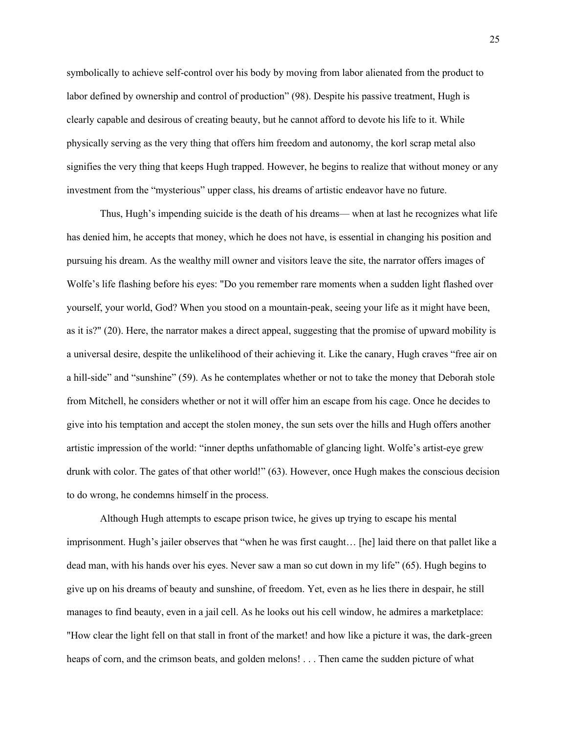symbolically to achieve self-control over his body by moving from labor alienated from the product to labor defined by ownership and control of production" (98). Despite his passive treatment, Hugh is clearly capable and desirous of creating beauty, but he cannot afford to devote his life to it. While physically serving as the very thing that offers him freedom and autonomy, the korl scrap metal also signifies the very thing that keeps Hugh trapped. However, he begins to realize that without money or any investment from the "mysterious" upper class, his dreams of artistic endeavor have no future.

Thus, Hugh's impending suicide is the death of his dreams— when at last he recognizes what life has denied him, he accepts that money, which he does not have, is essential in changing his position and pursuing his dream. As the wealthy mill owner and visitors leave the site, the narrator offers images of Wolfe's life flashing before his eyes: "Do you remember rare moments when a sudden light flashed over yourself, your world, God? When you stood on a mountain-peak, seeing your life as it might have been, as it is?" (20). Here, the narrator makes a direct appeal, suggesting that the promise of upward mobility is a universal desire, despite the unlikelihood of their achieving it. Like the canary, Hugh craves "free air on a hill-side" and "sunshine" (59). As he contemplates whether or not to take the money that Deborah stole from Mitchell, he considers whether or not it will offer him an escape from his cage. Once he decides to give into his temptation and accept the stolen money, the sun sets over the hills and Hugh offers another artistic impression of the world: "inner depths unfathomable of glancing light. Wolfe's artist-eye grew drunk with color. The gates of that other world!" (63). However, once Hugh makes the conscious decision to do wrong, he condemns himself in the process.

Although Hugh attempts to escape prison twice, he gives up trying to escape his mental imprisonment. Hugh's jailer observes that "when he was first caught… [he] laid there on that pallet like a dead man, with his hands over his eyes. Never saw a man so cut down in my life" (65). Hugh begins to give up on his dreams of beauty and sunshine, of freedom. Yet, even as he lies there in despair, he still manages to find beauty, even in a jail cell. As he looks out his cell window, he admires a marketplace: "How clear the light fell on that stall in front of the market! and how like a picture it was, the dark-green heaps of corn, and the crimson beats, and golden melons! . . . Then came the sudden picture of what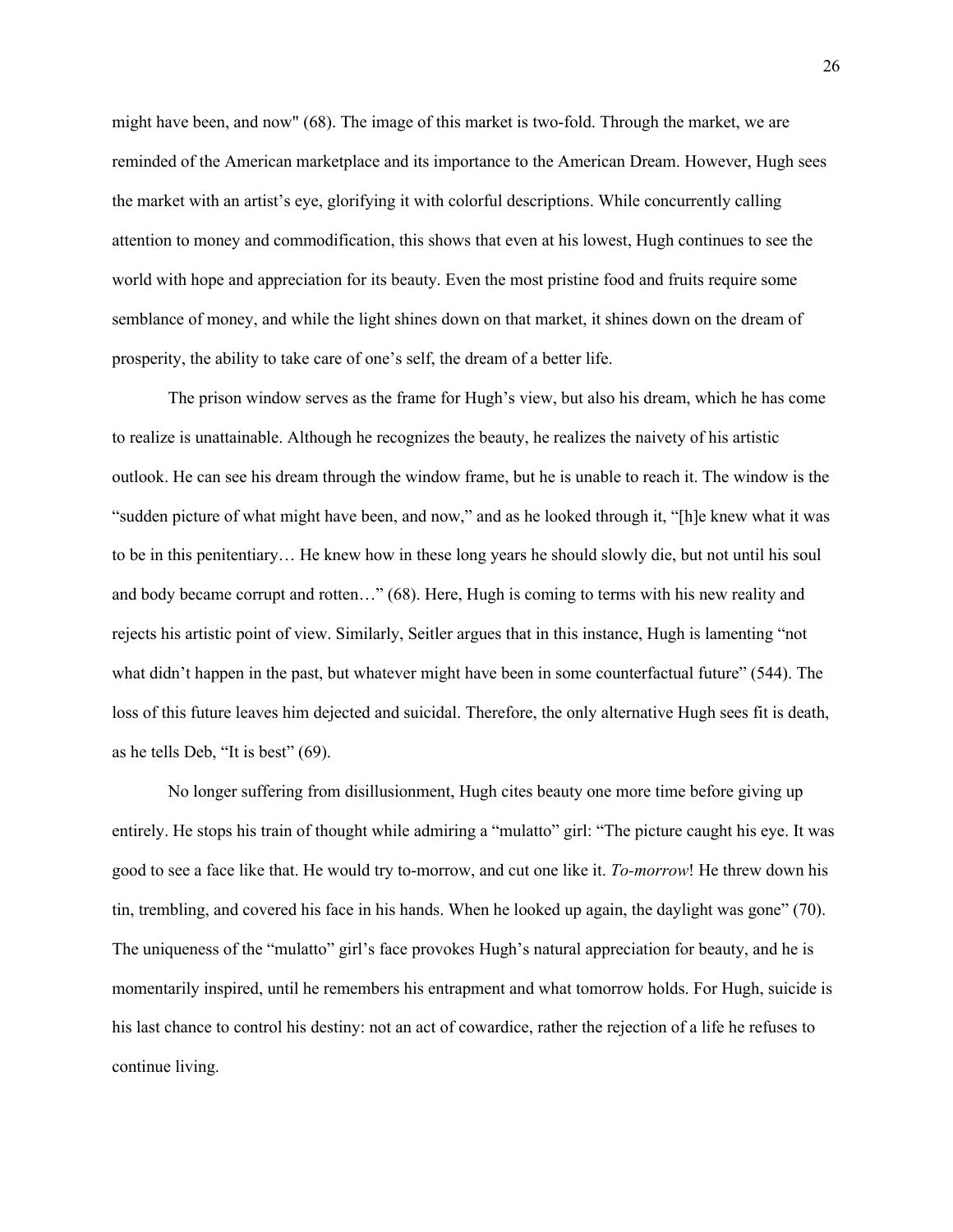might have been, and now" (68). The image of this market is two-fold. Through the market, we are reminded of the American marketplace and its importance to the American Dream. However, Hugh sees the market with an artist's eye, glorifying it with colorful descriptions. While concurrently calling attention to money and commodification, this shows that even at his lowest, Hugh continues to see the world with hope and appreciation for its beauty. Even the most pristine food and fruits require some semblance of money, and while the light shines down on that market, it shines down on the dream of prosperity, the ability to take care of one's self, the dream of a better life.

The prison window serves as the frame for Hugh's view, but also his dream, which he has come to realize is unattainable. Although he recognizes the beauty, he realizes the naivety of his artistic outlook. He can see his dream through the window frame, but he is unable to reach it. The window is the "sudden picture of what might have been, and now," and as he looked through it, "[h]e knew what it was to be in this penitentiary… He knew how in these long years he should slowly die, but not until his soul and body became corrupt and rotten…" (68). Here, Hugh is coming to terms with his new reality and rejects his artistic point of view. Similarly, Seitler argues that in this instance, Hugh is lamenting "not what didn't happen in the past, but whatever might have been in some counterfactual future" (544). The loss of this future leaves him dejected and suicidal. Therefore, the only alternative Hugh sees fit is death, as he tells Deb, "It is best" (69).

No longer suffering from disillusionment, Hugh cites beauty one more time before giving up entirely. He stops his train of thought while admiring a "mulatto" girl: "The picture caught his eye. It was good to see a face like that. He would try to-morrow, and cut one like it. *To-morrow*! He threw down his tin, trembling, and covered his face in his hands. When he looked up again, the daylight was gone" (70). The uniqueness of the "mulatto" girl's face provokes Hugh's natural appreciation for beauty, and he is momentarily inspired, until he remembers his entrapment and what tomorrow holds. For Hugh, suicide is his last chance to control his destiny: not an act of cowardice, rather the rejection of a life he refuses to continue living.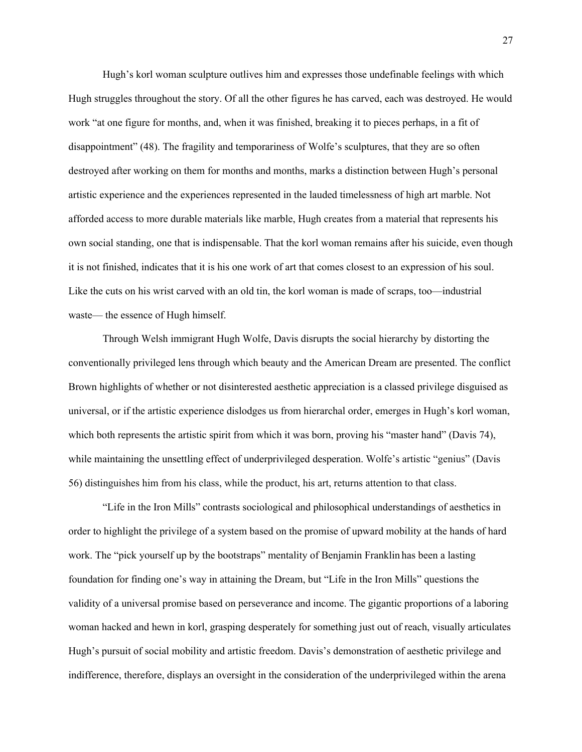Hugh's korl woman sculpture outlives him and expresses those undefinable feelings with which Hugh struggles throughout the story. Of all the other figures he has carved, each was destroyed. He would work "at one figure for months, and, when it was finished, breaking it to pieces perhaps, in a fit of disappointment" (48). The fragility and temporariness of Wolfe's sculptures, that they are so often destroyed after working on them for months and months, marks a distinction between Hugh's personal artistic experience and the experiences represented in the lauded timelessness of high art marble. Not afforded access to more durable materials like marble, Hugh creates from a material that represents his own social standing, one that is indispensable. That the korl woman remains after his suicide, even though it is not finished, indicates that it is his one work of art that comes closest to an expression of his soul. Like the cuts on his wrist carved with an old tin, the korl woman is made of scraps, too—industrial waste— the essence of Hugh himself.

Through Welsh immigrant Hugh Wolfe, Davis disrupts the social hierarchy by distorting the conventionally privileged lens through which beauty and the American Dream are presented. The conflict Brown highlights of whether or not disinterested aesthetic appreciation is a classed privilege disguised as universal, or if the artistic experience dislodges us from hierarchal order, emerges in Hugh's korl woman, which both represents the artistic spirit from which it was born, proving his "master hand" (Davis 74), while maintaining the unsettling effect of underprivileged desperation. Wolfe's artistic "genius" (Davis 56) distinguishes him from his class, while the product, his art, returns attention to that class.

"Life in the Iron Mills" contrasts sociological and philosophical understandings of aesthetics in order to highlight the privilege of a system based on the promise of upward mobility at the hands of hard work. The "pick yourself up by the bootstraps" mentality of Benjamin Franklin has been a lasting foundation for finding one's way in attaining the Dream, but "Life in the Iron Mills" questions the validity of a universal promise based on perseverance and income. The gigantic proportions of a laboring woman hacked and hewn in korl, grasping desperately for something just out of reach, visually articulates Hugh's pursuit of social mobility and artistic freedom. Davis's demonstration of aesthetic privilege and indifference, therefore, displays an oversight in the consideration of the underprivileged within the arena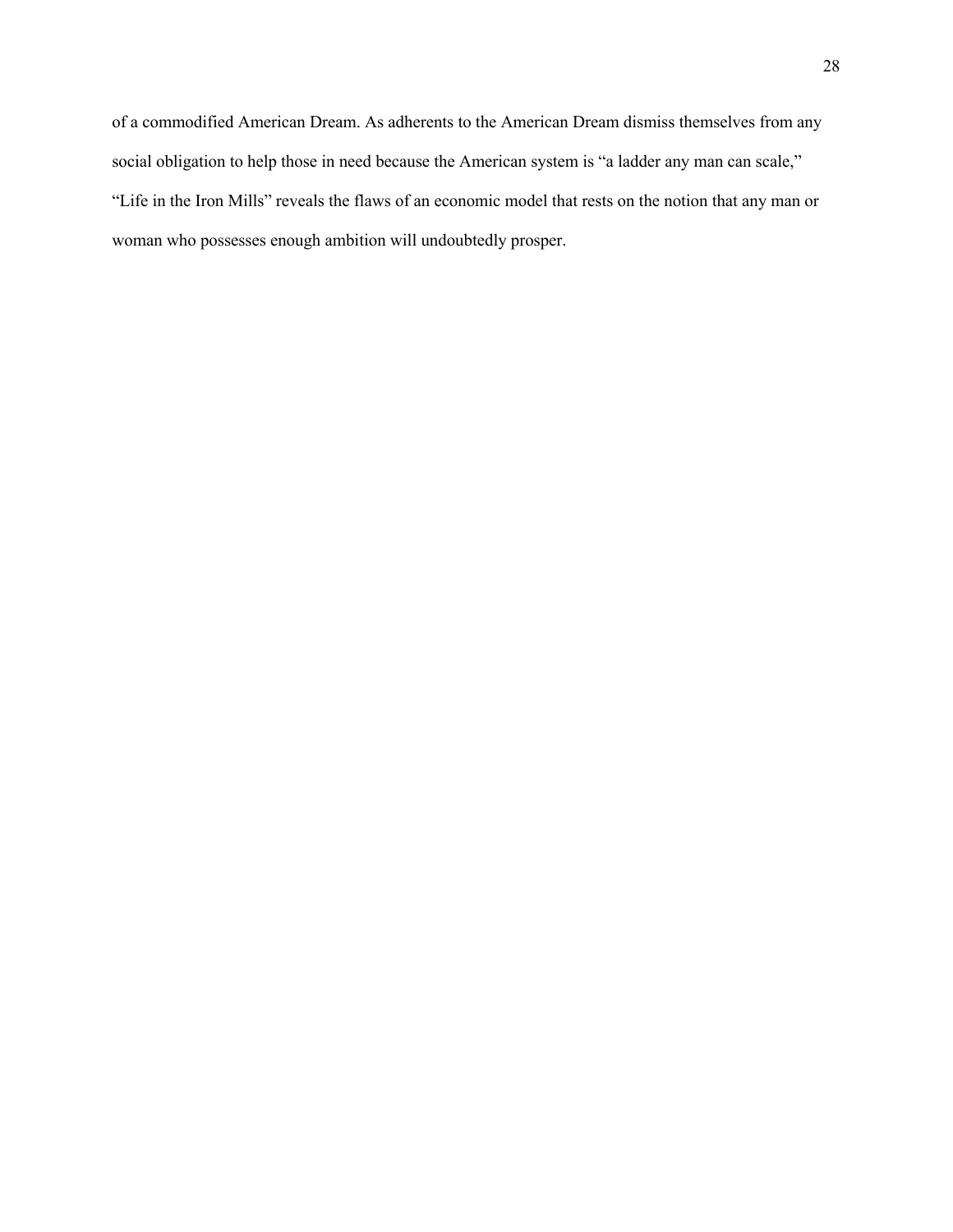of a commodified American Dream. As adherents to the American Dream dismiss themselves from any social obligation to help those in need because the American system is "a ladder any man can scale," "Life in the Iron Mills" reveals the flaws of an economic model that rests on the notion that any man or woman who possesses enough ambition will undoubtedly prosper.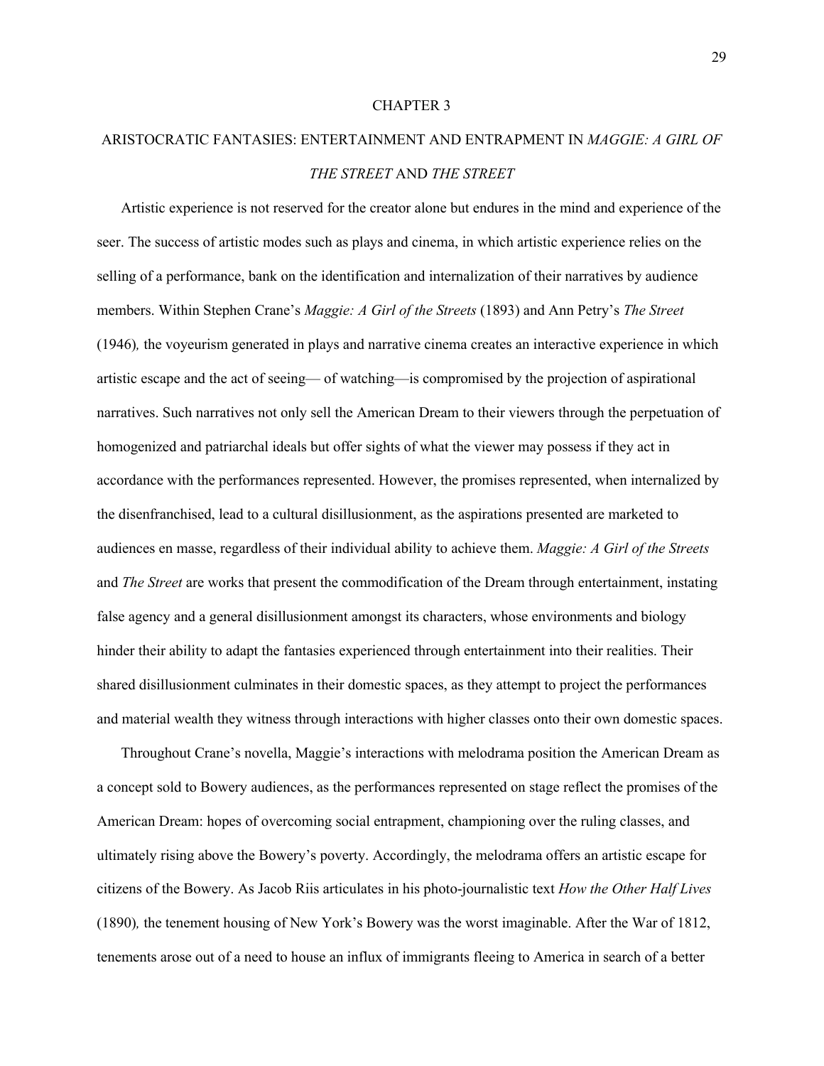# CHAPTER 3

## ARISTOCRATIC FANTASIES: ENTERTAINMENT AND ENTRAPMENT IN *MAGGIE: A GIRL OF THE STREET* AND *THE STREET*

Artistic experience is not reserved for the creator alone but endures in the mind and experience of the seer. The success of artistic modes such as plays and cinema, in which artistic experience relies on the selling of a performance, bank on the identification and internalization of their narratives by audience members. Within Stephen Crane's *Maggie: A Girl of the Streets* (1893) and Ann Petry's *The Street* (1946)*,* the voyeurism generated in plays and narrative cinema creates an interactive experience in which artistic escape and the act of seeing— of watching—is compromised by the projection of aspirational narratives. Such narratives not only sell the American Dream to their viewers through the perpetuation of homogenized and patriarchal ideals but offer sights of what the viewer may possess if they act in accordance with the performances represented. However, the promises represented, when internalized by the disenfranchised, lead to a cultural disillusionment, as the aspirations presented are marketed to audiences en masse, regardless of their individual ability to achieve them. *Maggie: A Girl of the Streets* and *The Street* are works that present the commodification of the Dream through entertainment, instating false agency and a general disillusionment amongst its characters, whose environments and biology hinder their ability to adapt the fantasies experienced through entertainment into their realities. Their shared disillusionment culminates in their domestic spaces, as they attempt to project the performances and material wealth they witness through interactions with higher classes onto their own domestic spaces.

Throughout Crane's novella, Maggie's interactions with melodrama position the American Dream as a concept sold to Bowery audiences, as the performances represented on stage reflect the promises of the American Dream: hopes of overcoming social entrapment, championing over the ruling classes, and ultimately rising above the Bowery's poverty. Accordingly, the melodrama offers an artistic escape for citizens of the Bowery. As Jacob Riis articulates in his photo-journalistic text *How the Other Half Lives* (1890)*,* the tenement housing of New York's Bowery was the worst imaginable. After the War of 1812, tenements arose out of a need to house an influx of immigrants fleeing to America in search of a better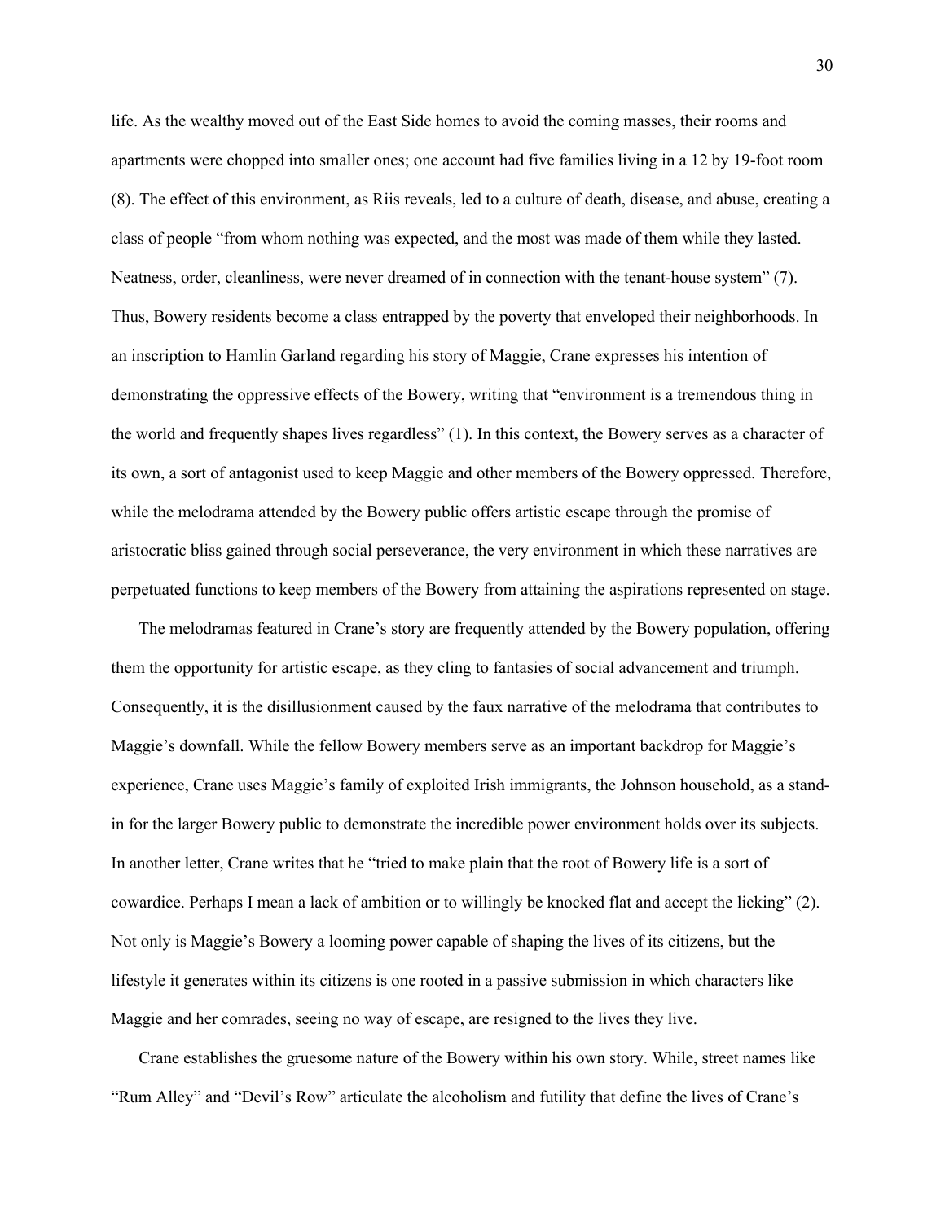life. As the wealthy moved out of the East Side homes to avoid the coming masses, their rooms and apartments were chopped into smaller ones; one account had five families living in a 12 by 19-foot room (8). The effect of this environment, as Riis reveals, led to a culture of death, disease, and abuse, creating a class of people "from whom nothing was expected, and the most was made of them while they lasted. Neatness, order, cleanliness, were never dreamed of in connection with the tenant-house system" (7). Thus, Bowery residents become a class entrapped by the poverty that enveloped their neighborhoods. In an inscription to Hamlin Garland regarding his story of Maggie, Crane expresses his intention of demonstrating the oppressive effects of the Bowery, writing that "environment is a tremendous thing in the world and frequently shapes lives regardless" (1). In this context, the Bowery serves as a character of its own, a sort of antagonist used to keep Maggie and other members of the Bowery oppressed. Therefore, while the melodrama attended by the Bowery public offers artistic escape through the promise of aristocratic bliss gained through social perseverance, the very environment in which these narratives are perpetuated functions to keep members of the Bowery from attaining the aspirations represented on stage.

The melodramas featured in Crane's story are frequently attended by the Bowery population, offering them the opportunity for artistic escape, as they cling to fantasies of social advancement and triumph. Consequently, it is the disillusionment caused by the faux narrative of the melodrama that contributes to Maggie's downfall. While the fellow Bowery members serve as an important backdrop for Maggie's experience, Crane uses Maggie's family of exploited Irish immigrants, the Johnson household, as a stand-in for the larger Bowery public to demonstrate the incredible power environment holds over its subjects. In another letter, Crane writes that he "tried to make plain that the root of Bowery life is a sort of cowardice. Perhaps I mean a lack of ambition or to willingly be knocked flat and accept the licking" (2). Not only is Maggie's Bowery a looming power capable of shaping the lives of its citizens, but the lifestyle it generates within its citizens is one rooted in a passive submission in which characters like Maggie and her comrades, seeing no way of escape, are resigned to the lives they live.

Crane establishes the gruesome nature of the Bowery within his own story. While, street names like "Rum Alley" and "Devil's Row" articulate the alcoholism and futility that define the lives of Crane's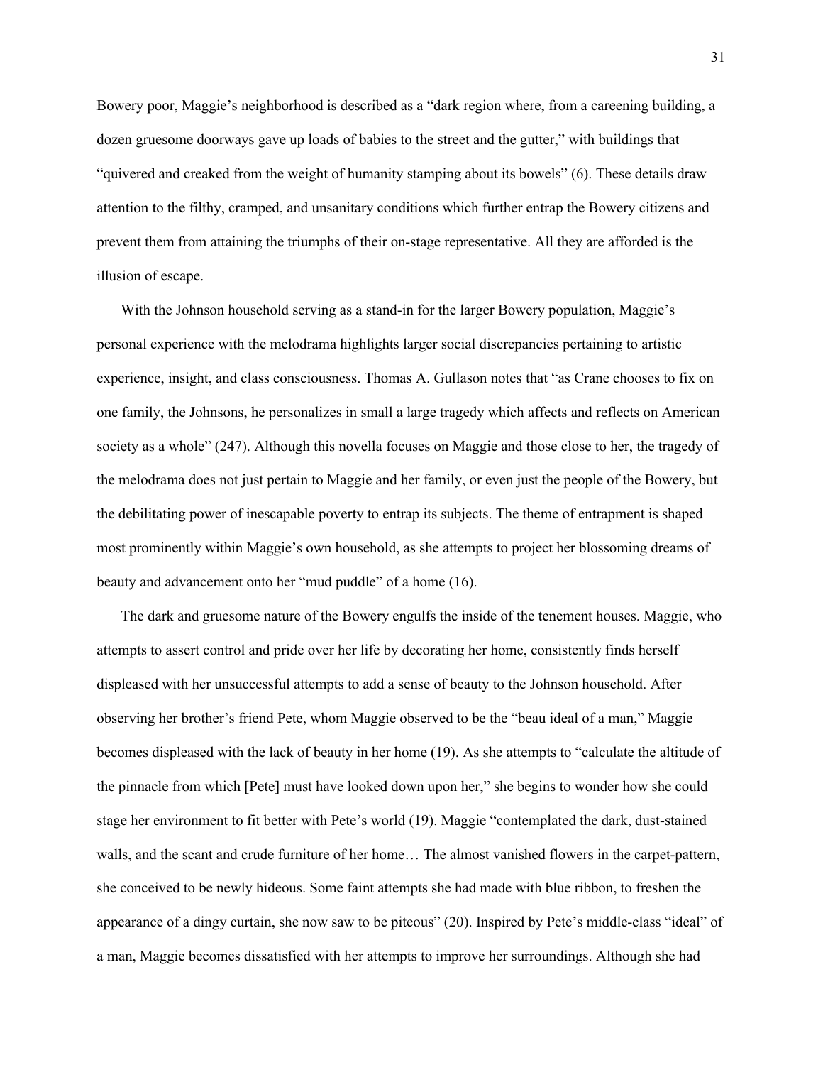Bowery poor, Maggie's neighborhood is described as a "dark region where, from a careening building, a dozen gruesome doorways gave up loads of babies to the street and the gutter," with buildings that "quivered and creaked from the weight of humanity stamping about its bowels" (6). These details draw attention to the filthy, cramped, and unsanitary conditions which further entrap the Bowery citizens and prevent them from attaining the triumphs of their on-stage representative. All they are afforded is the illusion of escape.

With the Johnson household serving as a stand-in for the larger Bowery population, Maggie's personal experience with the melodrama highlights larger social discrepancies pertaining to artistic experience, insight, and class consciousness. Thomas A. Gullason notes that "as Crane chooses to fix on one family, the Johnsons, he personalizes in small a large tragedy which affects and reflects on American society as a whole" (247). Although this novella focuses on Maggie and those close to her, the tragedy of the melodrama does not just pertain to Maggie and her family, or even just the people of the Bowery, but the debilitating power of inescapable poverty to entrap its subjects. The theme of entrapment is shaped most prominently within Maggie's own household, as she attempts to project her blossoming dreams of beauty and advancement onto her "mud puddle" of a home (16).

The dark and gruesome nature of the Bowery engulfs the inside of the tenement houses. Maggie, who attempts to assert control and pride over her life by decorating her home, consistently finds herself displeased with her unsuccessful attempts to add a sense of beauty to the Johnson household. After observing her brother's friend Pete, whom Maggie observed to be the "beau ideal of a man," Maggie becomes displeased with the lack of beauty in her home (19). As she attempts to "calculate the altitude of the pinnacle from which [Pete] must have looked down upon her," she begins to wonder how she could stage her environment to fit better with Pete's world (19). Maggie "contemplated the dark, dust-stained walls, and the scant and crude furniture of her home… The almost vanished flowers in the carpet-pattern, she conceived to be newly hideous. Some faint attempts she had made with blue ribbon, to freshen the appearance of a dingy curtain, she now saw to be piteous" (20). Inspired by Pete's middle-class "ideal" of a man, Maggie becomes dissatisfied with her attempts to improve her surroundings. Although she had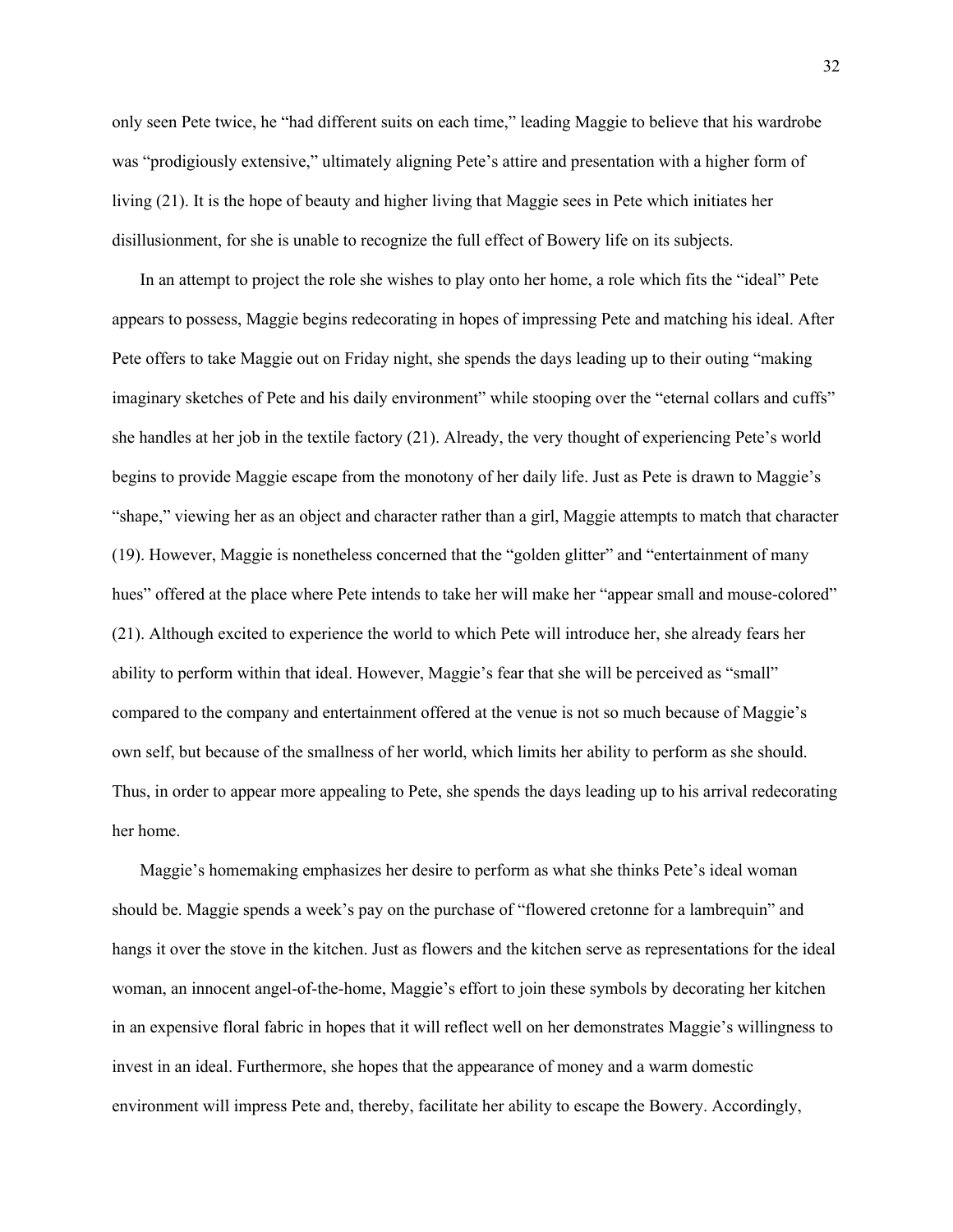only seen Pete twice, he "had different suits on each time," leading Maggie to believe that his wardrobe was "prodigiously extensive," ultimately aligning Pete's attire and presentation with a higher form of living (21). It is the hope of beauty and higher living that Maggie sees in Pete which initiates her disillusionment, for she is unable to recognize the full effect of Bowery life on its subjects.

In an attempt to project the role she wishes to play onto her home, a role which fits the "ideal" Pete appears to possess, Maggie begins redecorating in hopes of impressing Pete and matching his ideal. After Pete offers to take Maggie out on Friday night, she spends the days leading up to their outing "making imaginary sketches of Pete and his daily environment" while stooping over the "eternal collars and cuffs" she handles at her job in the textile factory (21). Already, the very thought of experiencing Pete's world begins to provide Maggie escape from the monotony of her daily life. Just as Pete is drawn to Maggie's "shape," viewing her as an object and character rather than a girl, Maggie attempts to match that character (19). However, Maggie is nonetheless concerned that the "golden glitter" and "entertainment of many hues" offered at the place where Pete intends to take her will make her "appear small and mouse-colored" (21). Although excited to experience the world to which Pete will introduce her, she already fears her ability to perform within that ideal. However, Maggie's fear that she will be perceived as "small" compared to the company and entertainment offered at the venue is not so much because of Maggie's own self, but because of the smallness of her world, which limits her ability to perform as she should. Thus, in order to appear more appealing to Pete, she spends the days leading up to his arrival redecorating her home.

Maggie's homemaking emphasizes her desire to perform as what she thinks Pete's ideal woman should be. Maggie spends a week's pay on the purchase of "flowered cretonne for a lambrequin" and hangs it over the stove in the kitchen. Just as flowers and the kitchen serve as representations for the ideal woman, an innocent angel-of-the-home, Maggie's effort to join these symbols by decorating her kitchen in an expensive floral fabric in hopes that it will reflect well on her demonstrates Maggie's willingness to invest in an ideal. Furthermore, she hopes that the appearance of money and a warm domestic environment will impress Pete and, thereby, facilitate her ability to escape the Bowery. Accordingly,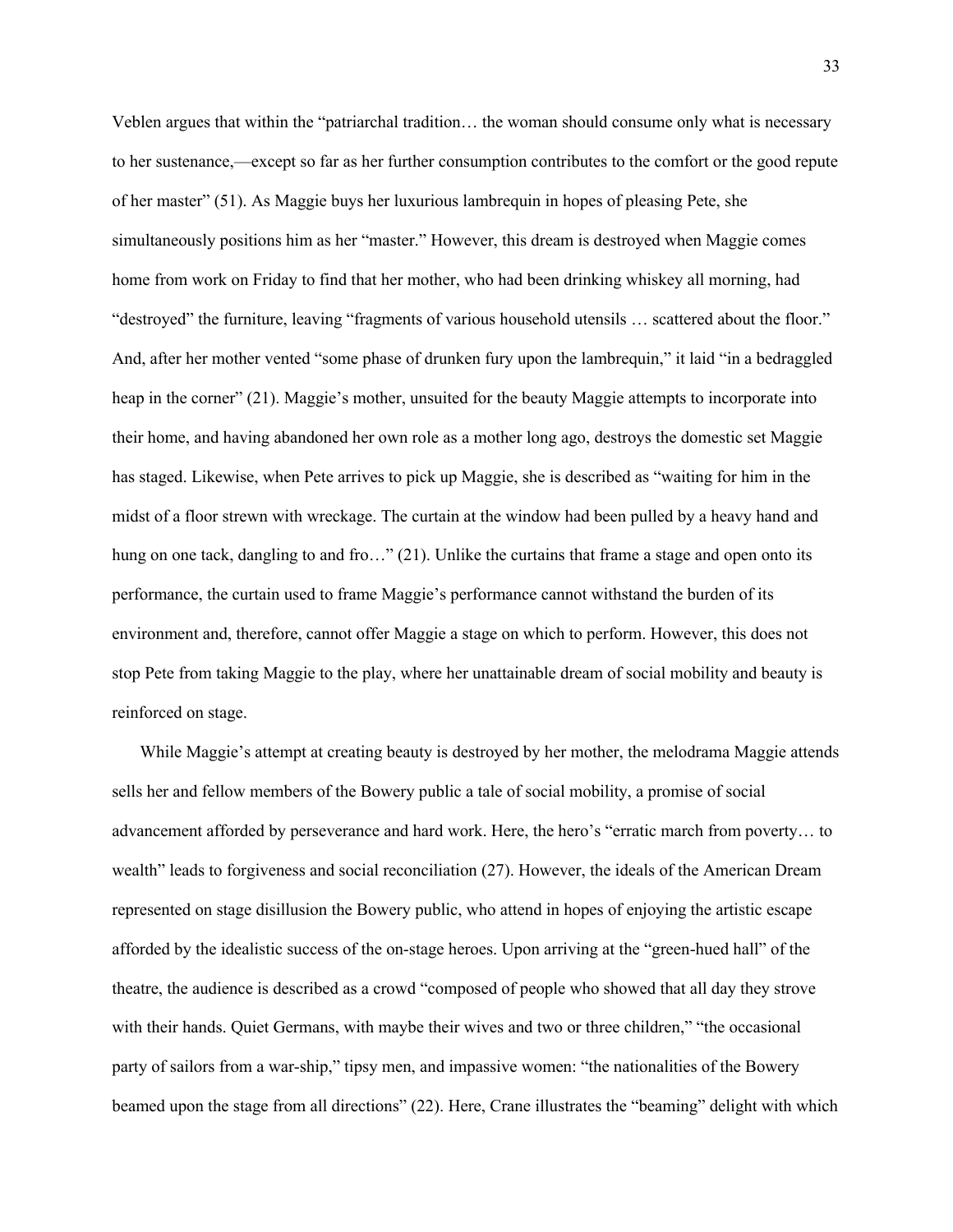Veblen argues that within the "patriarchal tradition… the woman should consume only what is necessary to her sustenance,—except so far as her further consumption contributes to the comfort or the good repute of her master" (51). As Maggie buys her luxurious lambrequin in hopes of pleasing Pete, she simultaneously positions him as her "master." However, this dream is destroyed when Maggie comes home from work on Friday to find that her mother, who had been drinking whiskey all morning, had "destroyed" the furniture, leaving "fragments of various household utensils … scattered about the floor." And, after her mother vented "some phase of drunken fury upon the lambrequin," it laid "in a bedraggled heap in the corner" (21). Maggie's mother, unsuited for the beauty Maggie attempts to incorporate into their home, and having abandoned her own role as a mother long ago, destroys the domestic set Maggie has staged. Likewise, when Pete arrives to pick up Maggie, she is described as "waiting for him in the midst of a floor strewn with wreckage. The curtain at the window had been pulled by a heavy hand and hung on one tack, dangling to and fro…" (21). Unlike the curtains that frame a stage and open onto its performance, the curtain used to frame Maggie's performance cannot withstand the burden of its environment and, therefore, cannot offer Maggie a stage on which to perform. However, this does not stop Pete from taking Maggie to the play, where her unattainable dream of social mobility and beauty is reinforced on stage.

While Maggie's attempt at creating beauty is destroyed by her mother, the melodrama Maggie attends sells her and fellow members of the Bowery public a tale of social mobility, a promise of social advancement afforded by perseverance and hard work. Here, the hero's "erratic march from poverty… to wealth" leads to forgiveness and social reconciliation (27). However, the ideals of the American Dream represented on stage disillusion the Bowery public, who attend in hopes of enjoying the artistic escape afforded by the idealistic success of the on-stage heroes. Upon arriving at the "green-hued hall" of the theatre, the audience is described as a crowd "composed of people who showed that all day they strove with their hands. Quiet Germans, with maybe their wives and two or three children," "the occasional party of sailors from a war-ship," tipsy men, and impassive women: "the nationalities of the Bowery beamed upon the stage from all directions" (22). Here, Crane illustrates the "beaming" delight with which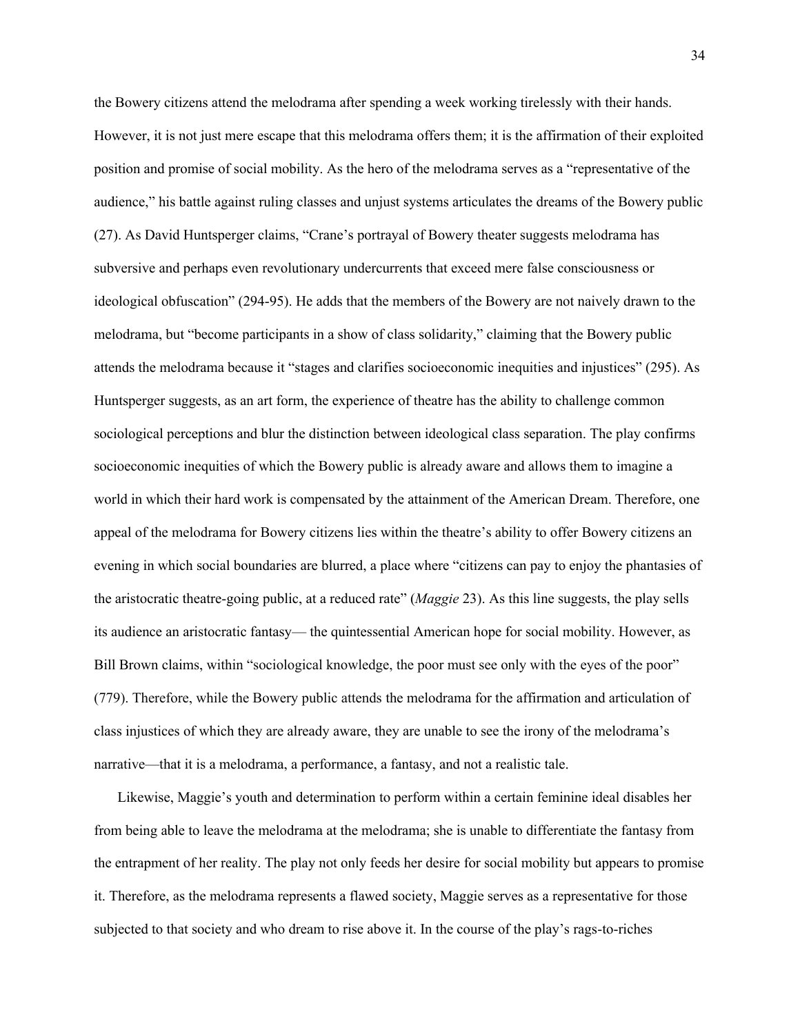the Bowery citizens attend the melodrama after spending a week working tirelessly with their hands. However, it is not just mere escape that this melodrama offers them; it is the affirmation of their exploited position and promise of social mobility. As the hero of the melodrama serves as a "representative of the audience," his battle against ruling classes and unjust systems articulates the dreams of the Bowery public (27). As David Huntsperger claims, "Crane's portrayal of Bowery theater suggests melodrama has subversive and perhaps even revolutionary undercurrents that exceed mere false consciousness or ideological obfuscation" (294-95). He adds that the members of the Bowery are not naively drawn to the melodrama, but "become participants in a show of class solidarity," claiming that the Bowery public attends the melodrama because it "stages and clarifies socioeconomic inequities and injustices" (295). As Huntsperger suggests, as an art form, the experience of theatre has the ability to challenge common sociological perceptions and blur the distinction between ideological class separation. The play confirms socioeconomic inequities of which the Bowery public is already aware and allows them to imagine a world in which their hard work is compensated by the attainment of the American Dream. Therefore, one appeal of the melodrama for Bowery citizens lies within the theatre's ability to offer Bowery citizens an evening in which social boundaries are blurred, a place where "citizens can pay to enjoy the phantasies of the aristocratic theatre-going public, at a reduced rate" (*Maggie* 23). As this line suggests, the play sells its audience an aristocratic fantasy— the quintessential American hope for social mobility. However, as Bill Brown claims, within "sociological knowledge, the poor must see only with the eyes of the poor" (779). Therefore, while the Bowery public attends the melodrama for the affirmation and articulation of class injustices of which they are already aware, they are unable to see the irony of the melodrama's narrative—that it is a melodrama, a performance, a fantasy, and not a realistic tale.

Likewise, Maggie's youth and determination to perform within a certain feminine ideal disables her from being able to leave the melodrama at the melodrama; she is unable to differentiate the fantasy from the entrapment of her reality. The play not only feeds her desire for social mobility but appears to promise it. Therefore, as the melodrama represents a flawed society, Maggie serves as a representative for those subjected to that society and who dream to rise above it. In the course of the play's rags-to-riches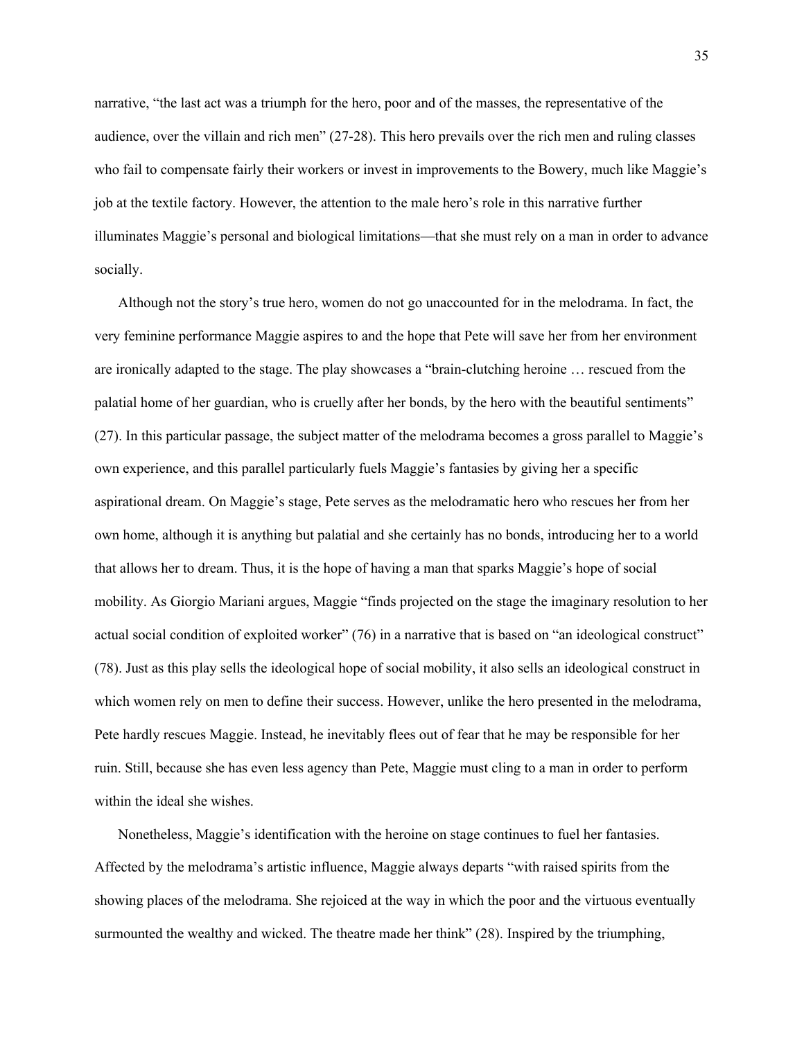narrative, "the last act was a triumph for the hero, poor and of the masses, the representative of the audience, over the villain and rich men" (27-28). This hero prevails over the rich men and ruling classes who fail to compensate fairly their workers or invest in improvements to the Bowery, much like Maggie's job at the textile factory. However, the attention to the male hero's role in this narrative further illuminates Maggie's personal and biological limitations—that she must rely on a man in order to advance socially.

Although not the story's true hero, women do not go unaccounted for in the melodrama. In fact, the very feminine performance Maggie aspires to and the hope that Pete will save her from her environment are ironically adapted to the stage. The play showcases a "brain-clutching heroine … rescued from the palatial home of her guardian, who is cruelly after her bonds, by the hero with the beautiful sentiments" (27). In this particular passage, the subject matter of the melodrama becomes a gross parallel to Maggie's own experience, and this parallel particularly fuels Maggie's fantasies by giving her a specific aspirational dream. On Maggie's stage, Pete serves as the melodramatic hero who rescues her from her own home, although it is anything but palatial and she certainly has no bonds, introducing her to a world that allows her to dream. Thus, it is the hope of having a man that sparks Maggie's hope of social mobility. As Giorgio Mariani argues, Maggie "finds projected on the stage the imaginary resolution to her actual social condition of exploited worker" (76) in a narrative that is based on "an ideological construct" (78). Just as this play sells the ideological hope of social mobility, it also sells an ideological construct in which women rely on men to define their success. However, unlike the hero presented in the melodrama, Pete hardly rescues Maggie. Instead, he inevitably flees out of fear that he may be responsible for her ruin. Still, because she has even less agency than Pete, Maggie must cling to a man in order to perform within the ideal she wishes.

Nonetheless, Maggie's identification with the heroine on stage continues to fuel her fantasies. Affected by the melodrama's artistic influence, Maggie always departs "with raised spirits from the showing places of the melodrama. She rejoiced at the way in which the poor and the virtuous eventually surmounted the wealthy and wicked. The theatre made her think" (28). Inspired by the triumphing,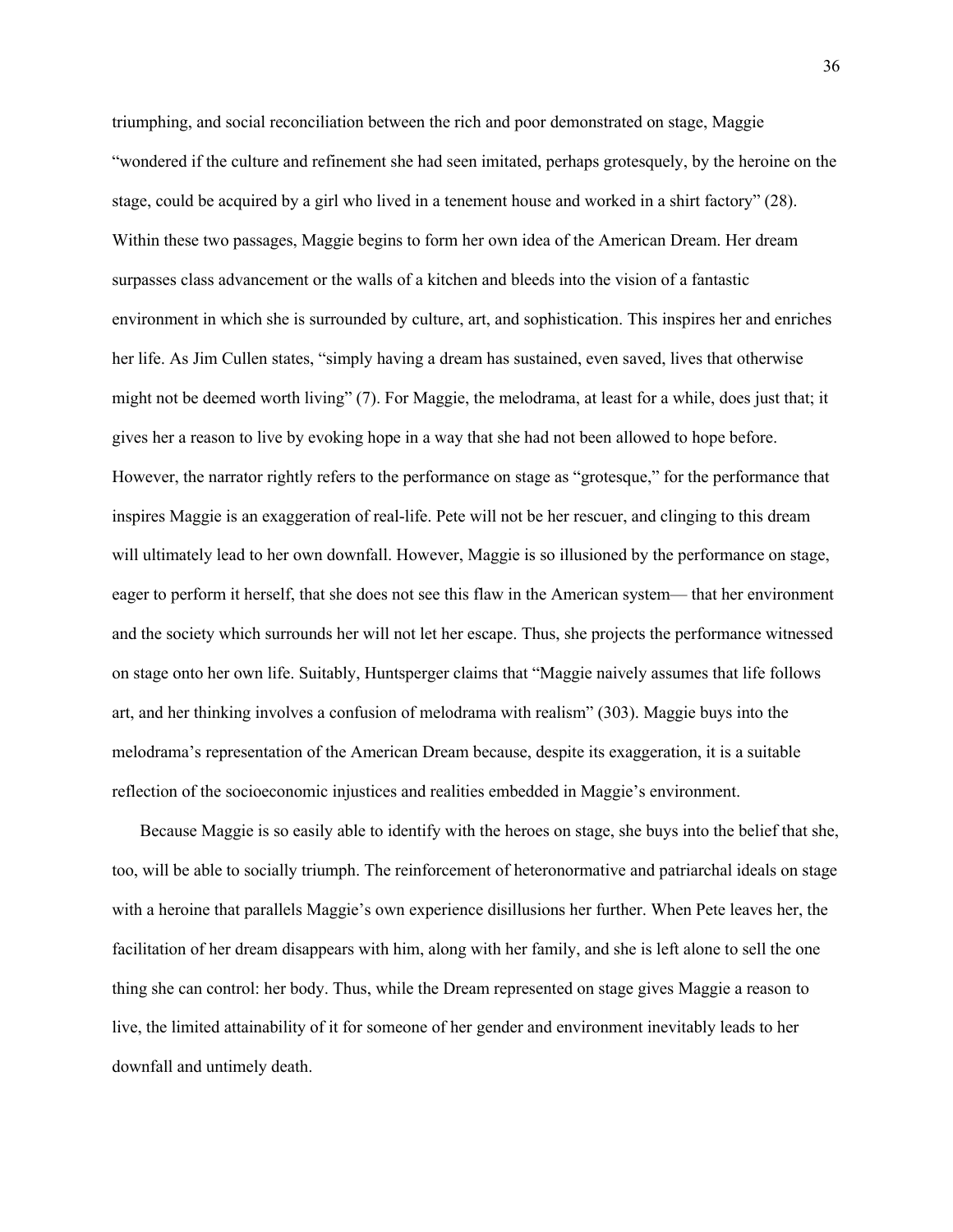triumphing, and social reconciliation between the rich and poor demonstrated on stage, Maggie "wondered if the culture and refinement she had seen imitated, perhaps grotesquely, by the heroine on the stage, could be acquired by a girl who lived in a tenement house and worked in a shirt factory" (28). Within these two passages, Maggie begins to form her own idea of the American Dream. Her dream surpasses class advancement or the walls of a kitchen and bleeds into the vision of a fantastic environment in which she is surrounded by culture, art, and sophistication. This inspires her and enriches her life. As Jim Cullen states, "simply having a dream has sustained, even saved, lives that otherwise might not be deemed worth living" (7). For Maggie, the melodrama, at least for a while, does just that; it gives her a reason to live by evoking hope in a way that she had not been allowed to hope before. However, the narrator rightly refers to the performance on stage as "grotesque," for the performance that inspires Maggie is an exaggeration of real-life. Pete will not be her rescuer, and clinging to this dream will ultimately lead to her own downfall. However, Maggie is so illusioned by the performance on stage, eager to perform it herself, that she does not see this flaw in the American system— that her environment and the society which surrounds her will not let her escape. Thus, she projects the performance witnessed on stage onto her own life. Suitably, Huntsperger claims that "Maggie naively assumes that life follows art, and her thinking involves a confusion of melodrama with realism" (303). Maggie buys into the melodrama's representation of the American Dream because, despite its exaggeration, it is a suitable reflection of the socioeconomic injustices and realities embedded in Maggie's environment.

Because Maggie is so easily able to identify with the heroes on stage, she buys into the belief that she, too, will be able to socially triumph. The reinforcement of heteronormative and patriarchal ideals on stage with a heroine that parallels Maggie's own experience disillusions her further. When Pete leaves her, the facilitation of her dream disappears with him, along with her family, and she is left alone to sell the one thing she can control: her body. Thus, while the Dream represented on stage gives Maggie a reason to live, the limited attainability of it for someone of her gender and environment inevitably leads to her downfall and untimely death.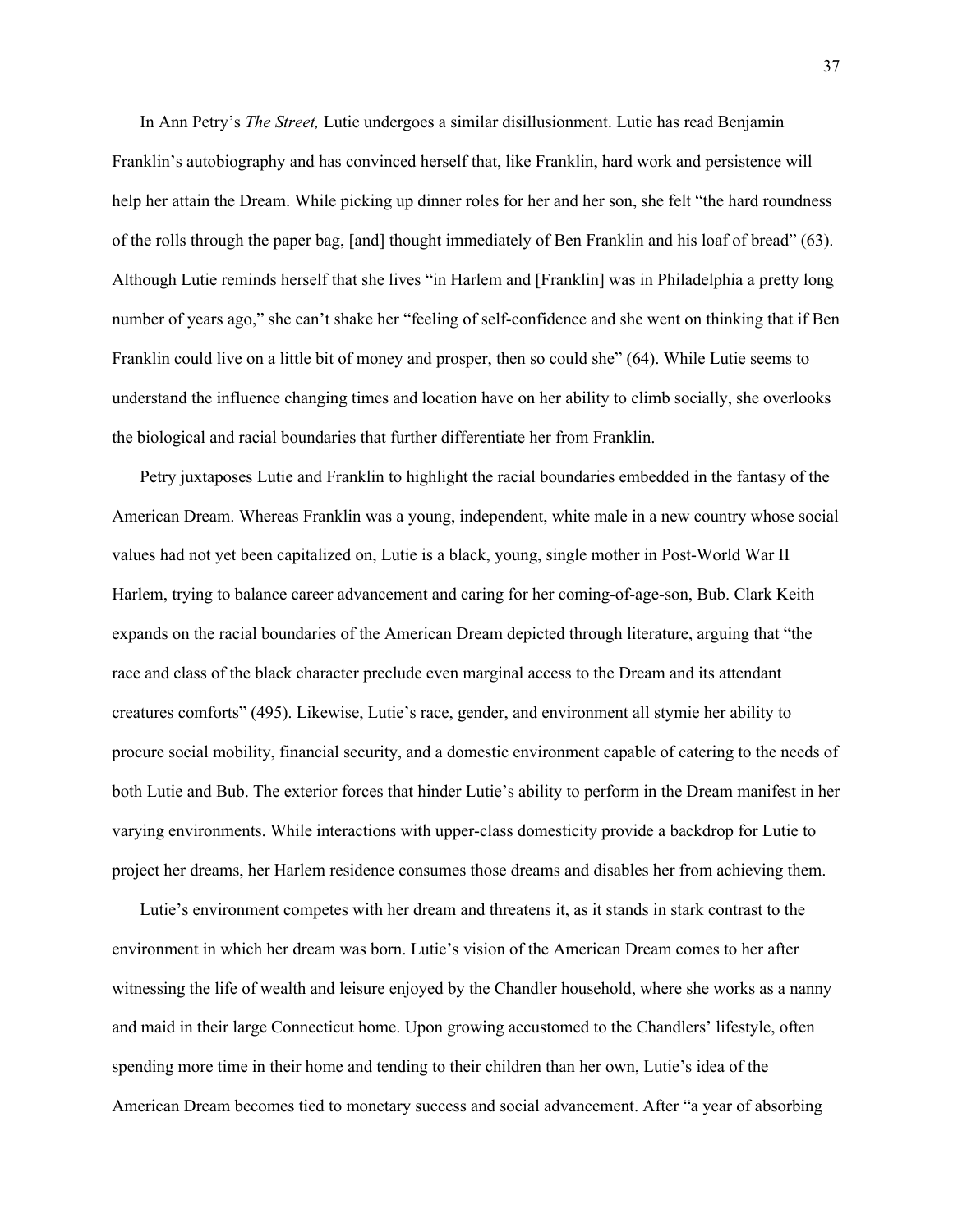In Ann Petry's *The Street,* Lutie undergoes a similar disillusionment. Lutie has read Benjamin Franklin's autobiography and has convinced herself that, like Franklin, hard work and persistence will help her attain the Dream. While picking up dinner roles for her and her son, she felt "the hard roundness of the rolls through the paper bag, [and] thought immediately of Ben Franklin and his loaf of bread" (63). Although Lutie reminds herself that she lives "in Harlem and [Franklin] was in Philadelphia a pretty long number of years ago," she can't shake her "feeling of self-confidence and she went on thinking that if Ben Franklin could live on a little bit of money and prosper, then so could she" (64). While Lutie seems to understand the influence changing times and location have on her ability to climb socially, she overlooks the biological and racial boundaries that further differentiate her from Franklin.

Petry juxtaposes Lutie and Franklin to highlight the racial boundaries embedded in the fantasy of the American Dream. Whereas Franklin was a young, independent, white male in a new country whose social values had not yet been capitalized on, Lutie is a black, young, single mother in Post-World War II Harlem, trying to balance career advancement and caring for her coming-of-age-son, Bub. Clark Keith expands on the racial boundaries of the American Dream depicted through literature, arguing that "the race and class of the black character preclude even marginal access to the Dream and its attendant creatures comforts" (495). Likewise, Lutie's race, gender, and environment all stymie her ability to procure social mobility, financial security, and a domestic environment capable of catering to the needs of both Lutie and Bub. The exterior forces that hinder Lutie's ability to perform in the Dream manifest in her varying environments. While interactions with upper-class domesticity provide a backdrop for Lutie to project her dreams, her Harlem residence consumes those dreams and disables her from achieving them.

Lutie's environment competes with her dream and threatens it, as it stands in stark contrast to the environment in which her dream was born. Lutie's vision of the American Dream comes to her after witnessing the life of wealth and leisure enjoyed by the Chandler household, where she works as a nanny and maid in their large Connecticut home. Upon growing accustomed to the Chandlers' lifestyle, often spending more time in their home and tending to their children than her own, Lutie's idea of the American Dream becomes tied to monetary success and social advancement. After "a year of absorbing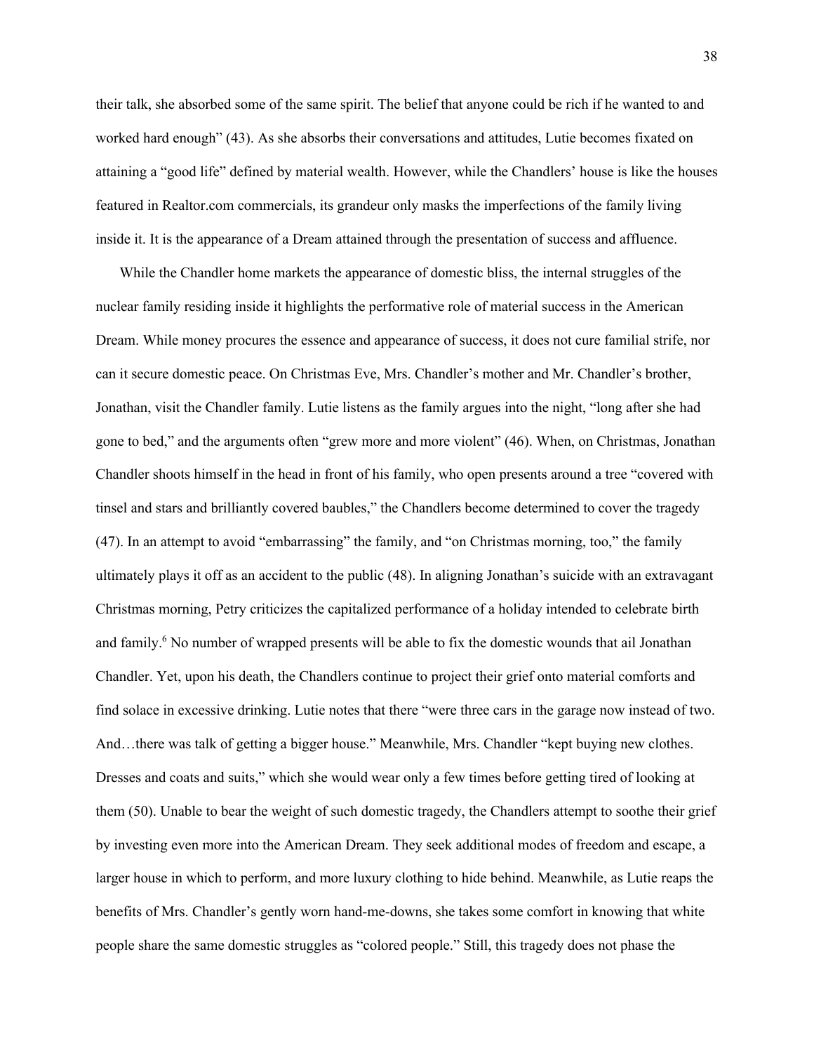their talk, she absorbed some of the same spirit. The belief that anyone could be rich if he wanted to and worked hard enough" (43). As she absorbs their conversations and attitudes, Lutie becomes fixated on attaining a "good life" defined by material wealth. However, while the Chandlers' house is like the houses featured in Realtor.com commercials, its grandeur only masks the imperfections of the family living inside it. It is the appearance of a Dream attained through the presentation of success and affluence.

While the Chandler home markets the appearance of domestic bliss, the internal struggles of the nuclear family residing inside it highlights the performative role of material success in the American Dream. While money procures the essence and appearance of success, it does not cure familial strife, nor can it secure domestic peace. On Christmas Eve, Mrs. Chandler's mother and Mr. Chandler's brother, Jonathan, visit the Chandler family. Lutie listens as the family argues into the night, "long after she had gone to bed," and the arguments often "grew more and more violent" (46). When, on Christmas, Jonathan Chandler shoots himself in the head in front of his family, who open presents around a tree "covered with tinsel and stars and brilliantly covered baubles," the Chandlers become determined to cover the tragedy (47). In an attempt to avoid "embarrassing" the family, and "on Christmas morning, too," the family ultimately plays it off as an accident to the public (48). In aligning Jonathan's suicide with an extravagant Christmas morning, Petry criticizes the capitalized performance of a holiday intended to celebrate birth and family.[6] No number of wrapped presents will be able to fix the domestic wounds that ail Jonathan Chandler. Yet, upon his death, the Chandlers continue to project their grief onto material comforts and find solace in excessive drinking. Lutie notes that there "were three cars in the garage now instead of two. And…there was talk of getting a bigger house." Meanwhile, Mrs. Chandler "kept buying new clothes. Dresses and coats and suits," which she would wear only a few times before getting tired of looking at them (50). Unable to bear the weight of such domestic tragedy, the Chandlers attempt to soothe their grief by investing even more into the American Dream. They seek additional modes of freedom and escape, a larger house in which to perform, and more luxury clothing to hide behind. Meanwhile, as Lutie reaps the benefits of Mrs. Chandler's gently worn hand-me-downs, she takes some comfort in knowing that white people share the same domestic struggles as "colored people." Still, this tragedy does not phase the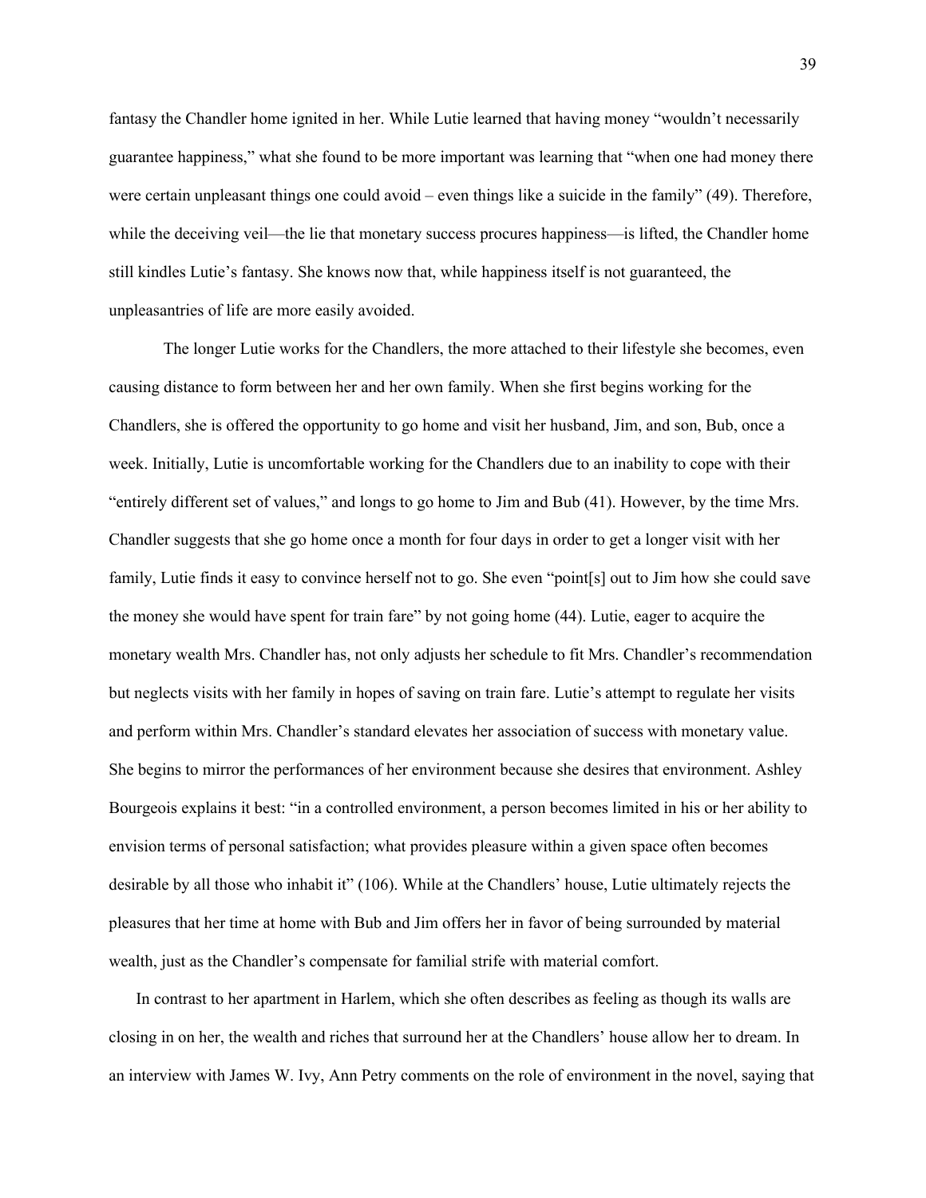fantasy the Chandler home ignited in her. While Lutie learned that having money "wouldn't necessarily guarantee happiness," what she found to be more important was learning that "when one had money there were certain unpleasant things one could avoid – even things like a suicide in the family" (49). Therefore, while the deceiving veil—the lie that monetary success procures happiness—is lifted, the Chandler home still kindles Lutie's fantasy. She knows now that, while happiness itself is not guaranteed, the unpleasantries of life are more easily avoided.

The longer Lutie works for the Chandlers, the more attached to their lifestyle she becomes, even causing distance to form between her and her own family. When she first begins working for the Chandlers, she is offered the opportunity to go home and visit her husband, Jim, and son, Bub, once a week. Initially, Lutie is uncomfortable working for the Chandlers due to an inability to cope with their "entirely different set of values," and longs to go home to Jim and Bub (41). However, by the time Mrs. Chandler suggests that she go home once a month for four days in order to get a longer visit with her family, Lutie finds it easy to convince herself not to go. She even "point[s] out to Jim how she could save the money she would have spent for train fare" by not going home (44). Lutie, eager to acquire the monetary wealth Mrs. Chandler has, not only adjusts her schedule to fit Mrs. Chandler's recommendation but neglects visits with her family in hopes of saving on train fare. Lutie's attempt to regulate her visits and perform within Mrs. Chandler's standard elevates her association of success with monetary value. She begins to mirror the performances of her environment because she desires that environment. Ashley Bourgeois explains it best: "in a controlled environment, a person becomes limited in his or her ability to envision terms of personal satisfaction; what provides pleasure within a given space often becomes desirable by all those who inhabit it" (106). While at the Chandlers' house, Lutie ultimately rejects the pleasures that her time at home with Bub and Jim offers her in favor of being surrounded by material wealth, just as the Chandler's compensate for familial strife with material comfort.

In contrast to her apartment in Harlem, which she often describes as feeling as though its walls are closing in on her, the wealth and riches that surround her at the Chandlers' house allow her to dream. In an interview with James W. Ivy, Ann Petry comments on the role of environment in the novel, saying that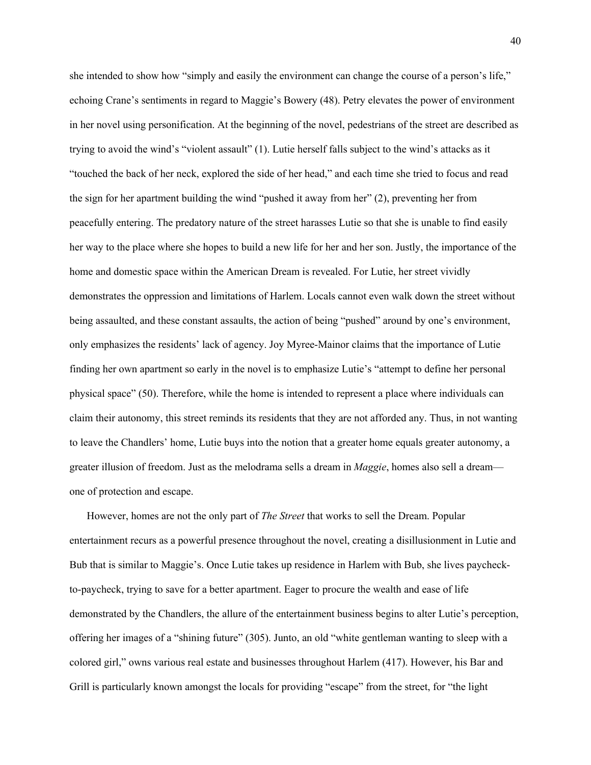she intended to show how "simply and easily the environment can change the course of a person's life," echoing Crane's sentiments in regard to Maggie's Bowery (48). Petry elevates the power of environment in her novel using personification. At the beginning of the novel, pedestrians of the street are described as trying to avoid the wind's "violent assault" (1). Lutie herself falls subject to the wind's attacks as it "touched the back of her neck, explored the side of her head," and each time she tried to focus and read the sign for her apartment building the wind "pushed it away from her" (2), preventing her from peacefully entering. The predatory nature of the street harasses Lutie so that she is unable to find easily her way to the place where she hopes to build a new life for her and her son. Justly, the importance of the home and domestic space within the American Dream is revealed. For Lutie, her street vividly demonstrates the oppression and limitations of Harlem. Locals cannot even walk down the street without being assaulted, and these constant assaults, the action of being "pushed" around by one's environment, only emphasizes the residents' lack of agency. Joy Myree-Mainor claims that the importance of Lutie finding her own apartment so early in the novel is to emphasize Lutie's "attempt to define her personal physical space" (50). Therefore, while the home is intended to represent a place where individuals can claim their autonomy, this street reminds its residents that they are not afforded any. Thus, in not wanting to leave the Chandlers' home, Lutie buys into the notion that a greater home equals greater autonomy, a greater illusion of freedom. Just as the melodrama sells a dream in *Maggie*, homes also sell a dream—one of protection and escape.

However, homes are not the only part of *The Street* that works to sell the Dream. Popular entertainment recurs as a powerful presence throughout the novel, creating a disillusionment in Lutie and Bub that is similar to Maggie's. Once Lutie takes up residence in Harlem with Bub, she lives paycheck-to-paycheck, trying to save for a better apartment. Eager to procure the wealth and ease of life demonstrated by the Chandlers, the allure of the entertainment business begins to alter Lutie's perception, offering her images of a "shining future" (305). Junto, an old "white gentleman wanting to sleep with a colored girl," owns various real estate and businesses throughout Harlem (417). However, his Bar and Grill is particularly known amongst the locals for providing "escape" from the street, for "the light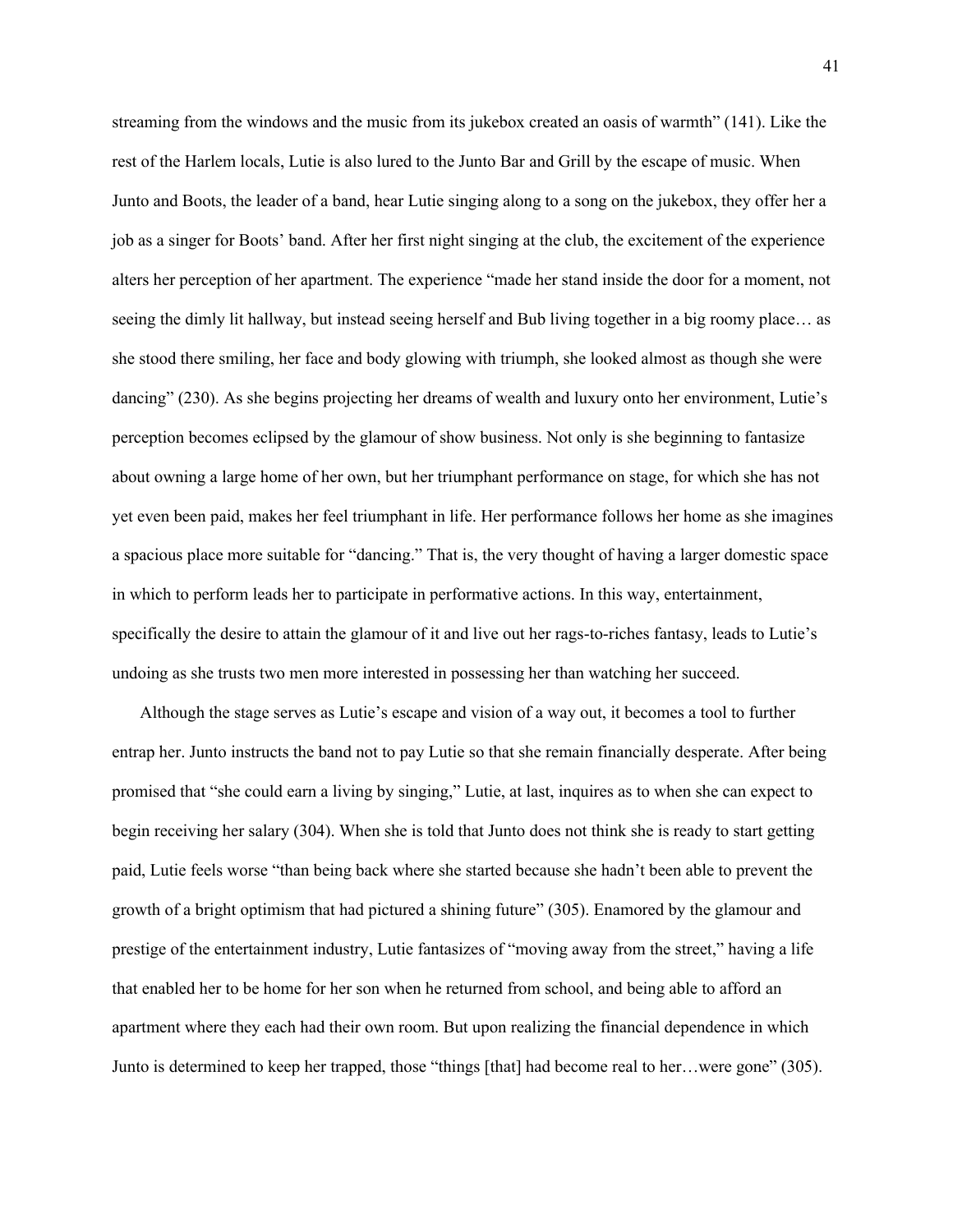streaming from the windows and the music from its jukebox created an oasis of warmth" (141). Like the rest of the Harlem locals, Lutie is also lured to the Junto Bar and Grill by the escape of music. When Junto and Boots, the leader of a band, hear Lutie singing along to a song on the jukebox, they offer her a job as a singer for Boots' band. After her first night singing at the club, the excitement of the experience alters her perception of her apartment. The experience "made her stand inside the door for a moment, not seeing the dimly lit hallway, but instead seeing herself and Bub living together in a big roomy place… as she stood there smiling, her face and body glowing with triumph, she looked almost as though she were dancing" (230). As she begins projecting her dreams of wealth and luxury onto her environment, Lutie's perception becomes eclipsed by the glamour of show business. Not only is she beginning to fantasize about owning a large home of her own, but her triumphant performance on stage, for which she has not yet even been paid, makes her feel triumphant in life. Her performance follows her home as she imagines a spacious place more suitable for "dancing." That is, the very thought of having a larger domestic space in which to perform leads her to participate in performative actions. In this way, entertainment, specifically the desire to attain the glamour of it and live out her rags-to-riches fantasy, leads to Lutie's undoing as she trusts two men more interested in possessing her than watching her succeed.

Although the stage serves as Lutie's escape and vision of a way out, it becomes a tool to further entrap her. Junto instructs the band not to pay Lutie so that she remain financially desperate. After being promised that "she could earn a living by singing," Lutie, at last, inquires as to when she can expect to begin receiving her salary (304). When she is told that Junto does not think she is ready to start getting paid, Lutie feels worse "than being back where she started because she hadn't been able to prevent the growth of a bright optimism that had pictured a shining future" (305). Enamored by the glamour and prestige of the entertainment industry, Lutie fantasizes of "moving away from the street," having a life that enabled her to be home for her son when he returned from school, and being able to afford an apartment where they each had their own room. But upon realizing the financial dependence in which Junto is determined to keep her trapped, those "things [that] had become real to her…were gone" (305).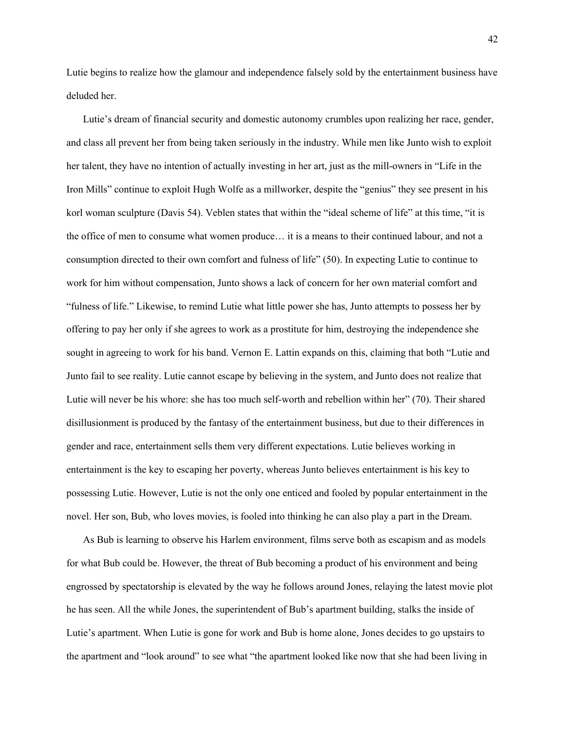Lutie begins to realize how the glamour and independence falsely sold by the entertainment business have deluded her.

Lutie's dream of financial security and domestic autonomy crumbles upon realizing her race, gender, and class all prevent her from being taken seriously in the industry. While men like Junto wish to exploit her talent, they have no intention of actually investing in her art, just as the mill-owners in "Life in the Iron Mills" continue to exploit Hugh Wolfe as a millworker, despite the "genius" they see present in his korl woman sculpture (Davis 54). Veblen states that within the "ideal scheme of life" at this time, "it is the office of men to consume what women produce… it is a means to their continued labour, and not a consumption directed to their own comfort and fulness of life" (50). In expecting Lutie to continue to work for him without compensation, Junto shows a lack of concern for her own material comfort and "fulness of life." Likewise, to remind Lutie what little power she has, Junto attempts to possess her by offering to pay her only if she agrees to work as a prostitute for him, destroying the independence she sought in agreeing to work for his band. Vernon E. Lattin expands on this, claiming that both "Lutie and Junto fail to see reality. Lutie cannot escape by believing in the system, and Junto does not realize that Lutie will never be his whore: she has too much self-worth and rebellion within her" (70). Their shared disillusionment is produced by the fantasy of the entertainment business, but due to their differences in gender and race, entertainment sells them very different expectations. Lutie believes working in entertainment is the key to escaping her poverty, whereas Junto believes entertainment is his key to possessing Lutie. However, Lutie is not the only one enticed and fooled by popular entertainment in the novel. Her son, Bub, who loves movies, is fooled into thinking he can also play a part in the Dream.

As Bub is learning to observe his Harlem environment, films serve both as escapism and as models for what Bub could be. However, the threat of Bub becoming a product of his environment and being engrossed by spectatorship is elevated by the way he follows around Jones, relaying the latest movie plot he has seen. All the while Jones, the superintendent of Bub's apartment building, stalks the inside of Lutie's apartment. When Lutie is gone for work and Bub is home alone, Jones decides to go upstairs to the apartment and "look around" to see what "the apartment looked like now that she had been living in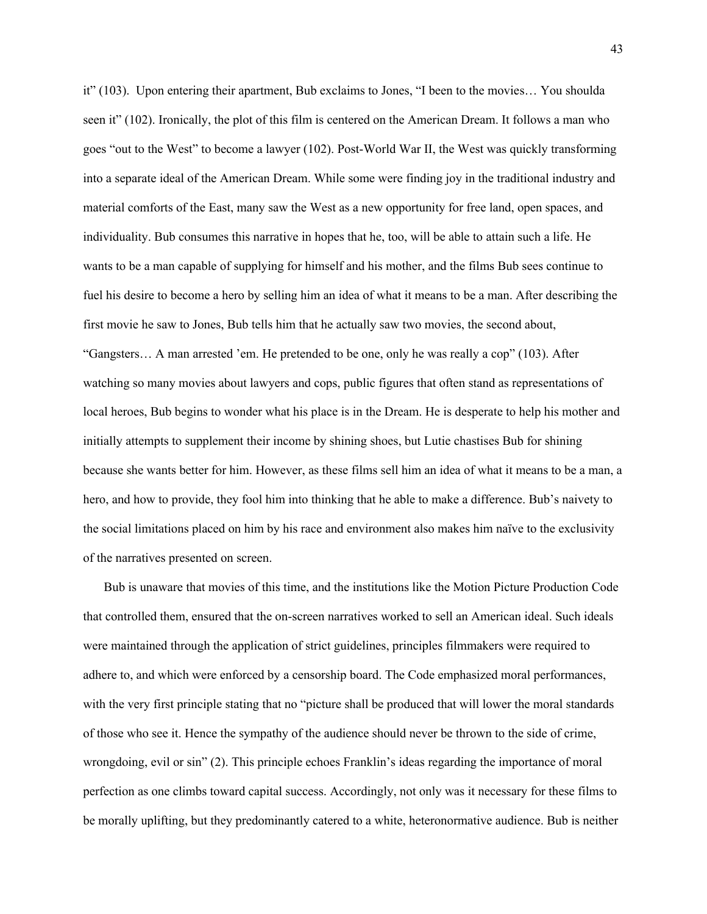it" (103). Upon entering their apartment, Bub exclaims to Jones, "I been to the movies… You shoulda seen it" (102). Ironically, the plot of this film is centered on the American Dream. It follows a man who goes "out to the West" to become a lawyer (102). Post-World War II, the West was quickly transforming into a separate ideal of the American Dream. While some were finding joy in the traditional industry and material comforts of the East, many saw the West as a new opportunity for free land, open spaces, and individuality. Bub consumes this narrative in hopes that he, too, will be able to attain such a life. He wants to be a man capable of supplying for himself and his mother, and the films Bub sees continue to fuel his desire to become a hero by selling him an idea of what it means to be a man. After describing the first movie he saw to Jones, Bub tells him that he actually saw two movies, the second about, "Gangsters… A man arrested 'em. He pretended to be one, only he was really a cop" (103). After watching so many movies about lawyers and cops, public figures that often stand as representations of local heroes, Bub begins to wonder what his place is in the Dream. He is desperate to help his mother and initially attempts to supplement their income by shining shoes, but Lutie chastises Bub for shining because she wants better for him. However, as these films sell him an idea of what it means to be a man, a hero, and how to provide, they fool him into thinking that he able to make a difference. Bub's naivety to the social limitations placed on him by his race and environment also makes him naïve to the exclusivity of the narratives presented on screen.

Bub is unaware that movies of this time, and the institutions like the Motion Picture Production Code that controlled them, ensured that the on-screen narratives worked to sell an American ideal. Such ideals were maintained through the application of strict guidelines, principles filmmakers were required to adhere to, and which were enforced by a censorship board. The Code emphasized moral performances, with the very first principle stating that no "picture shall be produced that will lower the moral standards of those who see it. Hence the sympathy of the audience should never be thrown to the side of crime, wrongdoing, evil or sin" (2). This principle echoes Franklin's ideas regarding the importance of moral perfection as one climbs toward capital success. Accordingly, not only was it necessary for these films to be morally uplifting, but they predominantly catered to a white, heteronormative audience. Bub is neither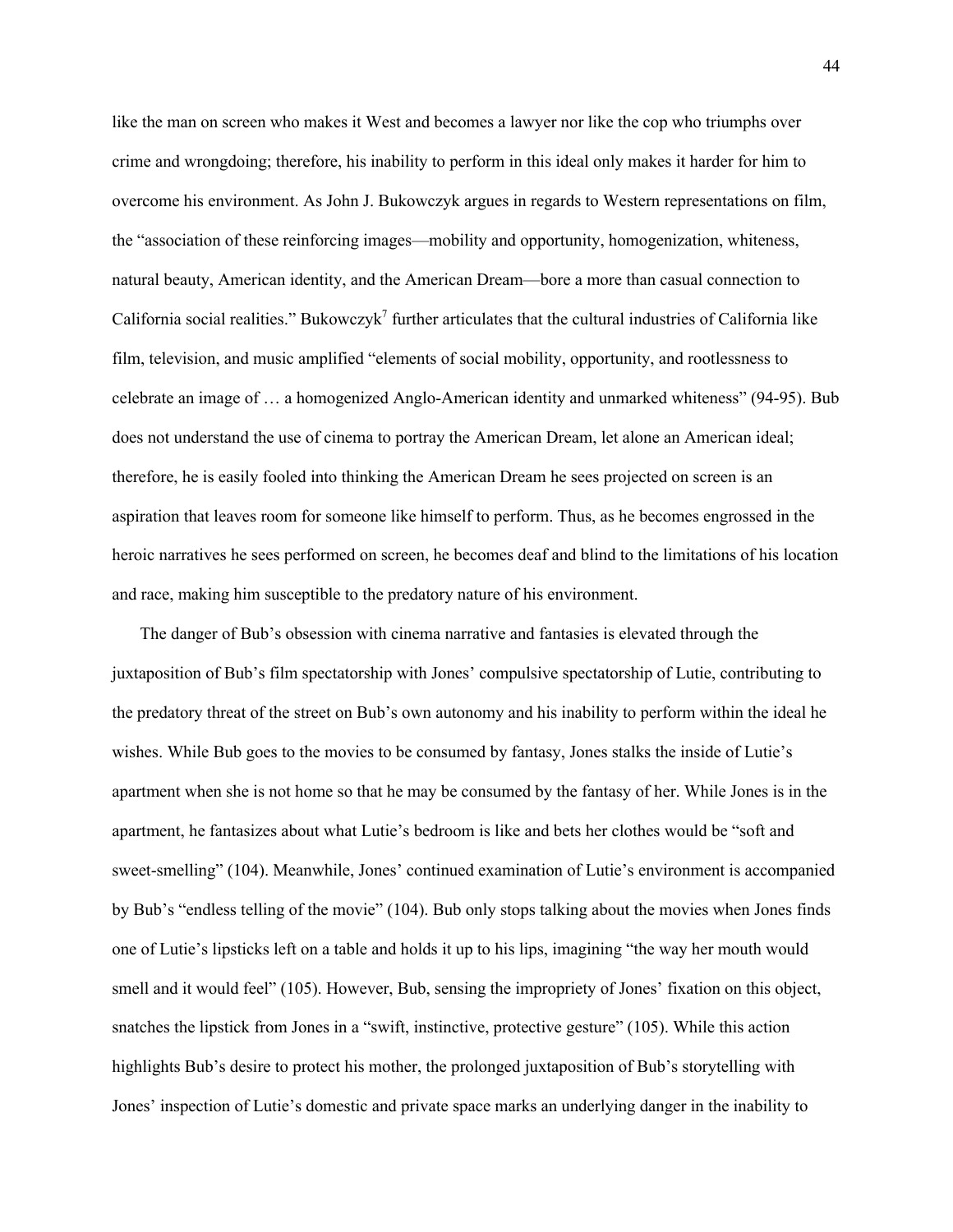like the man on screen who makes it West and becomes a lawyer nor like the cop who triumphs over crime and wrongdoing; therefore, his inability to perform in this ideal only makes it harder for him to overcome his environment. As John J. Bukowczyk argues in regards to Western representations on film, the "association of these reinforcing images—mobility and opportunity, homogenization, whiteness, natural beauty, American identity, and the American Dream—bore a more than casual connection to California social realities." Bukowczyk[7] further articulates that the cultural industries of California like film, television, and music amplified "elements of social mobility, opportunity, and rootlessness to celebrate an image of … a homogenized Anglo-American identity and unmarked whiteness" (94-95). Bub does not understand the use of cinema to portray the American Dream, let alone an American ideal; therefore, he is easily fooled into thinking the American Dream he sees projected on screen is an aspiration that leaves room for someone like himself to perform. Thus, as he becomes engrossed in the heroic narratives he sees performed on screen, he becomes deaf and blind to the limitations of his location and race, making him susceptible to the predatory nature of his environment.

The danger of Bub's obsession with cinema narrative and fantasies is elevated through the juxtaposition of Bub's film spectatorship with Jones' compulsive spectatorship of Lutie, contributing to the predatory threat of the street on Bub's own autonomy and his inability to perform within the ideal he wishes. While Bub goes to the movies to be consumed by fantasy, Jones stalks the inside of Lutie's apartment when she is not home so that he may be consumed by the fantasy of her. While Jones is in the apartment, he fantasizes about what Lutie's bedroom is like and bets her clothes would be "soft and sweet-smelling" (104). Meanwhile, Jones' continued examination of Lutie's environment is accompanied by Bub's "endless telling of the movie" (104). Bub only stops talking about the movies when Jones finds one of Lutie's lipsticks left on a table and holds it up to his lips, imagining "the way her mouth would smell and it would feel" (105). However, Bub, sensing the impropriety of Jones' fixation on this object, snatches the lipstick from Jones in a "swift, instinctive, protective gesture" (105). While this action highlights Bub's desire to protect his mother, the prolonged juxtaposition of Bub's storytelling with Jones' inspection of Lutie's domestic and private space marks an underlying danger in the inability to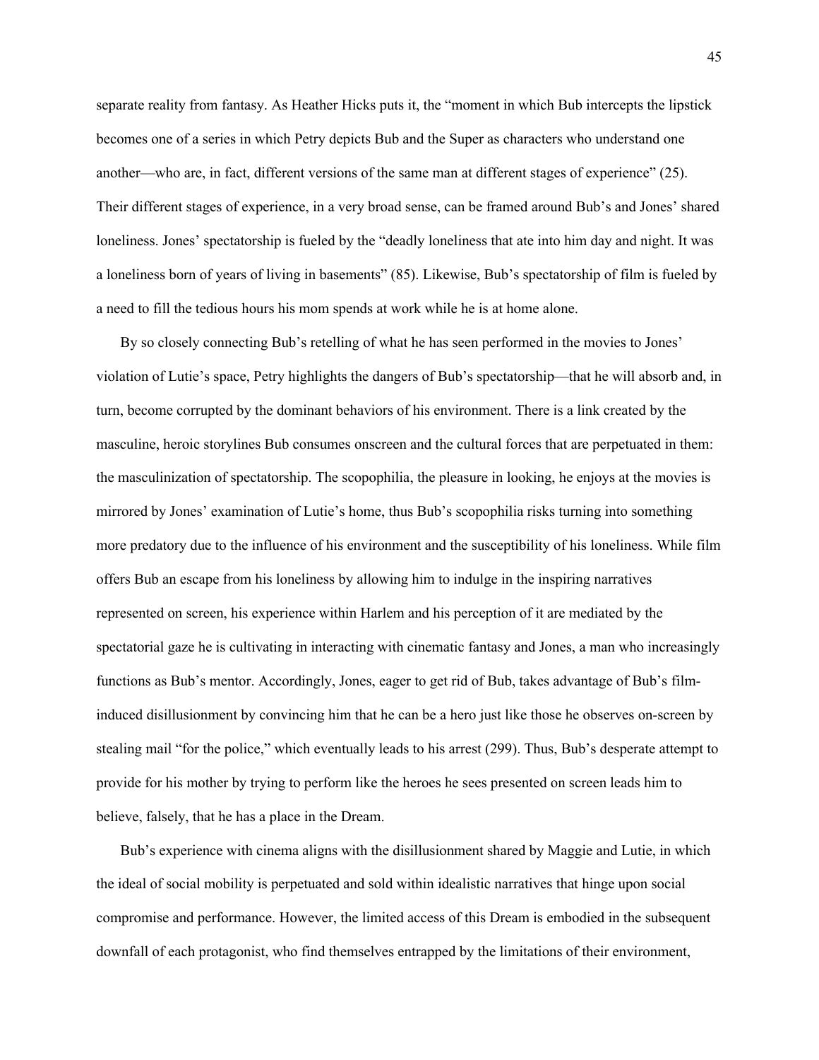separate reality from fantasy. As Heather Hicks puts it, the "moment in which Bub intercepts the lipstick becomes one of a series in which Petry depicts Bub and the Super as characters who understand one another—who are, in fact, different versions of the same man at different stages of experience" (25). Their different stages of experience, in a very broad sense, can be framed around Bub's and Jones' shared loneliness. Jones' spectatorship is fueled by the "deadly loneliness that ate into him day and night. It was a loneliness born of years of living in basements" (85). Likewise, Bub's spectatorship of film is fueled by a need to fill the tedious hours his mom spends at work while he is at home alone.

By so closely connecting Bub's retelling of what he has seen performed in the movies to Jones' violation of Lutie's space, Petry highlights the dangers of Bub's spectatorship—that he will absorb and, in turn, become corrupted by the dominant behaviors of his environment. There is a link created by the masculine, heroic storylines Bub consumes onscreen and the cultural forces that are perpetuated in them: the masculinization of spectatorship. The scopophilia, the pleasure in looking, he enjoys at the movies is mirrored by Jones' examination of Lutie's home, thus Bub's scopophilia risks turning into something more predatory due to the influence of his environment and the susceptibility of his loneliness. While film offers Bub an escape from his loneliness by allowing him to indulge in the inspiring narratives represented on screen, his experience within Harlem and his perception of it are mediated by the spectatorial gaze he is cultivating in interacting with cinematic fantasy and Jones, a man who increasingly functions as Bub's mentor. Accordingly, Jones, eager to get rid of Bub, takes advantage of Bub's film-induced disillusionment by convincing him that he can be a hero just like those he observes on-screen by stealing mail "for the police," which eventually leads to his arrest (299). Thus, Bub's desperate attempt to provide for his mother by trying to perform like the heroes he sees presented on screen leads him to believe, falsely, that he has a place in the Dream.

Bub's experience with cinema aligns with the disillusionment shared by Maggie and Lutie, in which the ideal of social mobility is perpetuated and sold within idealistic narratives that hinge upon social compromise and performance. However, the limited access of this Dream is embodied in the subsequent downfall of each protagonist, who find themselves entrapped by the limitations of their environment,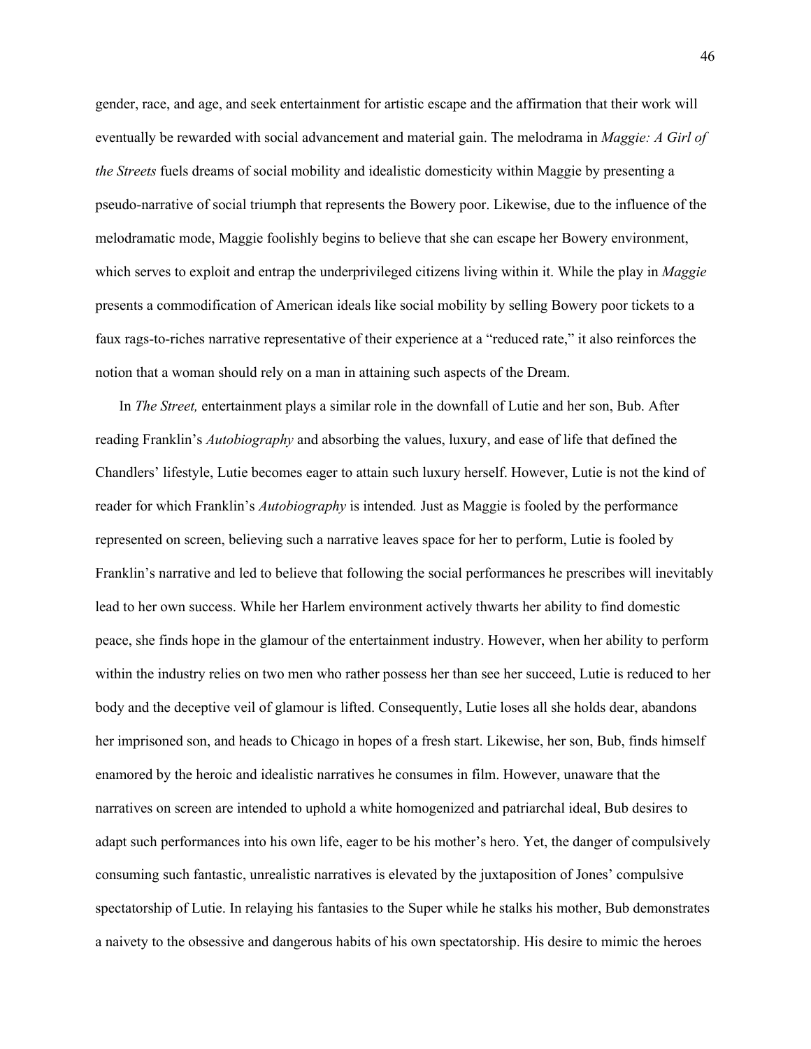gender, race, and age, and seek entertainment for artistic escape and the affirmation that their work will eventually be rewarded with social advancement and material gain. The melodrama in *Maggie: A Girl of the Streets* fuels dreams of social mobility and idealistic domesticity within Maggie by presenting a pseudo-narrative of social triumph that represents the Bowery poor. Likewise, due to the influence of the melodramatic mode, Maggie foolishly begins to believe that she can escape her Bowery environment, which serves to exploit and entrap the underprivileged citizens living within it. While the play in *Maggie* presents a commodification of American ideals like social mobility by selling Bowery poor tickets to a faux rags-to-riches narrative representative of their experience at a "reduced rate," it also reinforces the notion that a woman should rely on a man in attaining such aspects of the Dream.

In *The Street,* entertainment plays a similar role in the downfall of Lutie and her son, Bub. After reading Franklin's *Autobiography* and absorbing the values, luxury, and ease of life that defined the Chandlers' lifestyle, Lutie becomes eager to attain such luxury herself. However, Lutie is not the kind of reader for which Franklin's *Autobiography* is intended. Just as Maggie is fooled by the performance represented on screen, believing such a narrative leaves space for her to perform, Lutie is fooled by Franklin's narrative and led to believe that following the social performances he prescribes will inevitably lead to her own success. While her Harlem environment actively thwarts her ability to find domestic peace, she finds hope in the glamour of the entertainment industry. However, when her ability to perform within the industry relies on two men who rather possess her than see her succeed, Lutie is reduced to her body and the deceptive veil of glamour is lifted. Consequently, Lutie loses all she holds dear, abandons her imprisoned son, and heads to Chicago in hopes of a fresh start. Likewise, her son, Bub, finds himself enamored by the heroic and idealistic narratives he consumes in film. However, unaware that the narratives on screen are intended to uphold a white homogenized and patriarchal ideal, Bub desires to adapt such performances into his own life, eager to be his mother's hero. Yet, the danger of compulsively consuming such fantastic, unrealistic narratives is elevated by the juxtaposition of Jones' compulsive spectatorship of Lutie. In relaying his fantasies to the Super while he stalks his mother, Bub demonstrates a naivety to the obsessive and dangerous habits of his own spectatorship. His desire to mimic the heroes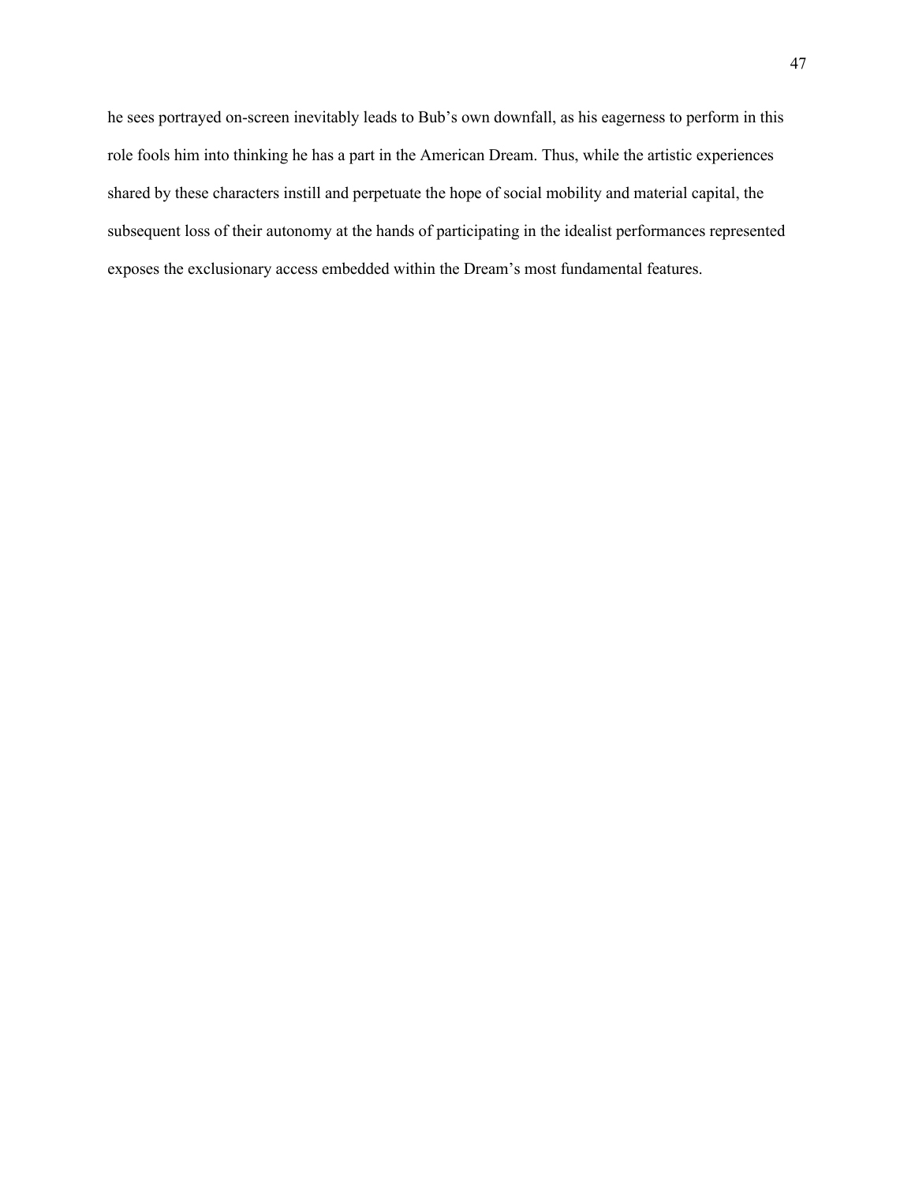he sees portrayed on-screen inevitably leads to Bub’s own downfall, as his eagerness to perform in this role fools him into thinking he has a part in the American Dream. Thus, while the artistic experiences shared by these characters instill and perpetuate the hope of social mobility and material capital, the subsequent loss of their autonomy at the hands of participating in the idealist performances represented exposes the exclusionary access embedded within the Dream’s most fundamental features.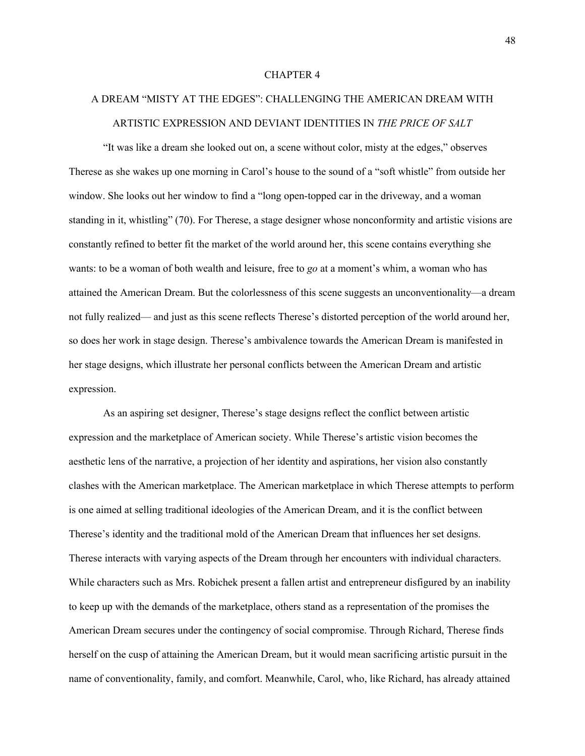# CHAPTER 4

# A DREAM "MISTY AT THE EDGES": CHALLENGING THE AMERICAN DREAM WITH ARTISTIC EXPRESSION AND DEVIANT IDENTITIES IN *THE PRICE OF SALT*

"It was like a dream she looked out on, a scene without color, misty at the edges," observes Therese as she wakes up one morning in Carol's house to the sound of a "soft whistle" from outside her window. She looks out her window to find a "long open-topped car in the driveway, and a woman standing in it, whistling" (70). For Therese, a stage designer whose nonconformity and artistic visions are constantly refined to better fit the market of the world around her, this scene contains everything she wants: to be a woman of both wealth and leisure, free to *go* at a moment's whim, a woman who has attained the American Dream. But the colorlessness of this scene suggests an unconventionality—a dream not fully realized— and just as this scene reflects Therese's distorted perception of the world around her, so does her work in stage design. Therese's ambivalence towards the American Dream is manifested in her stage designs, which illustrate her personal conflicts between the American Dream and artistic expression.

As an aspiring set designer, Therese's stage designs reflect the conflict between artistic expression and the marketplace of American society. While Therese's artistic vision becomes the aesthetic lens of the narrative, a projection of her identity and aspirations, her vision also constantly clashes with the American marketplace. The American marketplace in which Therese attempts to perform is one aimed at selling traditional ideologies of the American Dream, and it is the conflict between Therese's identity and the traditional mold of the American Dream that influences her set designs. Therese interacts with varying aspects of the Dream through her encounters with individual characters. While characters such as Mrs. Robichek present a fallen artist and entrepreneur disfigured by an inability to keep up with the demands of the marketplace, others stand as a representation of the promises the American Dream secures under the contingency of social compromise. Through Richard, Therese finds herself on the cusp of attaining the American Dream, but it would mean sacrificing artistic pursuit in the name of conventionality, family, and comfort. Meanwhile, Carol, who, like Richard, has already attained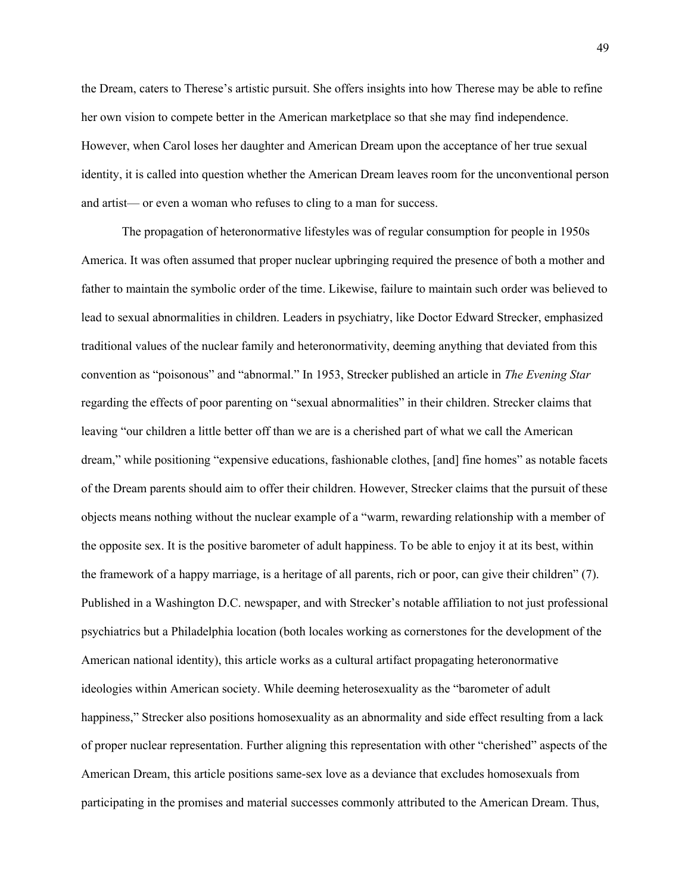the Dream, caters to Therese's artistic pursuit. She offers insights into how Therese may be able to refine her own vision to compete better in the American marketplace so that she may find independence. However, when Carol loses her daughter and American Dream upon the acceptance of her true sexual identity, it is called into question whether the American Dream leaves room for the unconventional person and artist— or even a woman who refuses to cling to a man for success.

The propagation of heteronormative lifestyles was of regular consumption for people in 1950s America. It was often assumed that proper nuclear upbringing required the presence of both a mother and father to maintain the symbolic order of the time. Likewise, failure to maintain such order was believed to lead to sexual abnormalities in children. Leaders in psychiatry, like Doctor Edward Strecker, emphasized traditional values of the nuclear family and heteronormativity, deeming anything that deviated from this convention as "poisonous" and "abnormal." In 1953, Strecker published an article in *The Evening Star* regarding the effects of poor parenting on "sexual abnormalities" in their children. Strecker claims that leaving "our children a little better off than we are is a cherished part of what we call the American dream," while positioning "expensive educations, fashionable clothes, [and] fine homes" as notable facets of the Dream parents should aim to offer their children. However, Strecker claims that the pursuit of these objects means nothing without the nuclear example of a "warm, rewarding relationship with a member of the opposite sex. It is the positive barometer of adult happiness. To be able to enjoy it at its best, within the framework of a happy marriage, is a heritage of all parents, rich or poor, can give their children" (7). Published in a Washington D.C. newspaper, and with Strecker's notable affiliation to not just professional psychiatrics but a Philadelphia location (both locales working as cornerstones for the development of the American national identity), this article works as a cultural artifact propagating heteronormative ideologies within American society. While deeming heterosexuality as the "barometer of adult happiness," Strecker also positions homosexuality as an abnormality and side effect resulting from a lack of proper nuclear representation. Further aligning this representation with other "cherished" aspects of the American Dream, this article positions same-sex love as a deviance that excludes homosexuals from participating in the promises and material successes commonly attributed to the American Dream. Thus,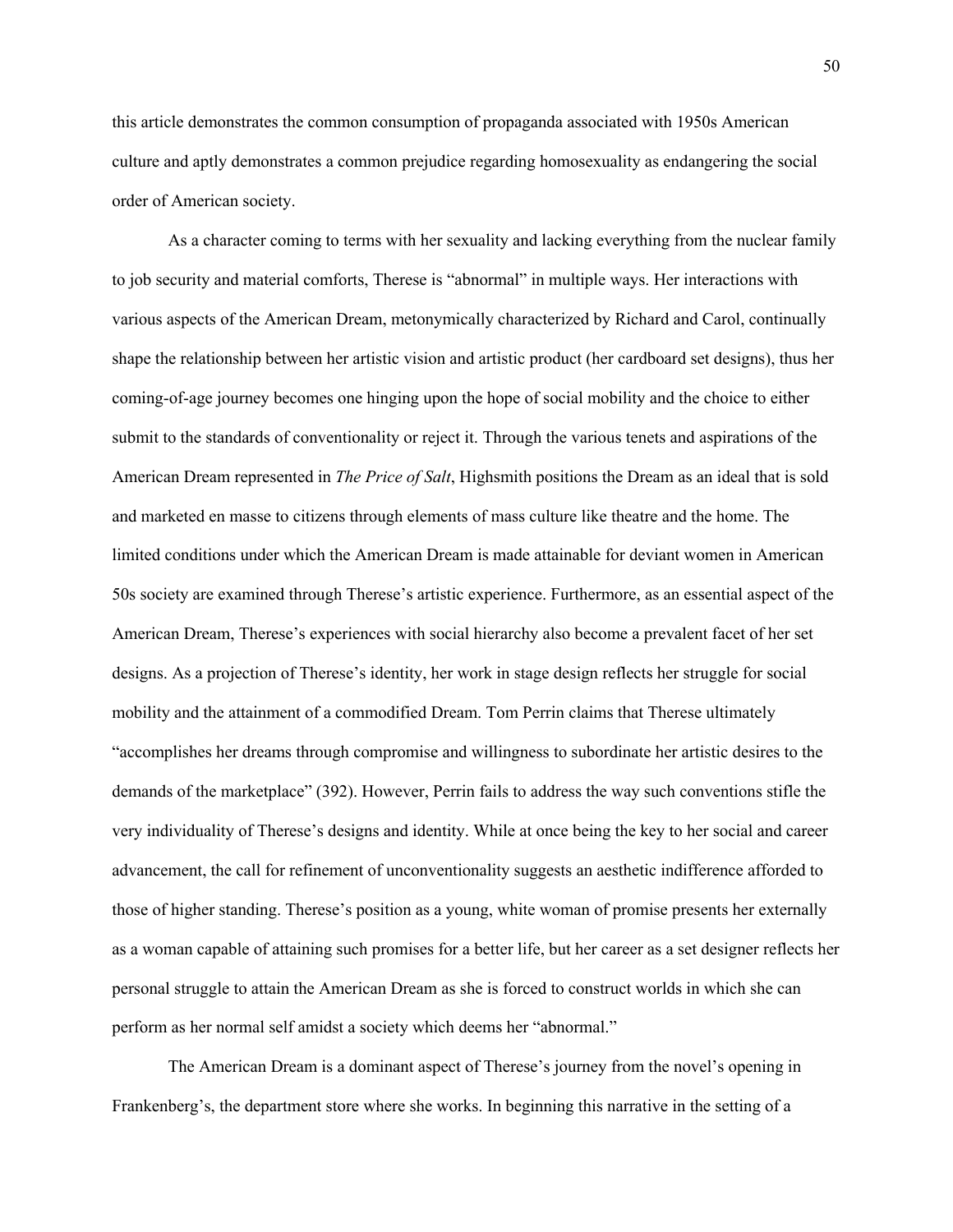this article demonstrates the common consumption of propaganda associated with 1950s American culture and aptly demonstrates a common prejudice regarding homosexuality as endangering the social order of American society.

As a character coming to terms with her sexuality and lacking everything from the nuclear family to job security and material comforts, Therese is "abnormal" in multiple ways. Her interactions with various aspects of the American Dream, metonymically characterized by Richard and Carol, continually shape the relationship between her artistic vision and artistic product (her cardboard set designs), thus her coming-of-age journey becomes one hinging upon the hope of social mobility and the choice to either submit to the standards of conventionality or reject it. Through the various tenets and aspirations of the American Dream represented in *The Price of Salt*, Highsmith positions the Dream as an ideal that is sold and marketed en masse to citizens through elements of mass culture like theatre and the home. The limited conditions under which the American Dream is made attainable for deviant women in American 50s society are examined through Therese's artistic experience. Furthermore, as an essential aspect of the American Dream, Therese's experiences with social hierarchy also become a prevalent facet of her set designs. As a projection of Therese's identity, her work in stage design reflects her struggle for social mobility and the attainment of a commodified Dream. Tom Perrin claims that Therese ultimately "accomplishes her dreams through compromise and willingness to subordinate her artistic desires to the demands of the marketplace" (392). However, Perrin fails to address the way such conventions stifle the very individuality of Therese's designs and identity. While at once being the key to her social and career advancement, the call for refinement of unconventionality suggests an aesthetic indifference afforded to those of higher standing. Therese's position as a young, white woman of promise presents her externally as a woman capable of attaining such promises for a better life, but her career as a set designer reflects her personal struggle to attain the American Dream as she is forced to construct worlds in which she can perform as her normal self amidst a society which deems her "abnormal."

The American Dream is a dominant aspect of Therese's journey from the novel's opening in Frankenberg's, the department store where she works. In beginning this narrative in the setting of a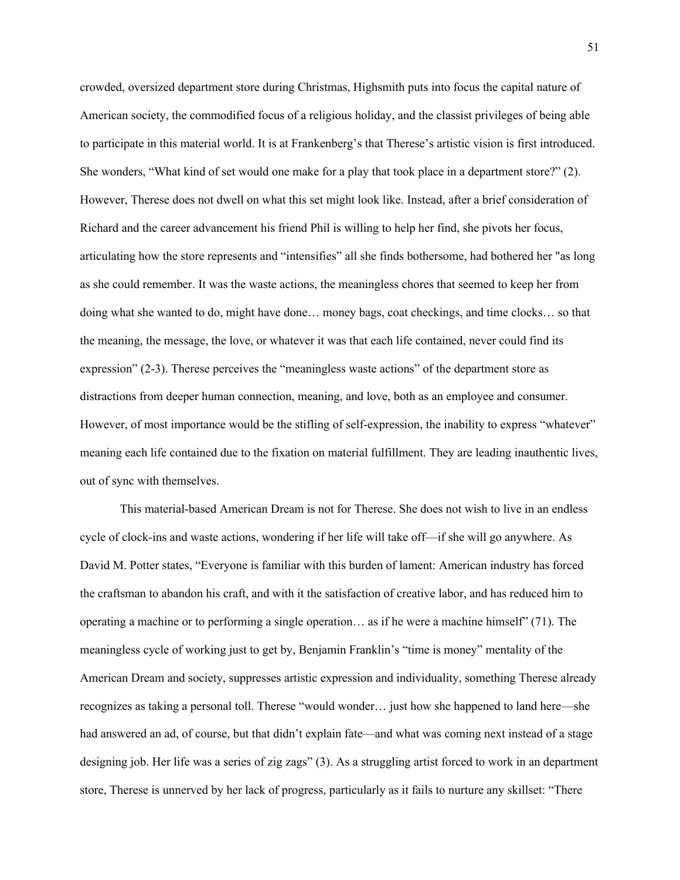crowded, oversized department store during Christmas, Highsmith puts into focus the capital nature of American society, the commodified focus of a religious holiday, and the classist privileges of being able to participate in this material world. It is at Frankenberg's that Therese's artistic vision is first introduced. She wonders, "What kind of set would one make for a play that took place in a department store?" (2). However, Therese does not dwell on what this set might look like. Instead, after a brief consideration of Richard and the career advancement his friend Phil is willing to help her find, she pivots her focus, articulating how the store represents and "intensifies" all she finds bothersome, had bothered her "as long as she could remember. It was the waste actions, the meaningless chores that seemed to keep her from doing what she wanted to do, might have done… money bags, coat checkings, and time clocks… so that the meaning, the message, the love, or whatever it was that each life contained, never could find its expression" (2-3). Therese perceives the "meaningless waste actions" of the department store as distractions from deeper human connection, meaning, and love, both as an employee and consumer. However, of most importance would be the stifling of self-expression, the inability to express "whatever" meaning each life contained due to the fixation on material fulfillment. They are leading inauthentic lives, out of sync with themselves.

This material-based American Dream is not for Therese. She does not wish to live in an endless cycle of clock-ins and waste actions, wondering if her life will take off—if she will go anywhere. As David M. Potter states, "Everyone is familiar with this burden of lament: American industry has forced the craftsman to abandon his craft, and with it the satisfaction of creative labor, and has reduced him to operating a machine or to performing a single operation… as if he were a machine himself" (71). The meaningless cycle of working just to get by, Benjamin Franklin's "time is money" mentality of the American Dream and society, suppresses artistic expression and individuality, something Therese already recognizes as taking a personal toll. Therese "would wonder… just how she happened to land here—she had answered an ad, of course, but that didn't explain fate—and what was coming next instead of a stage designing job. Her life was a series of zig zags" (3). As a struggling artist forced to work in an department store, Therese is unnerved by her lack of progress, particularly as it fails to nurture any skillset: "There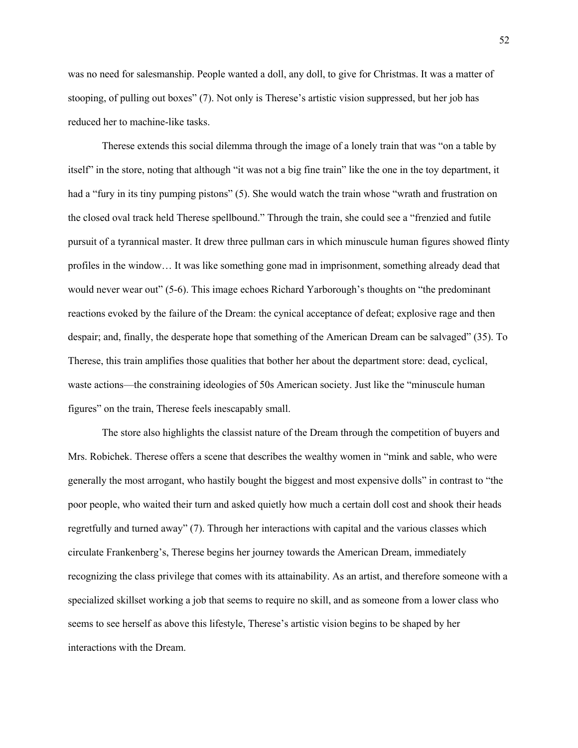was no need for salesmanship. People wanted a doll, any doll, to give for Christmas. It was a matter of stooping, of pulling out boxes" (7). Not only is Therese's artistic vision suppressed, but her job has reduced her to machine-like tasks.

Therese extends this social dilemma through the image of a lonely train that was "on a table by itself" in the store, noting that although "it was not a big fine train" like the one in the toy department, it had a "fury in its tiny pumping pistons" (5). She would watch the train whose "wrath and frustration on the closed oval track held Therese spellbound." Through the train, she could see a "frenzied and futile pursuit of a tyrannical master. It drew three pullman cars in which minuscule human figures showed flinty profiles in the window… It was like something gone mad in imprisonment, something already dead that would never wear out" (5-6). This image echoes Richard Yarborough's thoughts on "the predominant reactions evoked by the failure of the Dream: the cynical acceptance of defeat; explosive rage and then despair; and, finally, the desperate hope that something of the American Dream can be salvaged" (35). To Therese, this train amplifies those qualities that bother her about the department store: dead, cyclical, waste actions—the constraining ideologies of 50s American society. Just like the "minuscule human figures" on the train, Therese feels inescapably small.

The store also highlights the classist nature of the Dream through the competition of buyers and Mrs. Robichek. Therese offers a scene that describes the wealthy women in "mink and sable, who were generally the most arrogant, who hastily bought the biggest and most expensive dolls" in contrast to "the poor people, who waited their turn and asked quietly how much a certain doll cost and shook their heads regretfully and turned away" (7). Through her interactions with capital and the various classes which circulate Frankenberg's, Therese begins her journey towards the American Dream, immediately recognizing the class privilege that comes with its attainability. As an artist, and therefore someone with a specialized skillset working a job that seems to require no skill, and as someone from a lower class who seems to see herself as above this lifestyle, Therese's artistic vision begins to be shaped by her interactions with the Dream.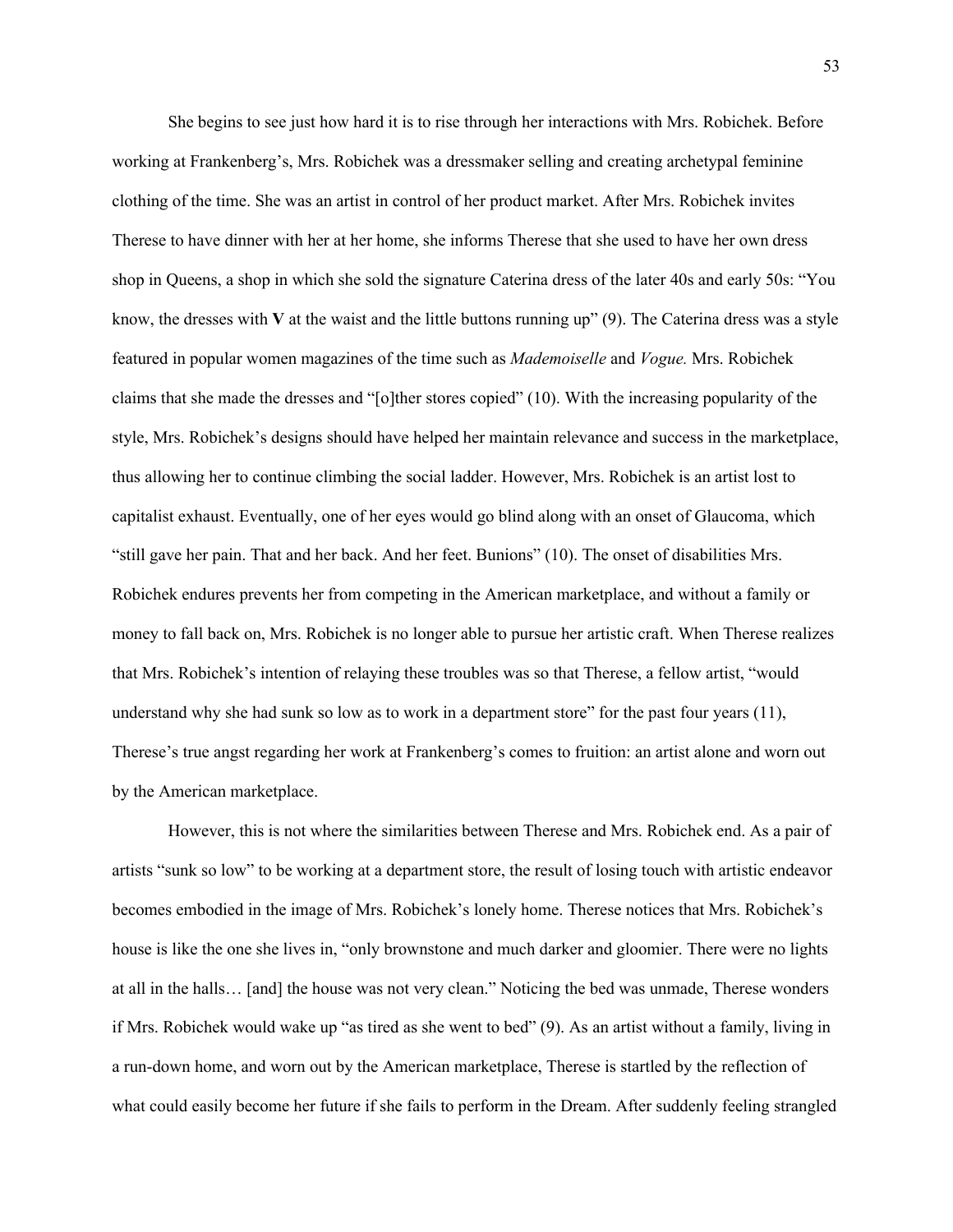She begins to see just how hard it is to rise through her interactions with Mrs. Robichek. Before working at Frankenberg's, Mrs. Robichek was a dressmaker selling and creating archetypal feminine clothing of the time. She was an artist in control of her product market. After Mrs. Robichek invites Therese to have dinner with her at her home, she informs Therese that she used to have her own dress shop in Queens, a shop in which she sold the signature Caterina dress of the later 40s and early 50s: "You know, the dresses with **V** at the waist and the little buttons running up" (9). The Caterina dress was a style featured in popular women magazines of the time such as *Mademoiselle* and *Vogue.* Mrs. Robichek claims that she made the dresses and "[o]ther stores copied" (10). With the increasing popularity of the style, Mrs. Robichek's designs should have helped her maintain relevance and success in the marketplace, thus allowing her to continue climbing the social ladder. However, Mrs. Robichek is an artist lost to capitalist exhaust. Eventually, one of her eyes would go blind along with an onset of Glaucoma, which "still gave her pain. That and her back. And her feet. Bunions" (10). The onset of disabilities Mrs. Robichek endures prevents her from competing in the American marketplace, and without a family or money to fall back on, Mrs. Robichek is no longer able to pursue her artistic craft. When Therese realizes that Mrs. Robichek's intention of relaying these troubles was so that Therese, a fellow artist, "would understand why she had sunk so low as to work in a department store" for the past four years (11), Therese's true angst regarding her work at Frankenberg's comes to fruition: an artist alone and worn out by the American marketplace.

However, this is not where the similarities between Therese and Mrs. Robichek end. As a pair of artists "sunk so low" to be working at a department store, the result of losing touch with artistic endeavor becomes embodied in the image of Mrs. Robichek's lonely home. Therese notices that Mrs. Robichek's house is like the one she lives in, "only brownstone and much darker and gloomier. There were no lights at all in the halls… [and] the house was not very clean." Noticing the bed was unmade, Therese wonders if Mrs. Robichek would wake up "as tired as she went to bed" (9). As an artist without a family, living in a run-down home, and worn out by the American marketplace, Therese is startled by the reflection of what could easily become her future if she fails to perform in the Dream. After suddenly feeling strangled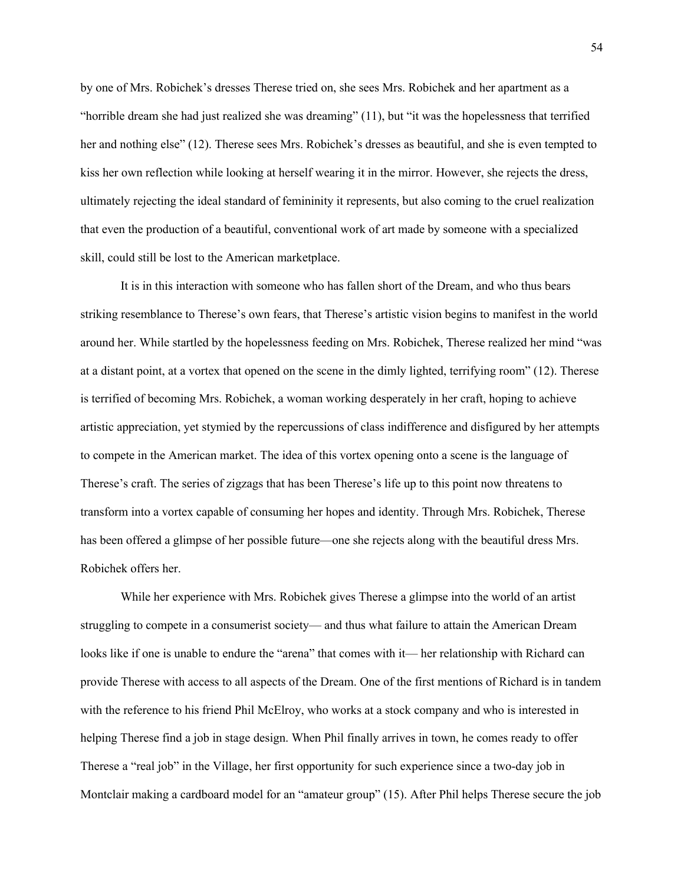by one of Mrs. Robichek's dresses Therese tried on, she sees Mrs. Robichek and her apartment as a "horrible dream she had just realized she was dreaming" (11), but "it was the hopelessness that terrified her and nothing else" (12). Therese sees Mrs. Robichek's dresses as beautiful, and she is even tempted to kiss her own reflection while looking at herself wearing it in the mirror. However, she rejects the dress, ultimately rejecting the ideal standard of femininity it represents, but also coming to the cruel realization that even the production of a beautiful, conventional work of art made by someone with a specialized skill, could still be lost to the American marketplace.

It is in this interaction with someone who has fallen short of the Dream, and who thus bears striking resemblance to Therese's own fears, that Therese's artistic vision begins to manifest in the world around her. While startled by the hopelessness feeding on Mrs. Robichek, Therese realized her mind "was at a distant point, at a vortex that opened on the scene in the dimly lighted, terrifying room" (12). Therese is terrified of becoming Mrs. Robichek, a woman working desperately in her craft, hoping to achieve artistic appreciation, yet stymied by the repercussions of class indifference and disfigured by her attempts to compete in the American market. The idea of this vortex opening onto a scene is the language of Therese's craft. The series of zigzags that has been Therese's life up to this point now threatens to transform into a vortex capable of consuming her hopes and identity. Through Mrs. Robichek, Therese has been offered a glimpse of her possible future—one she rejects along with the beautiful dress Mrs. Robichek offers her.

While her experience with Mrs. Robichek gives Therese a glimpse into the world of an artist struggling to compete in a consumerist society— and thus what failure to attain the American Dream looks like if one is unable to endure the "arena" that comes with it— her relationship with Richard can provide Therese with access to all aspects of the Dream. One of the first mentions of Richard is in tandem with the reference to his friend Phil McElroy, who works at a stock company and who is interested in helping Therese find a job in stage design. When Phil finally arrives in town, he comes ready to offer Therese a "real job" in the Village, her first opportunity for such experience since a two-day job in Montclair making a cardboard model for an "amateur group" (15). After Phil helps Therese secure the job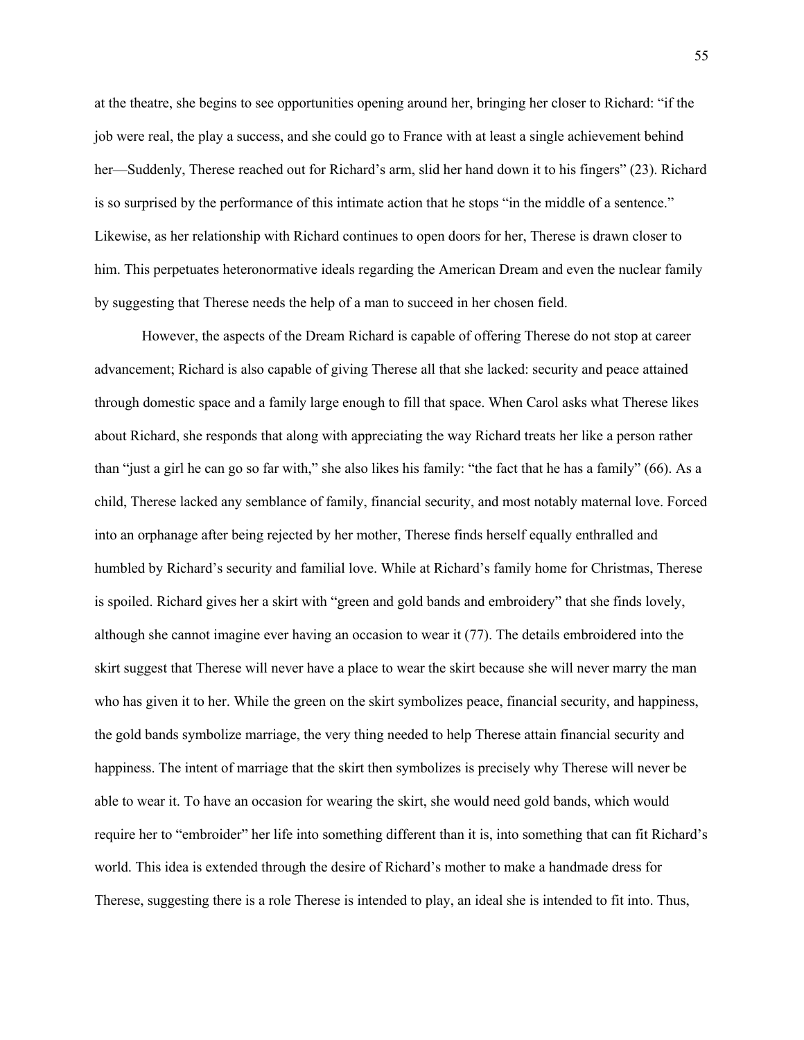at the theatre, she begins to see opportunities opening around her, bringing her closer to Richard: "if the job were real, the play a success, and she could go to France with at least a single achievement behind her—Suddenly, Therese reached out for Richard's arm, slid her hand down it to his fingers" (23). Richard is so surprised by the performance of this intimate action that he stops "in the middle of a sentence." Likewise, as her relationship with Richard continues to open doors for her, Therese is drawn closer to him. This perpetuates heteronormative ideals regarding the American Dream and even the nuclear family by suggesting that Therese needs the help of a man to succeed in her chosen field.

However, the aspects of the Dream Richard is capable of offering Therese do not stop at career advancement; Richard is also capable of giving Therese all that she lacked: security and peace attained through domestic space and a family large enough to fill that space. When Carol asks what Therese likes about Richard, she responds that along with appreciating the way Richard treats her like a person rather than "just a girl he can go so far with," she also likes his family: "the fact that he has a family" (66). As a child, Therese lacked any semblance of family, financial security, and most notably maternal love. Forced into an orphanage after being rejected by her mother, Therese finds herself equally enthralled and humbled by Richard's security and familial love. While at Richard's family home for Christmas, Therese is spoiled. Richard gives her a skirt with "green and gold bands and embroidery" that she finds lovely, although she cannot imagine ever having an occasion to wear it (77). The details embroidered into the skirt suggest that Therese will never have a place to wear the skirt because she will never marry the man who has given it to her. While the green on the skirt symbolizes peace, financial security, and happiness, the gold bands symbolize marriage, the very thing needed to help Therese attain financial security and happiness. The intent of marriage that the skirt then symbolizes is precisely why Therese will never be able to wear it. To have an occasion for wearing the skirt, she would need gold bands, which would require her to "embroider" her life into something different than it is, into something that can fit Richard's world. This idea is extended through the desire of Richard's mother to make a handmade dress for Therese, suggesting there is a role Therese is intended to play, an ideal she is intended to fit into. Thus,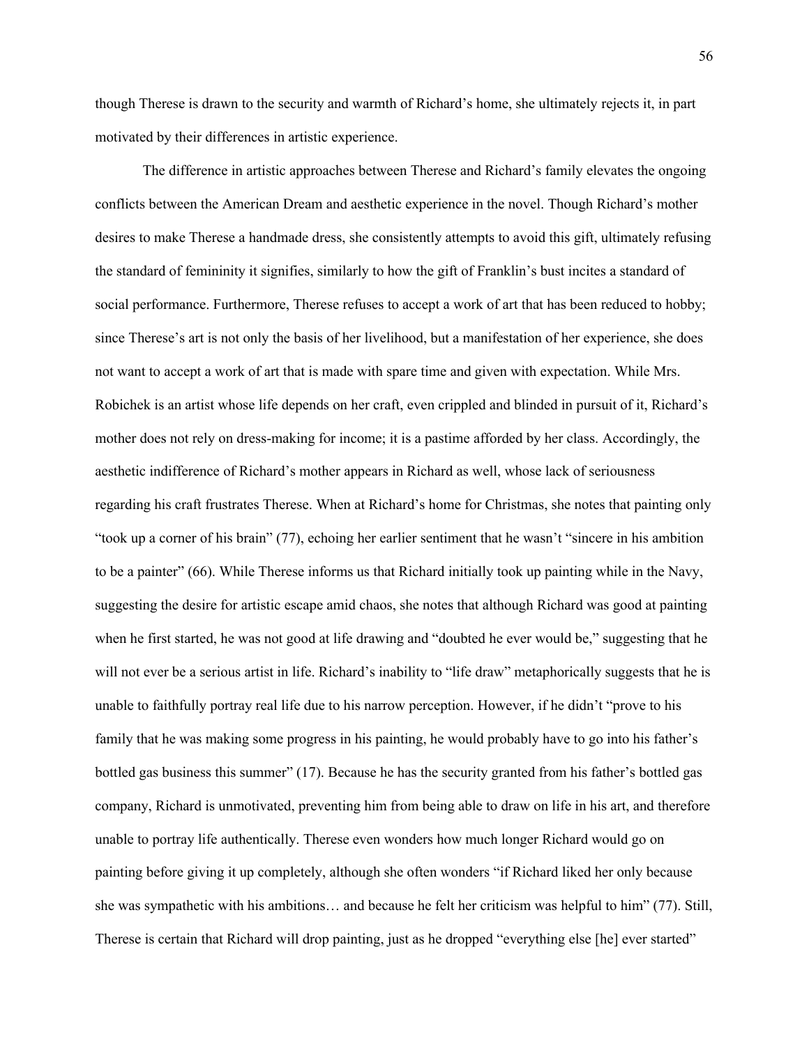though Therese is drawn to the security and warmth of Richard's home, she ultimately rejects it, in part motivated by their differences in artistic experience.

The difference in artistic approaches between Therese and Richard's family elevates the ongoing conflicts between the American Dream and aesthetic experience in the novel. Though Richard's mother desires to make Therese a handmade dress, she consistently attempts to avoid this gift, ultimately refusing the standard of femininity it signifies, similarly to how the gift of Franklin's bust incites a standard of social performance. Furthermore, Therese refuses to accept a work of art that has been reduced to hobby; since Therese's art is not only the basis of her livelihood, but a manifestation of her experience, she does not want to accept a work of art that is made with spare time and given with expectation. While Mrs. Robichek is an artist whose life depends on her craft, even crippled and blinded in pursuit of it, Richard's mother does not rely on dress-making for income; it is a pastime afforded by her class. Accordingly, the aesthetic indifference of Richard's mother appears in Richard as well, whose lack of seriousness regarding his craft frustrates Therese. When at Richard's home for Christmas, she notes that painting only "took up a corner of his brain" (77), echoing her earlier sentiment that he wasn't "sincere in his ambition to be a painter" (66). While Therese informs us that Richard initially took up painting while in the Navy, suggesting the desire for artistic escape amid chaos, she notes that although Richard was good at painting when he first started, he was not good at life drawing and "doubted he ever would be," suggesting that he will not ever be a serious artist in life. Richard's inability to "life draw" metaphorically suggests that he is unable to faithfully portray real life due to his narrow perception. However, if he didn't "prove to his family that he was making some progress in his painting, he would probably have to go into his father's bottled gas business this summer" (17). Because he has the security granted from his father's bottled gas company, Richard is unmotivated, preventing him from being able to draw on life in his art, and therefore unable to portray life authentically. Therese even wonders how much longer Richard would go on painting before giving it up completely, although she often wonders "if Richard liked her only because she was sympathetic with his ambitions… and because he felt her criticism was helpful to him" (77). Still, Therese is certain that Richard will drop painting, just as he dropped "everything else [he] ever started"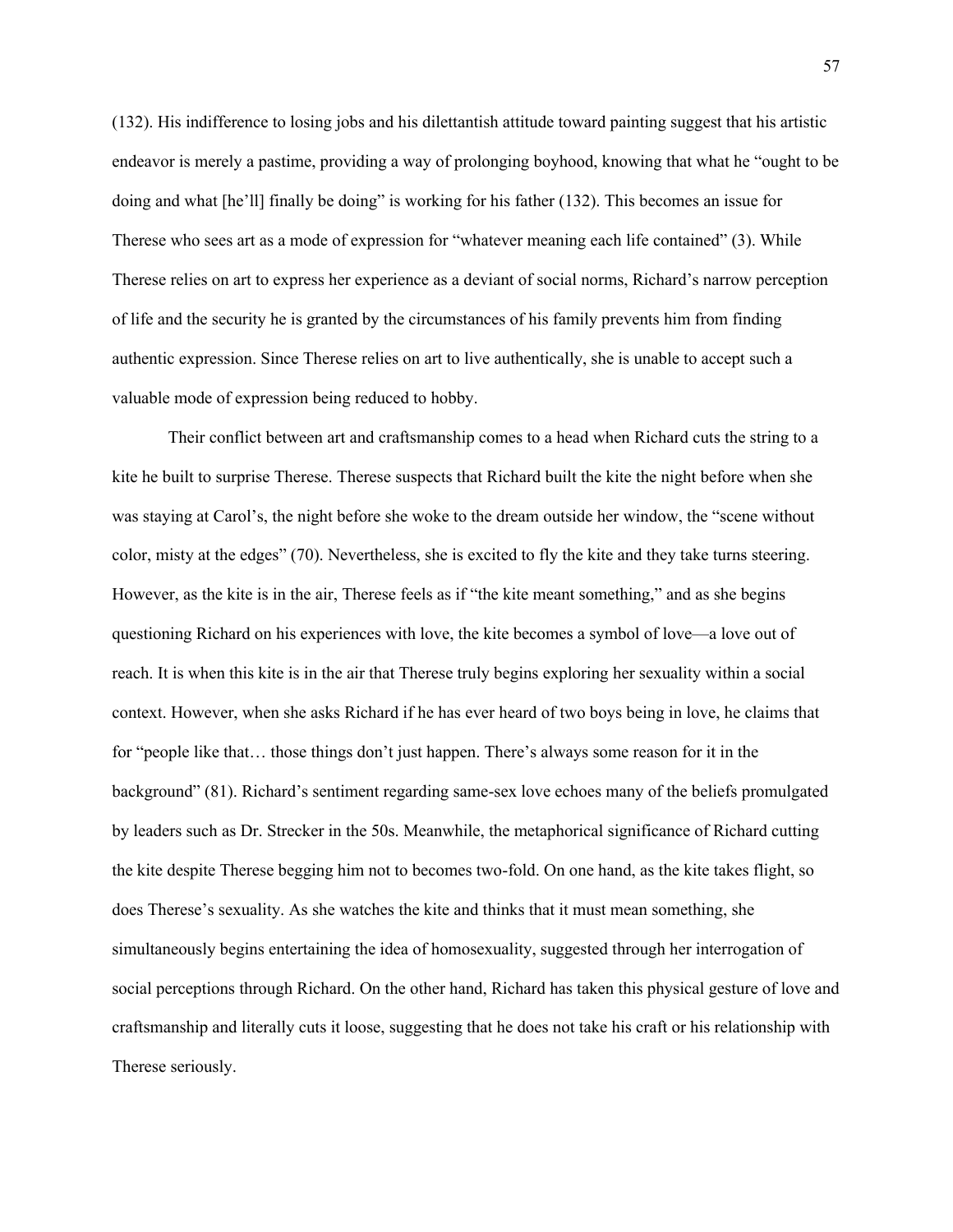(132). His indifference to losing jobs and his dilettantish attitude toward painting suggest that his artistic endeavor is merely a pastime, providing a way of prolonging boyhood, knowing that what he "ought to be doing and what [he'll] finally be doing" is working for his father (132). This becomes an issue for Therese who sees art as a mode of expression for "whatever meaning each life contained" (3). While Therese relies on art to express her experience as a deviant of social norms, Richard's narrow perception of life and the security he is granted by the circumstances of his family prevents him from finding authentic expression. Since Therese relies on art to live authentically, she is unable to accept such a valuable mode of expression being reduced to hobby.

Their conflict between art and craftsmanship comes to a head when Richard cuts the string to a kite he built to surprise Therese. Therese suspects that Richard built the kite the night before when she was staying at Carol's, the night before she woke to the dream outside her window, the "scene without color, misty at the edges" (70). Nevertheless, she is excited to fly the kite and they take turns steering. However, as the kite is in the air, Therese feels as if "the kite meant something," and as she begins questioning Richard on his experiences with love, the kite becomes a symbol of love—a love out of reach. It is when this kite is in the air that Therese truly begins exploring her sexuality within a social context. However, when she asks Richard if he has ever heard of two boys being in love, he claims that for "people like that… those things don't just happen. There's always some reason for it in the background" (81). Richard's sentiment regarding same-sex love echoes many of the beliefs promulgated by leaders such as Dr. Strecker in the 50s. Meanwhile, the metaphorical significance of Richard cutting the kite despite Therese begging him not to becomes two-fold. On one hand, as the kite takes flight, so does Therese's sexuality. As she watches the kite and thinks that it must mean something, she simultaneously begins entertaining the idea of homosexuality, suggested through her interrogation of social perceptions through Richard. On the other hand, Richard has taken this physical gesture of love and craftsmanship and literally cuts it loose, suggesting that he does not take his craft or his relationship with Therese seriously.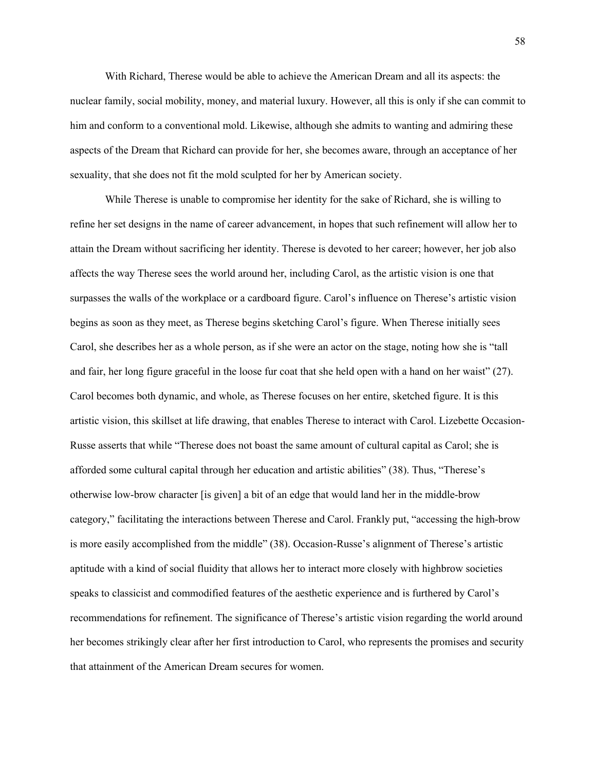With Richard, Therese would be able to achieve the American Dream and all its aspects: the nuclear family, social mobility, money, and material luxury. However, all this is only if she can commit to him and conform to a conventional mold. Likewise, although she admits to wanting and admiring these aspects of the Dream that Richard can provide for her, she becomes aware, through an acceptance of her sexuality, that she does not fit the mold sculpted for her by American society.

While Therese is unable to compromise her identity for the sake of Richard, she is willing to refine her set designs in the name of career advancement, in hopes that such refinement will allow her to attain the Dream without sacrificing her identity. Therese is devoted to her career; however, her job also affects the way Therese sees the world around her, including Carol, as the artistic vision is one that surpasses the walls of the workplace or a cardboard figure. Carol's influence on Therese's artistic vision begins as soon as they meet, as Therese begins sketching Carol's figure. When Therese initially sees Carol, she describes her as a whole person, as if she were an actor on the stage, noting how she is "tall and fair, her long figure graceful in the loose fur coat that she held open with a hand on her waist" (27). Carol becomes both dynamic, and whole, as Therese focuses on her entire, sketched figure. It is this artistic vision, this skillset at life drawing, that enables Therese to interact with Carol. Lizebette Occasion-Russe asserts that while "Therese does not boast the same amount of cultural capital as Carol; she is afforded some cultural capital through her education and artistic abilities" (38). Thus, "Therese's otherwise low-brow character [is given] a bit of an edge that would land her in the middle-brow category," facilitating the interactions between Therese and Carol. Frankly put, "accessing the high-brow is more easily accomplished from the middle" (38). Occasion-Russe's alignment of Therese's artistic aptitude with a kind of social fluidity that allows her to interact more closely with highbrow societies speaks to classicist and commodified features of the aesthetic experience and is furthered by Carol's recommendations for refinement. The significance of Therese's artistic vision regarding the world around her becomes strikingly clear after her first introduction to Carol, who represents the promises and security that attainment of the American Dream secures for women.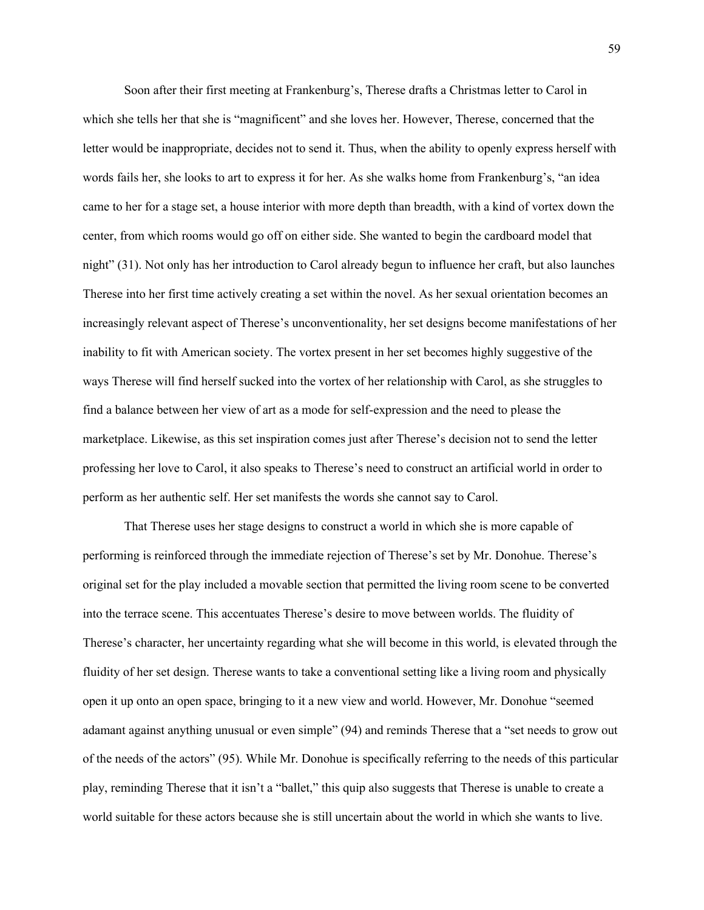Soon after their first meeting at Frankenburg's, Therese drafts a Christmas letter to Carol in which she tells her that she is "magnificent" and she loves her. However, Therese, concerned that the letter would be inappropriate, decides not to send it. Thus, when the ability to openly express herself with words fails her, she looks to art to express it for her. As she walks home from Frankenburg's, "an idea came to her for a stage set, a house interior with more depth than breadth, with a kind of vortex down the center, from which rooms would go off on either side. She wanted to begin the cardboard model that night" (31). Not only has her introduction to Carol already begun to influence her craft, but also launches Therese into her first time actively creating a set within the novel. As her sexual orientation becomes an increasingly relevant aspect of Therese's unconventionality, her set designs become manifestations of her inability to fit with American society. The vortex present in her set becomes highly suggestive of the ways Therese will find herself sucked into the vortex of her relationship with Carol, as she struggles to find a balance between her view of art as a mode for self-expression and the need to please the marketplace. Likewise, as this set inspiration comes just after Therese's decision not to send the letter professing her love to Carol, it also speaks to Therese's need to construct an artificial world in order to perform as her authentic self. Her set manifests the words she cannot say to Carol.

That Therese uses her stage designs to construct a world in which she is more capable of performing is reinforced through the immediate rejection of Therese's set by Mr. Donohue. Therese's original set for the play included a movable section that permitted the living room scene to be converted into the terrace scene. This accentuates Therese's desire to move between worlds. The fluidity of Therese's character, her uncertainty regarding what she will become in this world, is elevated through the fluidity of her set design. Therese wants to take a conventional setting like a living room and physically open it up onto an open space, bringing to it a new view and world. However, Mr. Donohue "seemed adamant against anything unusual or even simple" (94) and reminds Therese that a "set needs to grow out of the needs of the actors" (95). While Mr. Donohue is specifically referring to the needs of this particular play, reminding Therese that it isn't a "ballet," this quip also suggests that Therese is unable to create a world suitable for these actors because she is still uncertain about the world in which she wants to live.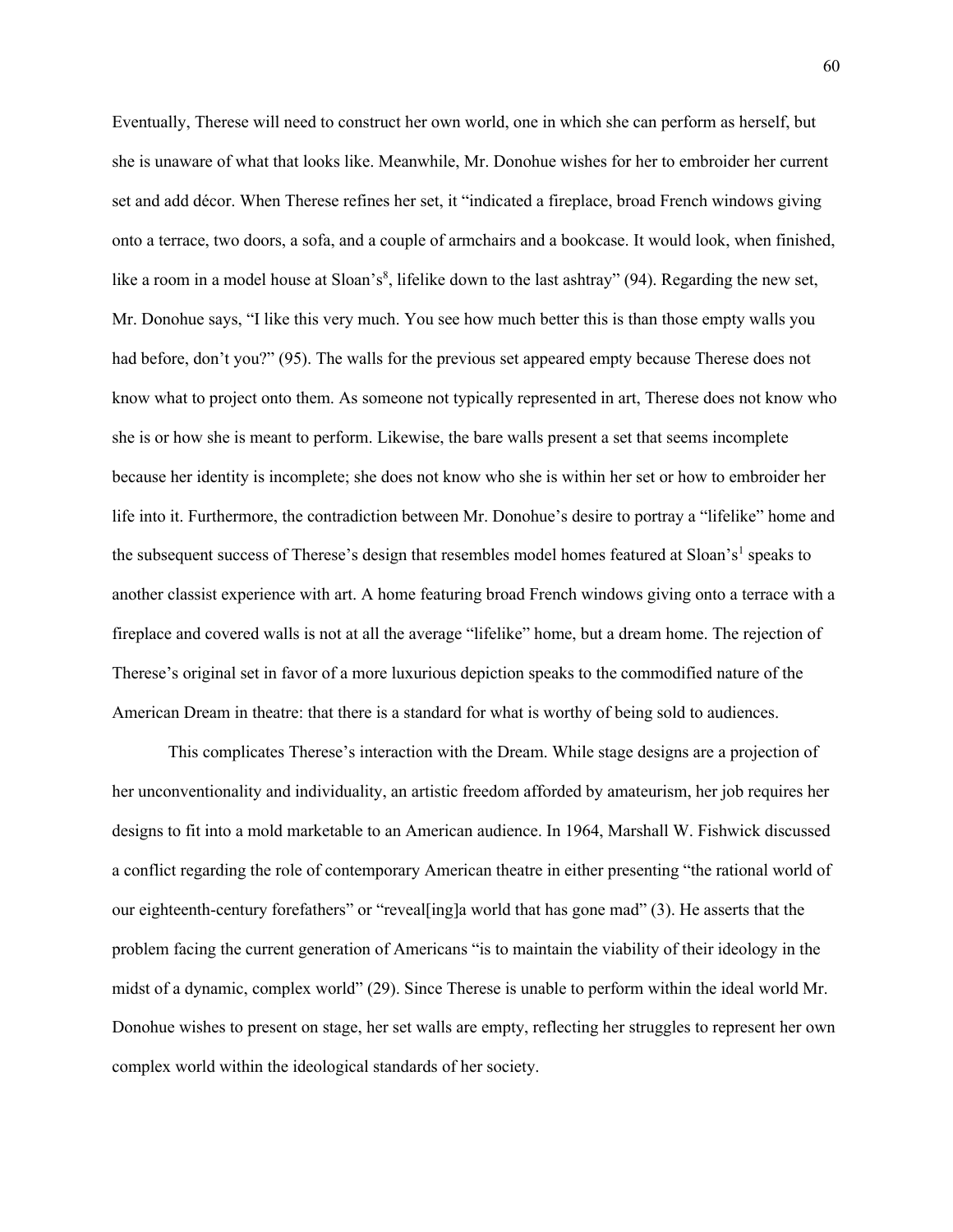Eventually, Therese will need to construct her own world, one in which she can perform as herself, but she is unaware of what that looks like. Meanwhile, Mr. Donohue wishes for her to embroider her current set and add décor. When Therese refines her set, it "indicated a fireplace, broad French windows giving onto a terrace, two doors, a sofa, and a couple of armchairs and a bookcase. It would look, when finished, like a room in a model house at Sloan's[8], lifelike down to the last ashtray" (94). Regarding the new set, Mr. Donohue says, "I like this very much. You see how much better this is than those empty walls you had before, don't you?" (95). The walls for the previous set appeared empty because Therese does not know what to project onto them. As someone not typically represented in art, Therese does not know who she is or how she is meant to perform. Likewise, the bare walls present a set that seems incomplete because her identity is incomplete; she does not know who she is within her set or how to embroider her life into it. Furthermore, the contradiction between Mr. Donohue's desire to portray a "lifelike" home and the subsequent success of Therese's design that resembles model homes featured at Sloan's[1] speaks to another classist experience with art. A home featuring broad French windows giving onto a terrace with a fireplace and covered walls is not at all the average "lifelike" home, but a dream home. The rejection of Therese's original set in favor of a more luxurious depiction speaks to the commodified nature of the American Dream in theatre: that there is a standard for what is worthy of being sold to audiences.

This complicates Therese's interaction with the Dream. While stage designs are a projection of her unconventionality and individuality, an artistic freedom afforded by amateurism, her job requires her designs to fit into a mold marketable to an American audience. In 1964, Marshall W. Fishwick discussed a conflict regarding the role of contemporary American theatre in either presenting "the rational world of our eighteenth-century forefathers" or "reveal[ing]a world that has gone mad" (3). He asserts that the problem facing the current generation of Americans "is to maintain the viability of their ideology in the midst of a dynamic, complex world" (29). Since Therese is unable to perform within the ideal world Mr. Donohue wishes to present on stage, her set walls are empty, reflecting her struggles to represent her own complex world within the ideological standards of her society.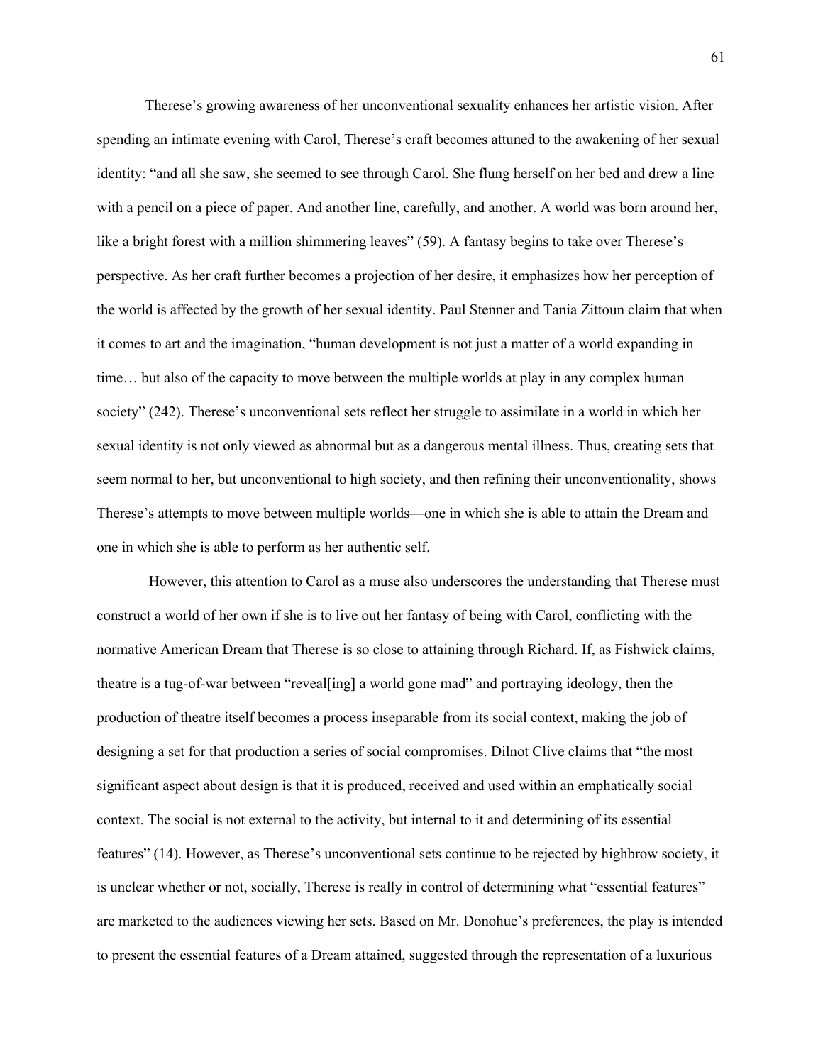Therese's growing awareness of her unconventional sexuality enhances her artistic vision. After spending an intimate evening with Carol, Therese's craft becomes attuned to the awakening of her sexual identity: "and all she saw, she seemed to see through Carol. She flung herself on her bed and drew a line with a pencil on a piece of paper. And another line, carefully, and another. A world was born around her, like a bright forest with a million shimmering leaves" (59). A fantasy begins to take over Therese's perspective. As her craft further becomes a projection of her desire, it emphasizes how her perception of the world is affected by the growth of her sexual identity. Paul Stenner and Tania Zittoun claim that when it comes to art and the imagination, "human development is not just a matter of a world expanding in time… but also of the capacity to move between the multiple worlds at play in any complex human society" (242). Therese's unconventional sets reflect her struggle to assimilate in a world in which her sexual identity is not only viewed as abnormal but as a dangerous mental illness. Thus, creating sets that seem normal to her, but unconventional to high society, and then refining their unconventionality, shows Therese's attempts to move between multiple worlds—one in which she is able to attain the Dream and one in which she is able to perform as her authentic self.

However, this attention to Carol as a muse also underscores the understanding that Therese must construct a world of her own if she is to live out her fantasy of being with Carol, conflicting with the normative American Dream that Therese is so close to attaining through Richard. If, as Fishwick claims, theatre is a tug-of-war between "reveal[ing] a world gone mad" and portraying ideology, then the production of theatre itself becomes a process inseparable from its social context, making the job of designing a set for that production a series of social compromises. Dilnot Clive claims that "the most significant aspect about design is that it is produced, received and used within an emphatically social context. The social is not external to the activity, but internal to it and determining of its essential features" (14). However, as Therese's unconventional sets continue to be rejected by highbrow society, it is unclear whether or not, socially, Therese is really in control of determining what "essential features" are marketed to the audiences viewing her sets. Based on Mr. Donohue's preferences, the play is intended to present the essential features of a Dream attained, suggested through the representation of a luxurious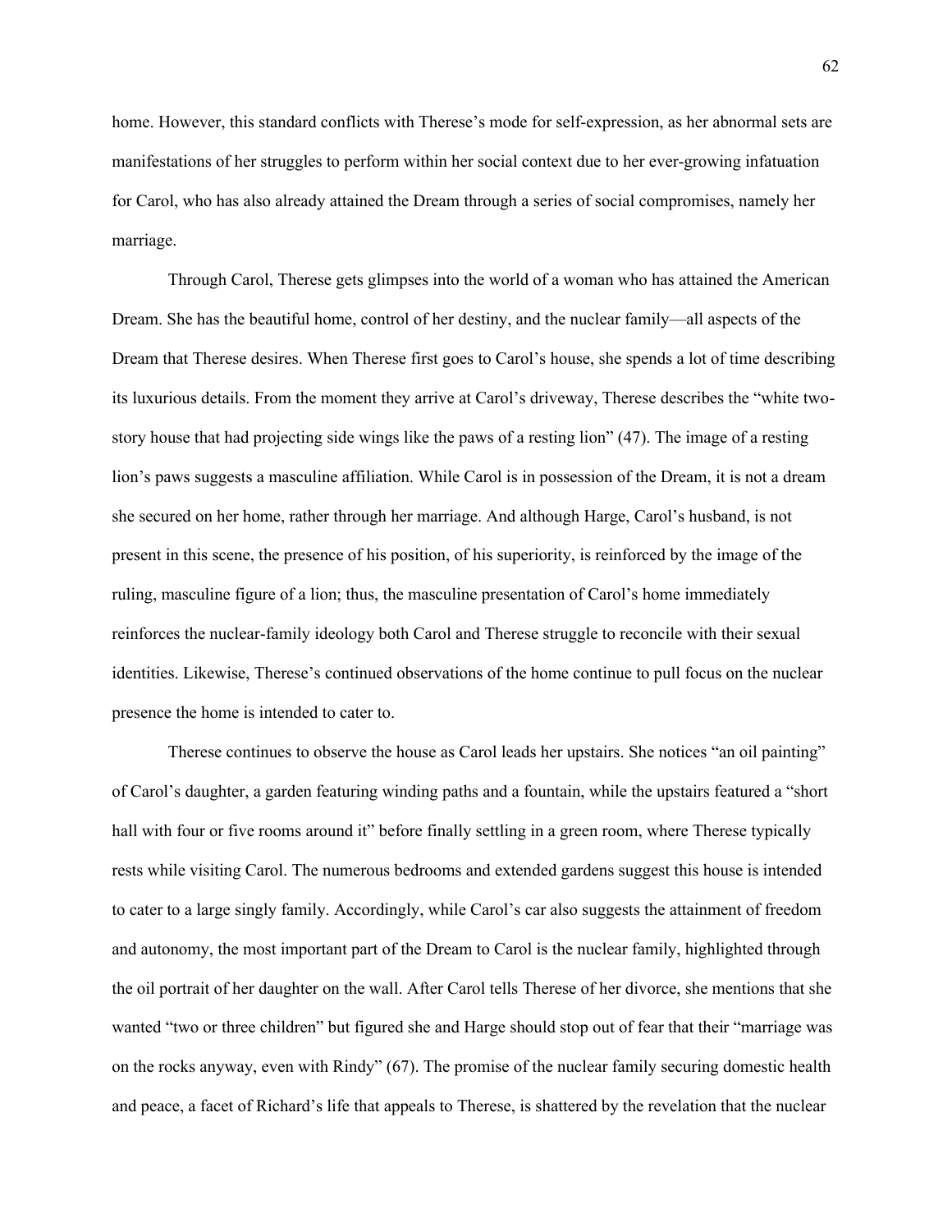home. However, this standard conflicts with Therese's mode for self-expression, as her abnormal sets are manifestations of her struggles to perform within her social context due to her ever-growing infatuation for Carol, who has also already attained the Dream through a series of social compromises, namely her marriage.

Through Carol, Therese gets glimpses into the world of a woman who has attained the American Dream. She has the beautiful home, control of her destiny, and the nuclear family—all aspects of the Dream that Therese desires. When Therese first goes to Carol's house, she spends a lot of time describing its luxurious details. From the moment they arrive at Carol's driveway, Therese describes the "white two-story house that had projecting side wings like the paws of a resting lion" (47). The image of a resting lion's paws suggests a masculine affiliation. While Carol is in possession of the Dream, it is not a dream she secured on her home, rather through her marriage. And although Harge, Carol's husband, is not present in this scene, the presence of his position, of his superiority, is reinforced by the image of the ruling, masculine figure of a lion; thus, the masculine presentation of Carol's home immediately reinforces the nuclear-family ideology both Carol and Therese struggle to reconcile with their sexual identities. Likewise, Therese's continued observations of the home continue to pull focus on the nuclear presence the home is intended to cater to.

Therese continues to observe the house as Carol leads her upstairs. She notices "an oil painting" of Carol's daughter, a garden featuring winding paths and a fountain, while the upstairs featured a "short hall with four or five rooms around it" before finally settling in a green room, where Therese typically rests while visiting Carol. The numerous bedrooms and extended gardens suggest this house is intended to cater to a large singly family. Accordingly, while Carol's car also suggests the attainment of freedom and autonomy, the most important part of the Dream to Carol is the nuclear family, highlighted through the oil portrait of her daughter on the wall. After Carol tells Therese of her divorce, she mentions that she wanted "two or three children" but figured she and Harge should stop out of fear that their "marriage was on the rocks anyway, even with Rindy" (67). The promise of the nuclear family securing domestic health and peace, a facet of Richard's life that appeals to Therese, is shattered by the revelation that the nuclear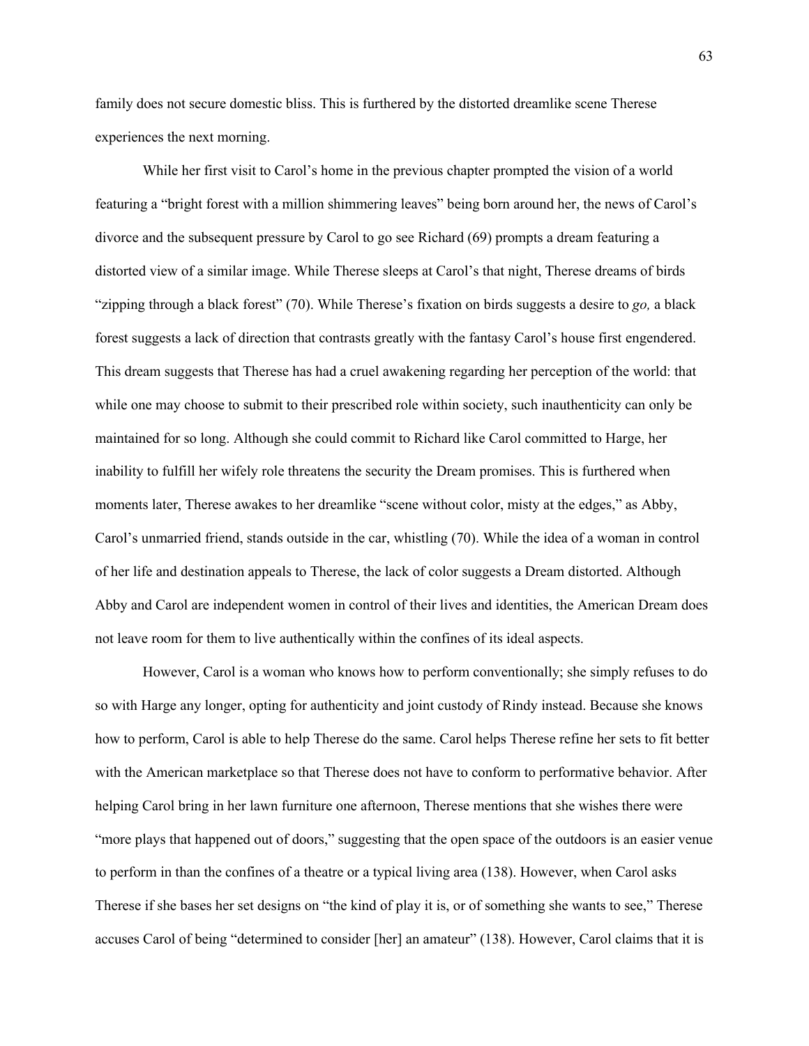family does not secure domestic bliss. This is furthered by the distorted dreamlike scene Therese experiences the next morning.

While her first visit to Carol's home in the previous chapter prompted the vision of a world featuring a "bright forest with a million shimmering leaves" being born around her, the news of Carol's divorce and the subsequent pressure by Carol to go see Richard (69) prompts a dream featuring a distorted view of a similar image. While Therese sleeps at Carol's that night, Therese dreams of birds "zipping through a black forest" (70). While Therese's fixation on birds suggests a desire to *go,* a black forest suggests a lack of direction that contrasts greatly with the fantasy Carol's house first engendered. This dream suggests that Therese has had a cruel awakening regarding her perception of the world: that while one may choose to submit to their prescribed role within society, such inauthenticity can only be maintained for so long. Although she could commit to Richard like Carol committed to Harge, her inability to fulfill her wifely role threatens the security the Dream promises. This is furthered when moments later, Therese awakes to her dreamlike "scene without color, misty at the edges," as Abby, Carol's unmarried friend, stands outside in the car, whistling (70). While the idea of a woman in control of her life and destination appeals to Therese, the lack of color suggests a Dream distorted. Although Abby and Carol are independent women in control of their lives and identities, the American Dream does not leave room for them to live authentically within the confines of its ideal aspects.

However, Carol is a woman who knows how to perform conventionally; she simply refuses to do so with Harge any longer, opting for authenticity and joint custody of Rindy instead. Because she knows how to perform, Carol is able to help Therese do the same. Carol helps Therese refine her sets to fit better with the American marketplace so that Therese does not have to conform to performative behavior. After helping Carol bring in her lawn furniture one afternoon, Therese mentions that she wishes there were "more plays that happened out of doors," suggesting that the open space of the outdoors is an easier venue to perform in than the confines of a theatre or a typical living area (138). However, when Carol asks Therese if she bases her set designs on "the kind of play it is, or of something she wants to see," Therese accuses Carol of being "determined to consider [her] an amateur" (138). However, Carol claims that it is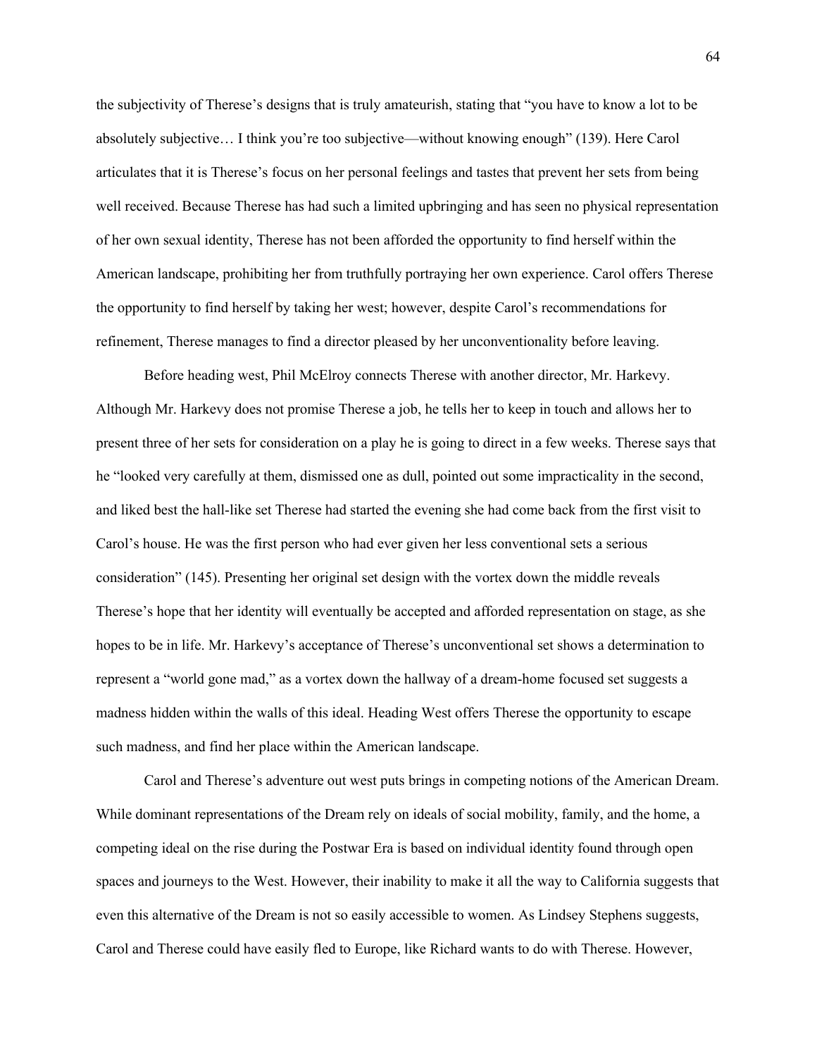the subjectivity of Therese's designs that is truly amateurish, stating that "you have to know a lot to be absolutely subjective… I think you're too subjective—without knowing enough" (139). Here Carol articulates that it is Therese's focus on her personal feelings and tastes that prevent her sets from being well received. Because Therese has had such a limited upbringing and has seen no physical representation of her own sexual identity, Therese has not been afforded the opportunity to find herself within the American landscape, prohibiting her from truthfully portraying her own experience. Carol offers Therese the opportunity to find herself by taking her west; however, despite Carol's recommendations for refinement, Therese manages to find a director pleased by her unconventionality before leaving.

Before heading west, Phil McElroy connects Therese with another director, Mr. Harkevy. Although Mr. Harkevy does not promise Therese a job, he tells her to keep in touch and allows her to present three of her sets for consideration on a play he is going to direct in a few weeks. Therese says that he "looked very carefully at them, dismissed one as dull, pointed out some impracticality in the second, and liked best the hall-like set Therese had started the evening she had come back from the first visit to Carol's house. He was the first person who had ever given her less conventional sets a serious consideration" (145). Presenting her original set design with the vortex down the middle reveals Therese's hope that her identity will eventually be accepted and afforded representation on stage, as she hopes to be in life. Mr. Harkevy's acceptance of Therese's unconventional set shows a determination to represent a "world gone mad," as a vortex down the hallway of a dream-home focused set suggests a madness hidden within the walls of this ideal. Heading West offers Therese the opportunity to escape such madness, and find her place within the American landscape.

Carol and Therese's adventure out west puts brings in competing notions of the American Dream. While dominant representations of the Dream rely on ideals of social mobility, family, and the home, a competing ideal on the rise during the Postwar Era is based on individual identity found through open spaces and journeys to the West. However, their inability to make it all the way to California suggests that even this alternative of the Dream is not so easily accessible to women. As Lindsey Stephens suggests, Carol and Therese could have easily fled to Europe, like Richard wants to do with Therese. However,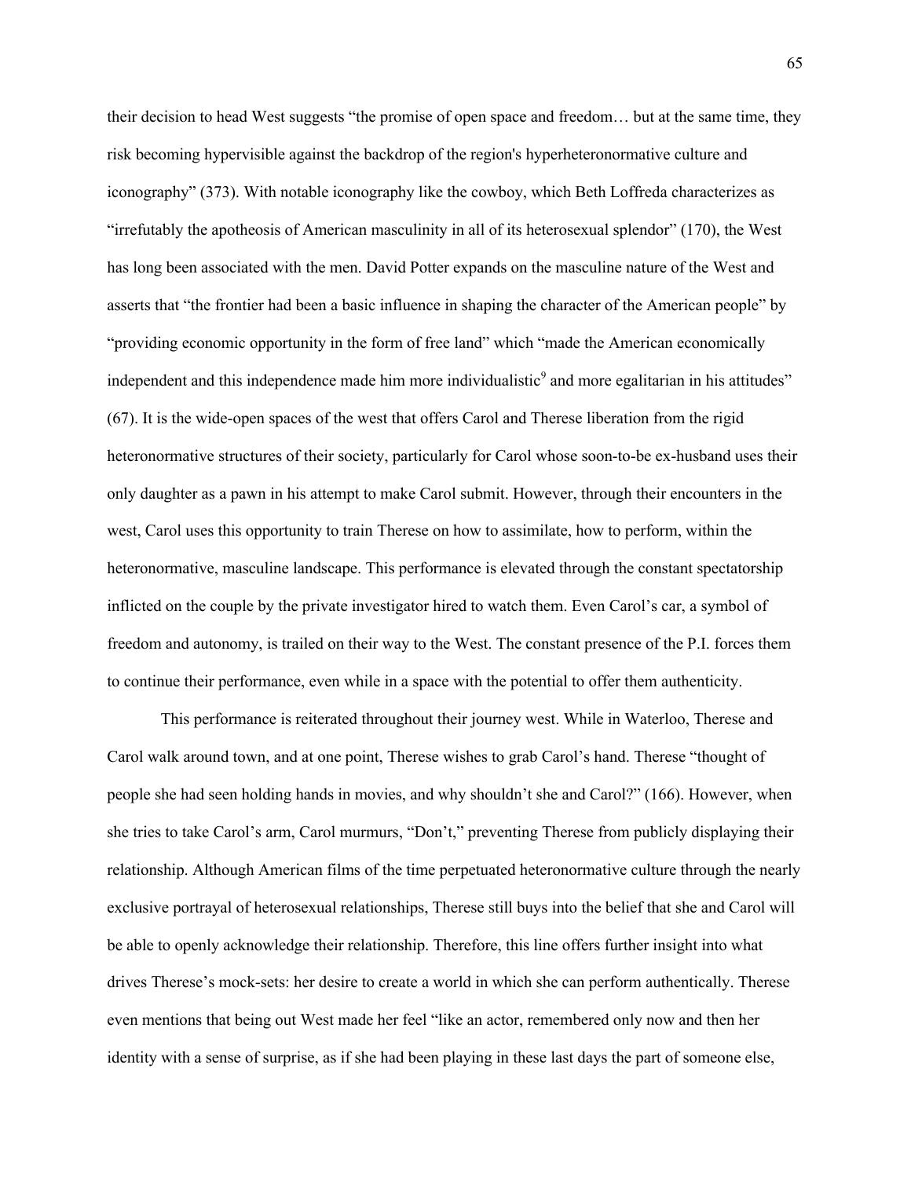their decision to head West suggests "the promise of open space and freedom… but at the same time, they risk becoming hypervisible against the backdrop of the region's hyperheteronormative culture and iconography" (373). With notable iconography like the cowboy, which Beth Loffreda characterizes as "irrefutably the apotheosis of American masculinity in all of its heterosexual splendor" (170), the West has long been associated with the men. David Potter expands on the masculine nature of the West and asserts that "the frontier had been a basic influence in shaping the character of the American people" by "providing economic opportunity in the form of free land" which "made the American economically independent and this independence made him more individualistic[9] and more egalitarian in his attitudes" (67). It is the wide-open spaces of the west that offers Carol and Therese liberation from the rigid heteronormative structures of their society, particularly for Carol whose soon-to-be ex-husband uses their only daughter as a pawn in his attempt to make Carol submit. However, through their encounters in the west, Carol uses this opportunity to train Therese on how to assimilate, how to perform, within the heteronormative, masculine landscape. This performance is elevated through the constant spectatorship inflicted on the couple by the private investigator hired to watch them. Even Carol's car, a symbol of freedom and autonomy, is trailed on their way to the West. The constant presence of the P.I. forces them to continue their performance, even while in a space with the potential to offer them authenticity.

This performance is reiterated throughout their journey west. While in Waterloo, Therese and Carol walk around town, and at one point, Therese wishes to grab Carol's hand. Therese "thought of people she had seen holding hands in movies, and why shouldn't she and Carol?" (166). However, when she tries to take Carol's arm, Carol murmurs, "Don't," preventing Therese from publicly displaying their relationship. Although American films of the time perpetuated heteronormative culture through the nearly exclusive portrayal of heterosexual relationships, Therese still buys into the belief that she and Carol will be able to openly acknowledge their relationship. Therefore, this line offers further insight into what drives Therese's mock-sets: her desire to create a world in which she can perform authentically. Therese even mentions that being out West made her feel "like an actor, remembered only now and then her identity with a sense of surprise, as if she had been playing in these last days the part of someone else,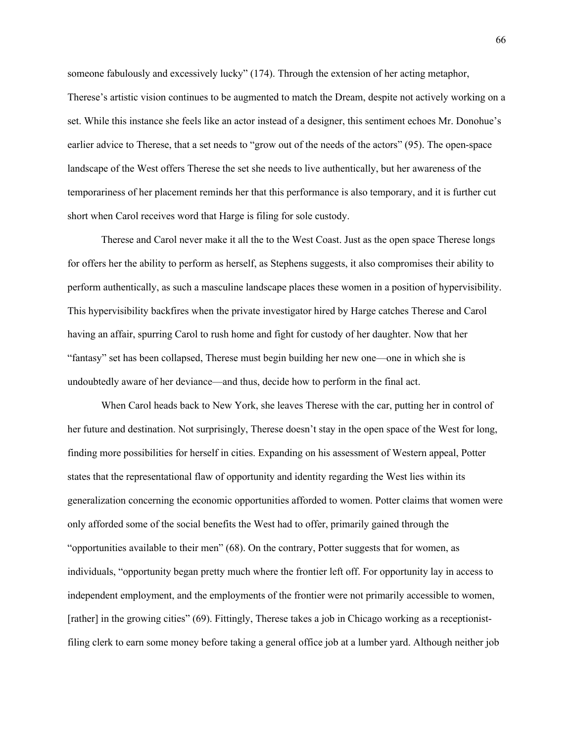someone fabulously and excessively lucky" (174). Through the extension of her acting metaphor, Therese's artistic vision continues to be augmented to match the Dream, despite not actively working on a set. While this instance she feels like an actor instead of a designer, this sentiment echoes Mr. Donohue's earlier advice to Therese, that a set needs to "grow out of the needs of the actors" (95). The open-space landscape of the West offers Therese the set she needs to live authentically, but her awareness of the temporariness of her placement reminds her that this performance is also temporary, and it is further cut short when Carol receives word that Harge is filing for sole custody.

Therese and Carol never make it all the to the West Coast. Just as the open space Therese longs for offers her the ability to perform as herself, as Stephens suggests, it also compromises their ability to perform authentically, as such a masculine landscape places these women in a position of hypervisibility. This hypervisibility backfires when the private investigator hired by Harge catches Therese and Carol having an affair, spurring Carol to rush home and fight for custody of her daughter. Now that her "fantasy" set has been collapsed, Therese must begin building her new one—one in which she is undoubtedly aware of her deviance—and thus, decide how to perform in the final act.

When Carol heads back to New York, she leaves Therese with the car, putting her in control of her future and destination. Not surprisingly, Therese doesn't stay in the open space of the West for long, finding more possibilities for herself in cities. Expanding on his assessment of Western appeal, Potter states that the representational flaw of opportunity and identity regarding the West lies within its generalization concerning the economic opportunities afforded to women. Potter claims that women were only afforded some of the social benefits the West had to offer, primarily gained through the "opportunities available to their men" (68). On the contrary, Potter suggests that for women, as individuals, "opportunity began pretty much where the frontier left off. For opportunity lay in access to independent employment, and the employments of the frontier were not primarily accessible to women, [rather] in the growing cities" (69). Fittingly, Therese takes a job in Chicago working as a receptionist-filing clerk to earn some money before taking a general office job at a lumber yard. Although neither job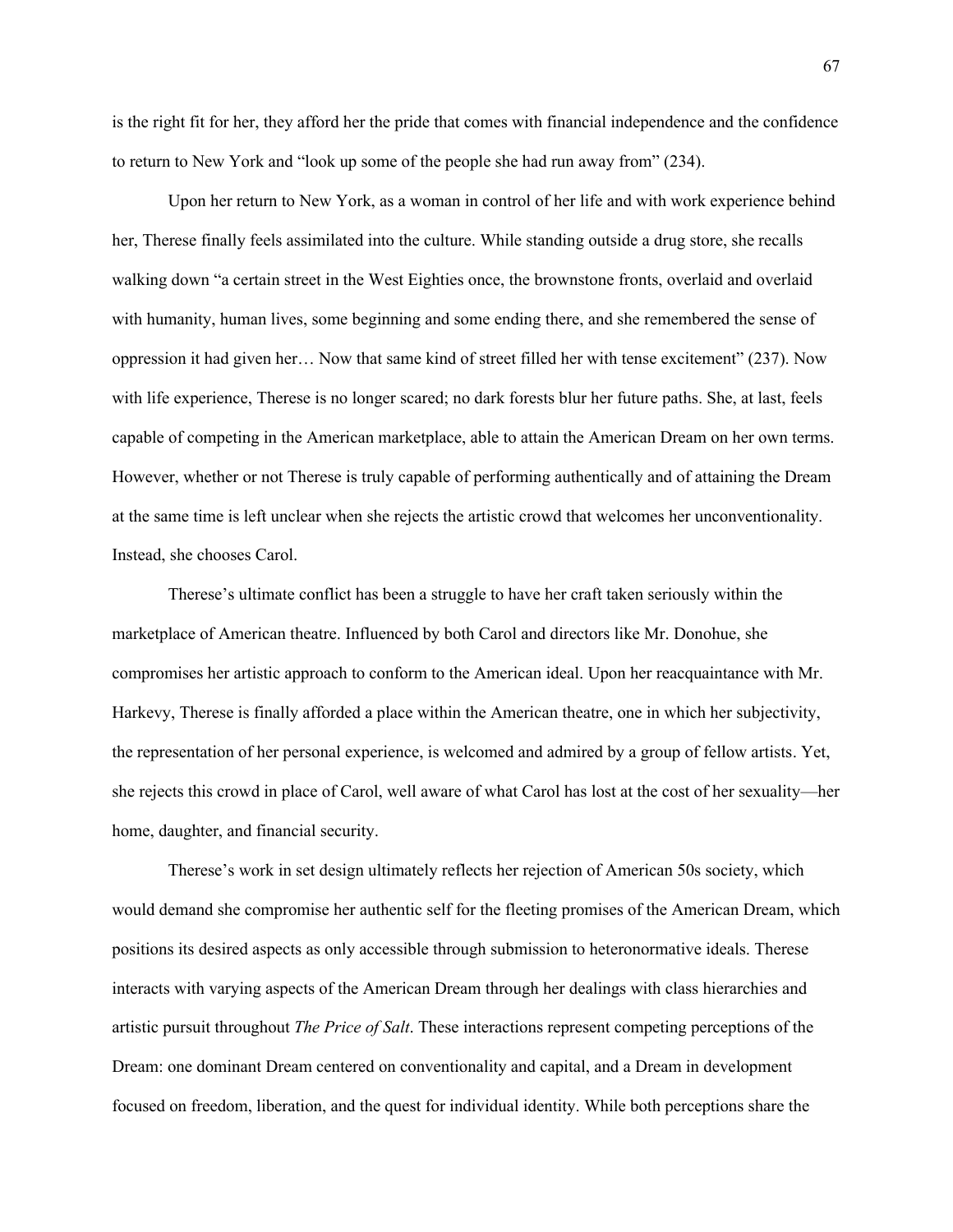is the right fit for her, they afford her the pride that comes with financial independence and the confidence to return to New York and "look up some of the people she had run away from" (234).

Upon her return to New York, as a woman in control of her life and with work experience behind her, Therese finally feels assimilated into the culture. While standing outside a drug store, she recalls walking down "a certain street in the West Eighties once, the brownstone fronts, overlaid and overlaid with humanity, human lives, some beginning and some ending there, and she remembered the sense of oppression it had given her… Now that same kind of street filled her with tense excitement" (237). Now with life experience, Therese is no longer scared; no dark forests blur her future paths. She, at last, feels capable of competing in the American marketplace, able to attain the American Dream on her own terms. However, whether or not Therese is truly capable of performing authentically and of attaining the Dream at the same time is left unclear when she rejects the artistic crowd that welcomes her unconventionality. Instead, she chooses Carol.

Therese's ultimate conflict has been a struggle to have her craft taken seriously within the marketplace of American theatre. Influenced by both Carol and directors like Mr. Donohue, she compromises her artistic approach to conform to the American ideal. Upon her reacquaintance with Mr. Harkevy, Therese is finally afforded a place within the American theatre, one in which her subjectivity, the representation of her personal experience, is welcomed and admired by a group of fellow artists. Yet, she rejects this crowd in place of Carol, well aware of what Carol has lost at the cost of her sexuality—her home, daughter, and financial security.

Therese's work in set design ultimately reflects her rejection of American 50s society, which would demand she compromise her authentic self for the fleeting promises of the American Dream, which positions its desired aspects as only accessible through submission to heteronormative ideals. Therese interacts with varying aspects of the American Dream through her dealings with class hierarchies and artistic pursuit throughout *The Price of Salt*. These interactions represent competing perceptions of the Dream: one dominant Dream centered on conventionality and capital, and a Dream in development focused on freedom, liberation, and the quest for individual identity. While both perceptions share the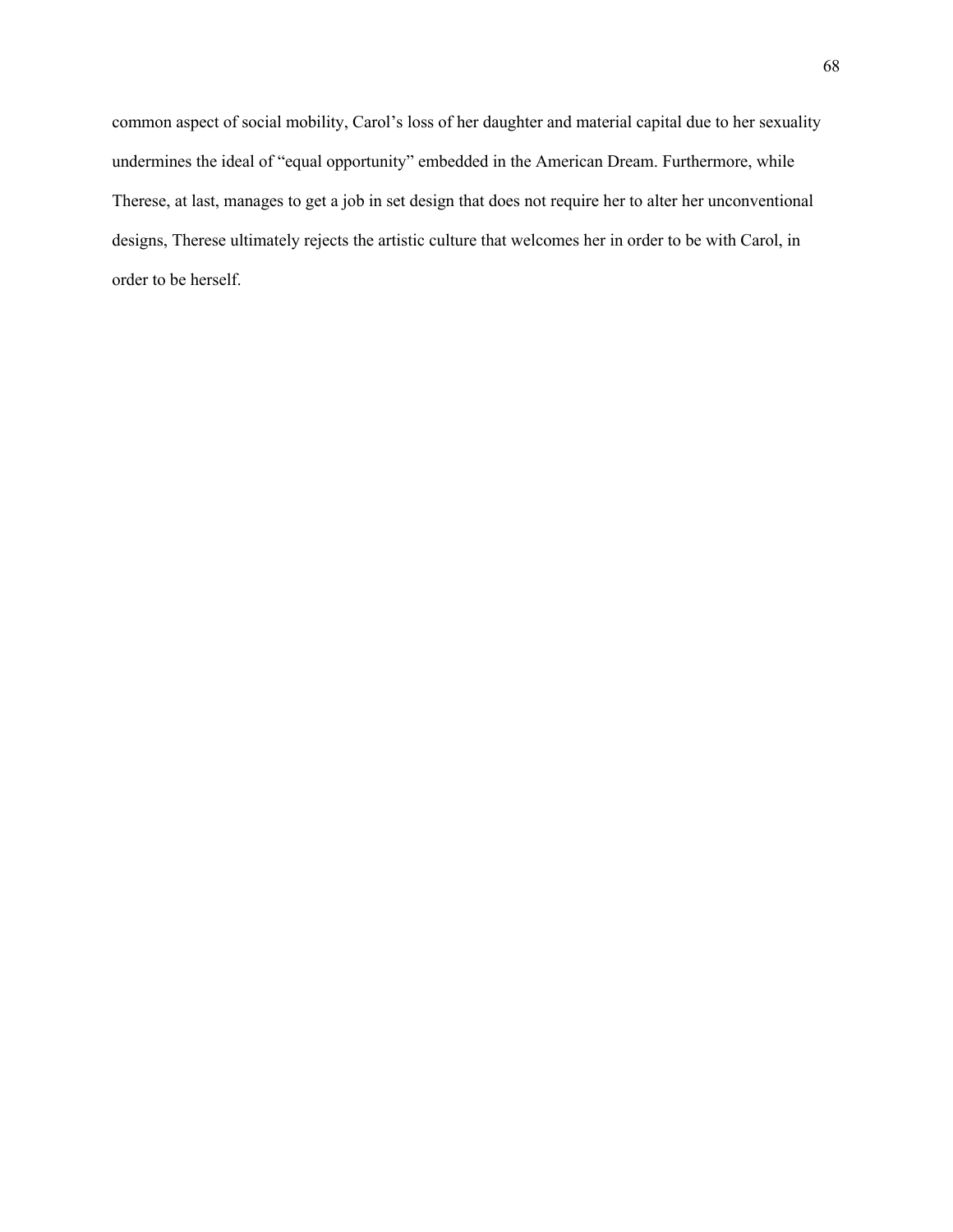common aspect of social mobility, Carol's loss of her daughter and material capital due to her sexuality undermines the ideal of "equal opportunity" embedded in the American Dream. Furthermore, while Therese, at last, manages to get a job in set design that does not require her to alter her unconventional designs, Therese ultimately rejects the artistic culture that welcomes her in order to be with Carol, in order to be herself.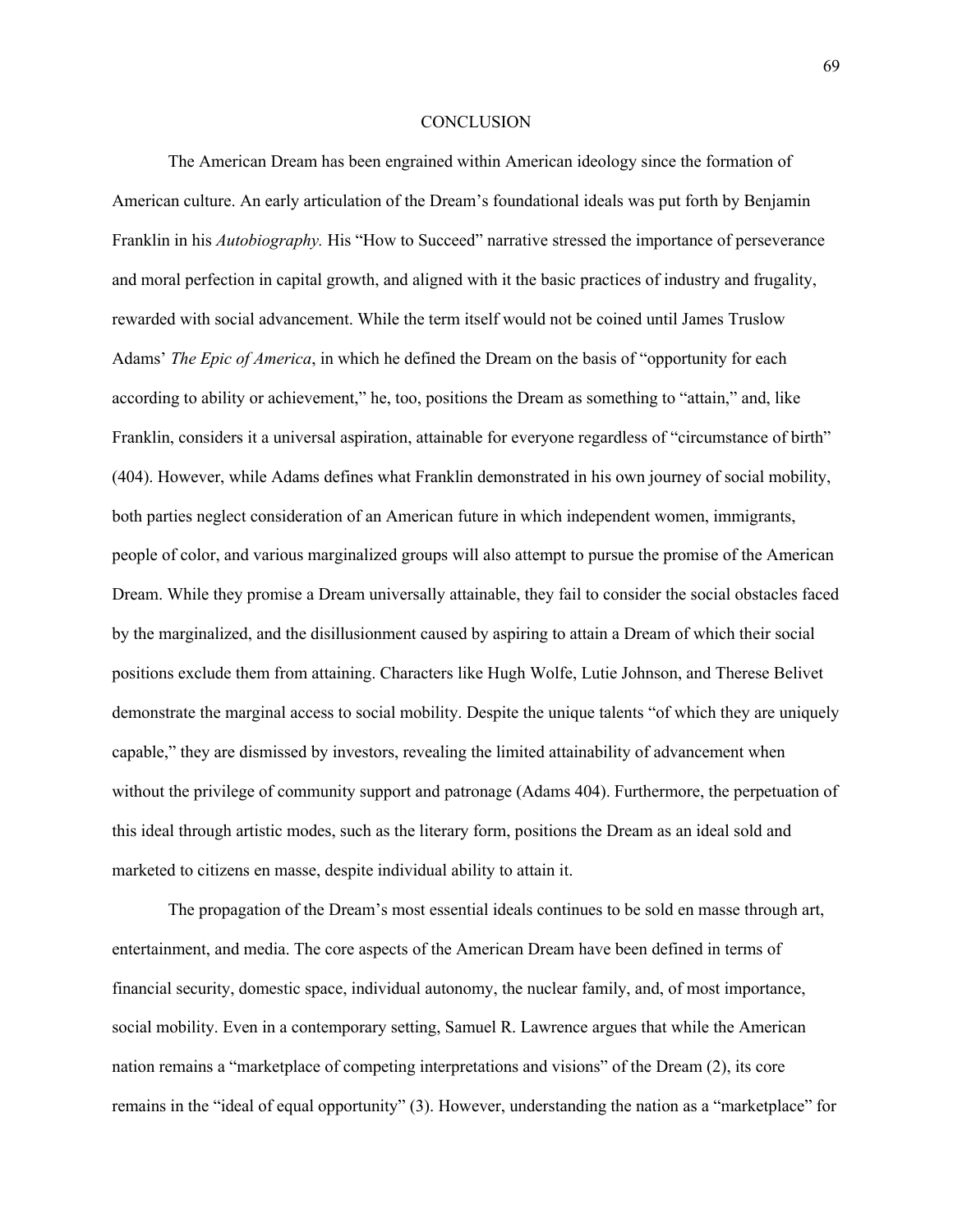# CONCLUSION

The American Dream has been engrained within American ideology since the formation of American culture. An early articulation of the Dream's foundational ideals was put forth by Benjamin Franklin in his *Autobiography.* His "How to Succeed" narrative stressed the importance of perseverance and moral perfection in capital growth, and aligned with it the basic practices of industry and frugality, rewarded with social advancement. While the term itself would not be coined until James Truslow Adams' *The Epic of America*, in which he defined the Dream on the basis of "opportunity for each according to ability or achievement," he, too, positions the Dream as something to "attain," and, like Franklin, considers it a universal aspiration, attainable for everyone regardless of "circumstance of birth" (404). However, while Adams defines what Franklin demonstrated in his own journey of social mobility, both parties neglect consideration of an American future in which independent women, immigrants, people of color, and various marginalized groups will also attempt to pursue the promise of the American Dream. While they promise a Dream universally attainable, they fail to consider the social obstacles faced by the marginalized, and the disillusionment caused by aspiring to attain a Dream of which their social positions exclude them from attaining. Characters like Hugh Wolfe, Lutie Johnson, and Therese Belivet demonstrate the marginal access to social mobility. Despite the unique talents "of which they are uniquely capable," they are dismissed by investors, revealing the limited attainability of advancement when without the privilege of community support and patronage (Adams 404). Furthermore, the perpetuation of this ideal through artistic modes, such as the literary form, positions the Dream as an ideal sold and marketed to citizens en masse, despite individual ability to attain it.

The propagation of the Dream's most essential ideals continues to be sold en masse through art, entertainment, and media. The core aspects of the American Dream have been defined in terms of financial security, domestic space, individual autonomy, the nuclear family, and, of most importance, social mobility. Even in a contemporary setting, Samuel R. Lawrence argues that while the American nation remains a "marketplace of competing interpretations and visions" of the Dream (2), its core remains in the "ideal of equal opportunity" (3). However, understanding the nation as a "marketplace" for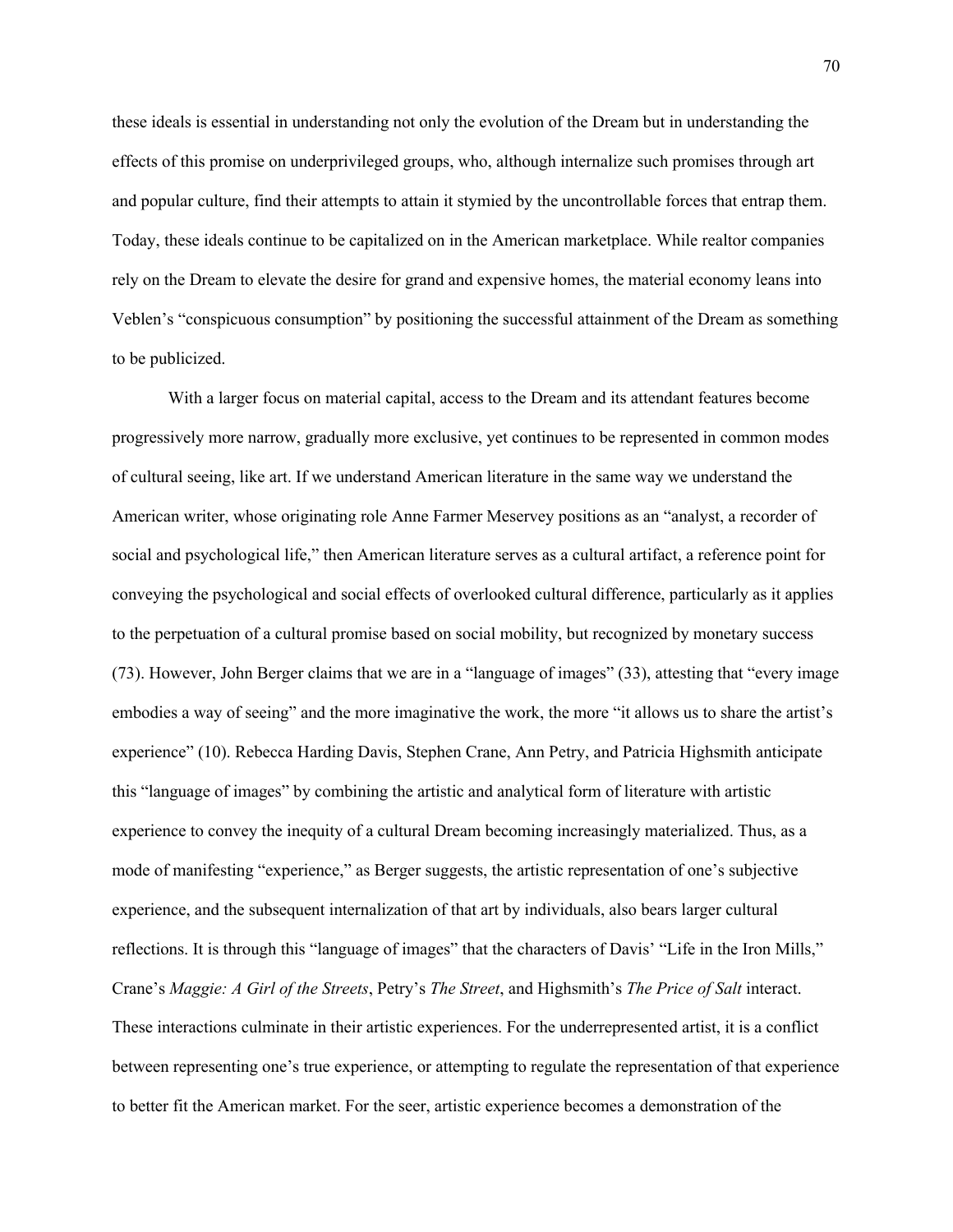these ideals is essential in understanding not only the evolution of the Dream but in understanding the effects of this promise on underprivileged groups, who, although internalize such promises through art and popular culture, find their attempts to attain it stymied by the uncontrollable forces that entrap them. Today, these ideals continue to be capitalized on in the American marketplace. While realtor companies rely on the Dream to elevate the desire for grand and expensive homes, the material economy leans into Veblen's "conspicuous consumption" by positioning the successful attainment of the Dream as something to be publicized.

With a larger focus on material capital, access to the Dream and its attendant features become progressively more narrow, gradually more exclusive, yet continues to be represented in common modes of cultural seeing, like art. If we understand American literature in the same way we understand the American writer, whose originating role Anne Farmer Meservey positions as an "analyst, a recorder of social and psychological life," then American literature serves as a cultural artifact, a reference point for conveying the psychological and social effects of overlooked cultural difference, particularly as it applies to the perpetuation of a cultural promise based on social mobility, but recognized by monetary success (73). However, John Berger claims that we are in a "language of images" (33), attesting that "every image embodies a way of seeing" and the more imaginative the work, the more "it allows us to share the artist's experience" (10). Rebecca Harding Davis, Stephen Crane, Ann Petry, and Patricia Highsmith anticipate this "language of images" by combining the artistic and analytical form of literature with artistic experience to convey the inequity of a cultural Dream becoming increasingly materialized. Thus, as a mode of manifesting "experience," as Berger suggests, the artistic representation of one's subjective experience, and the subsequent internalization of that art by individuals, also bears larger cultural reflections. It is through this "language of images" that the characters of Davis' "Life in the Iron Mills," Crane's *Maggie: A Girl of the Streets*, Petry's *The Street*, and Highsmith's *The Price of Salt* interact. These interactions culminate in their artistic experiences. For the underrepresented artist, it is a conflict between representing one's true experience, or attempting to regulate the representation of that experience to better fit the American market. For the seer, artistic experience becomes a demonstration of the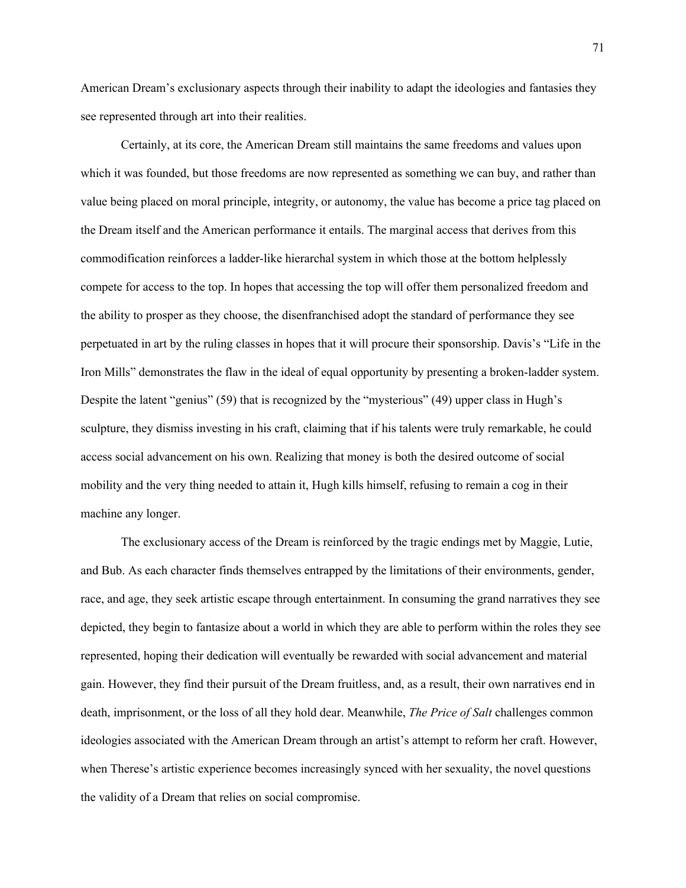American Dream's exclusionary aspects through their inability to adapt the ideologies and fantasies they see represented through art into their realities.

Certainly, at its core, the American Dream still maintains the same freedoms and values upon which it was founded, but those freedoms are now represented as something we can buy, and rather than value being placed on moral principle, integrity, or autonomy, the value has become a price tag placed on the Dream itself and the American performance it entails. The marginal access that derives from this commodification reinforces a ladder-like hierarchal system in which those at the bottom helplessly compete for access to the top. In hopes that accessing the top will offer them personalized freedom and the ability to prosper as they choose, the disenfranchised adopt the standard of performance they see perpetuated in art by the ruling classes in hopes that it will procure their sponsorship. Davis's "Life in the Iron Mills" demonstrates the flaw in the ideal of equal opportunity by presenting a broken-ladder system. Despite the latent "genius" (59) that is recognized by the "mysterious" (49) upper class in Hugh's sculpture, they dismiss investing in his craft, claiming that if his talents were truly remarkable, he could access social advancement on his own. Realizing that money is both the desired outcome of social mobility and the very thing needed to attain it, Hugh kills himself, refusing to remain a cog in their machine any longer.

The exclusionary access of the Dream is reinforced by the tragic endings met by Maggie, Lutie, and Bub. As each character finds themselves entrapped by the limitations of their environments, gender, race, and age, they seek artistic escape through entertainment. In consuming the grand narratives they see depicted, they begin to fantasize about a world in which they are able to perform within the roles they see represented, hoping their dedication will eventually be rewarded with social advancement and material gain. However, they find their pursuit of the Dream fruitless, and, as a result, their own narratives end in death, imprisonment, or the loss of all they hold dear. Meanwhile, *The Price of Salt* challenges common ideologies associated with the American Dream through an artist's attempt to reform her craft. However, when Therese's artistic experience becomes increasingly synced with her sexuality, the novel questions the validity of a Dream that relies on social compromise.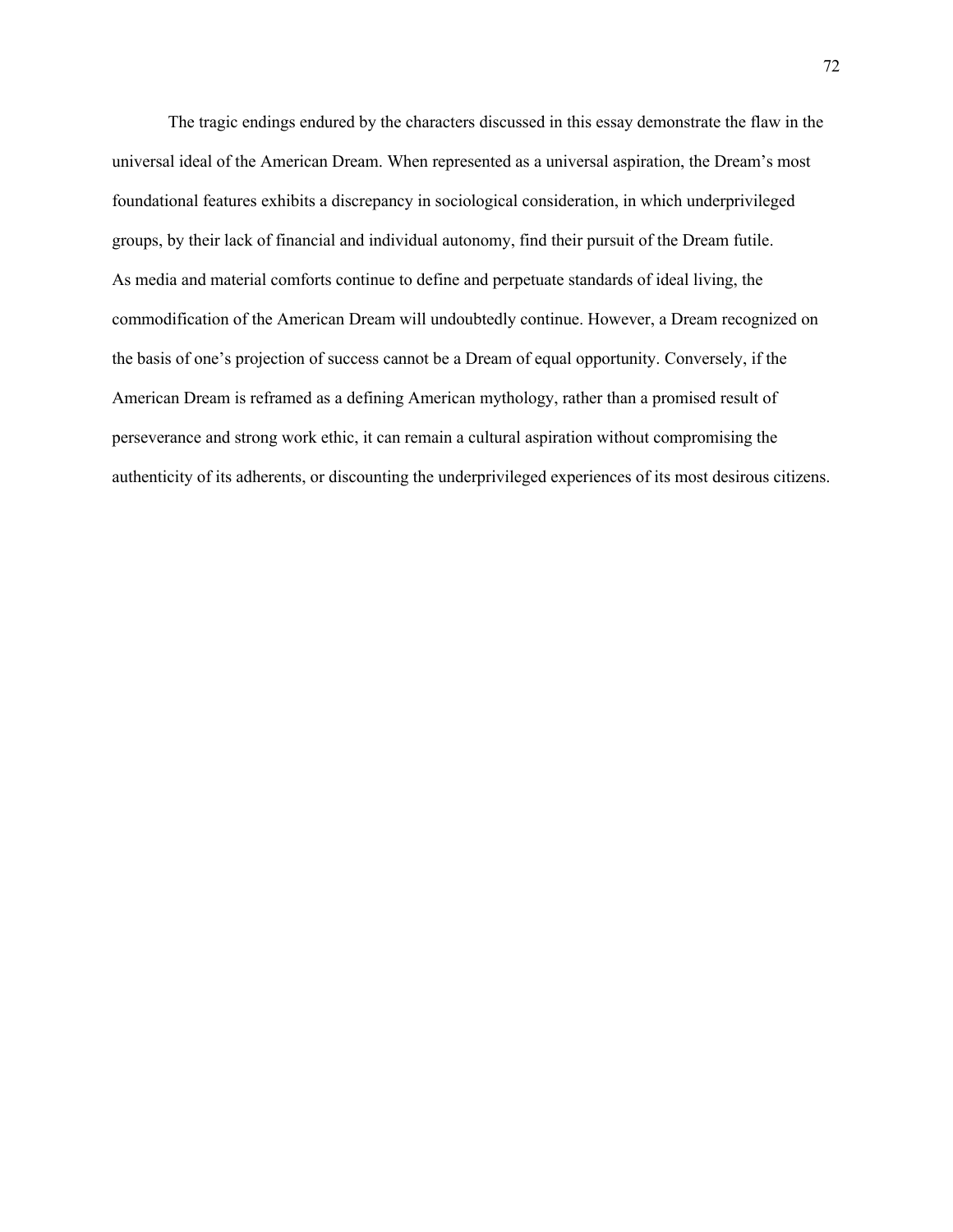The tragic endings endured by the characters discussed in this essay demonstrate the flaw in the universal ideal of the American Dream. When represented as a universal aspiration, the Dream's most foundational features exhibits a discrepancy in sociological consideration, in which underprivileged groups, by their lack of financial and individual autonomy, find their pursuit of the Dream futile. As media and material comforts continue to define and perpetuate standards of ideal living, the commodification of the American Dream will undoubtedly continue. However, a Dream recognized on the basis of one's projection of success cannot be a Dream of equal opportunity. Conversely, if the American Dream is reframed as a defining American mythology, rather than a promised result of perseverance and strong work ethic, it can remain a cultural aspiration without compromising the authenticity of its adherents, or discounting the underprivileged experiences of its most desirous citizens.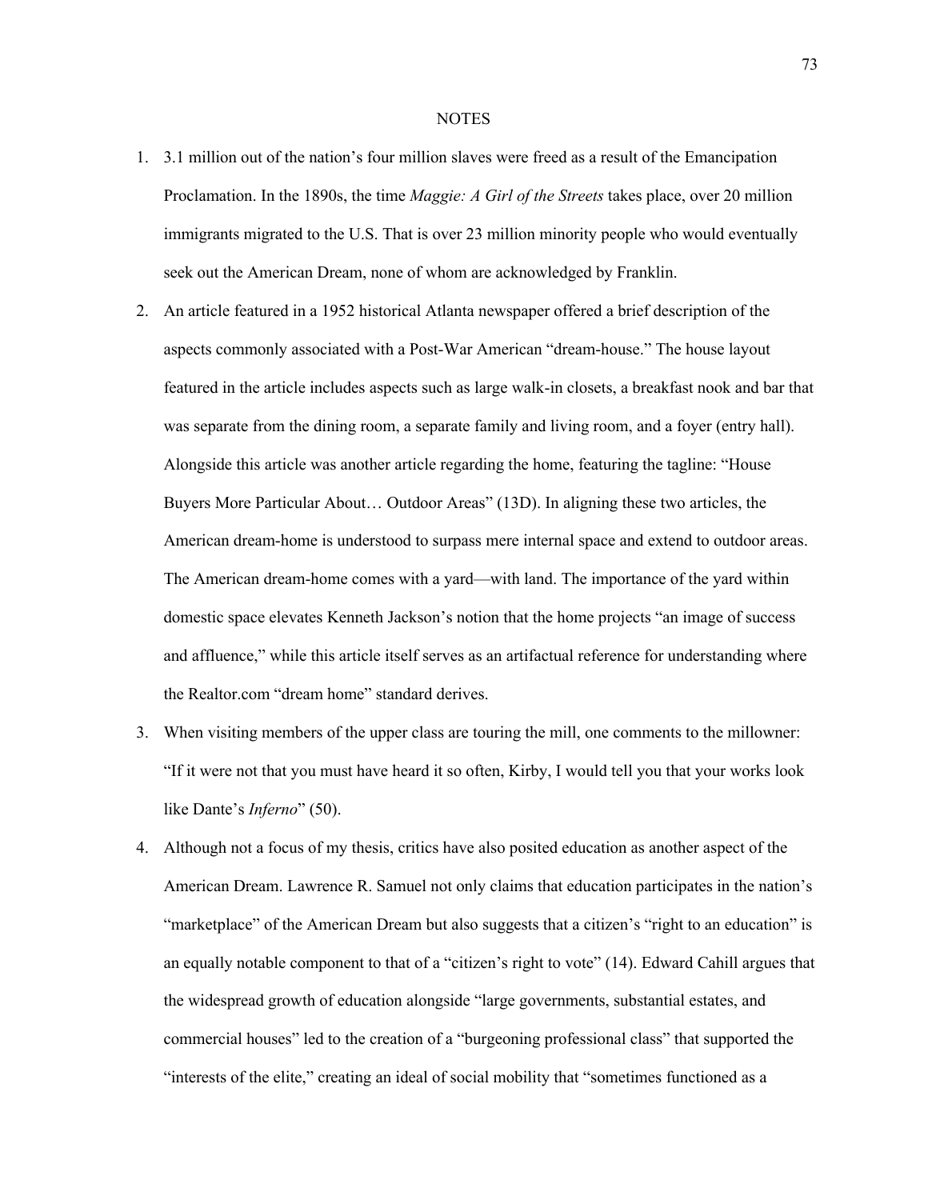# NOTES

1. 3.1 million out of the nation's four million slaves were freed as a result of the Emancipation Proclamation. In the 1890s, the time *Maggie: A Girl of the Streets* takes place, over 20 million immigrants migrated to the U.S. That is over 23 million minority people who would eventually seek out the American Dream, none of whom are acknowledged by Franklin.
2. An article featured in a 1952 historical Atlanta newspaper offered a brief description of the aspects commonly associated with a Post-War American "dream-house." The house layout featured in the article includes aspects such as large walk-in closets, a breakfast nook and bar that was separate from the dining room, a separate family and living room, and a foyer (entry hall). Alongside this article was another article regarding the home, featuring the tagline: "House Buyers More Particular About… Outdoor Areas" (13D). In aligning these two articles, the American dream-home is understood to surpass mere internal space and extend to outdoor areas. The American dream-home comes with a yard—with land. The importance of the yard within domestic space elevates Kenneth Jackson's notion that the home projects "an image of success and affluence," while this article itself serves as an artifactual reference for understanding where the Realtor.com "dream home" standard derives.
3. When visiting members of the upper class are touring the mill, one comments to the millowner: "If it were not that you must have heard it so often, Kirby, I would tell you that your works look like Dante's *Inferno*" (50).
4. Although not a focus of my thesis, critics have also posited education as another aspect of the American Dream. Lawrence R. Samuel not only claims that education participates in the nation's "marketplace" of the American Dream but also suggests that a citizen's "right to an education" is an equally notable component to that of a "citizen's right to vote" (14). Edward Cahill argues that the widespread growth of education alongside "large governments, substantial estates, and commercial houses" led to the creation of a "burgeoning professional class" that supported the "interests of the elite," creating an ideal of social mobility that "sometimes functioned as a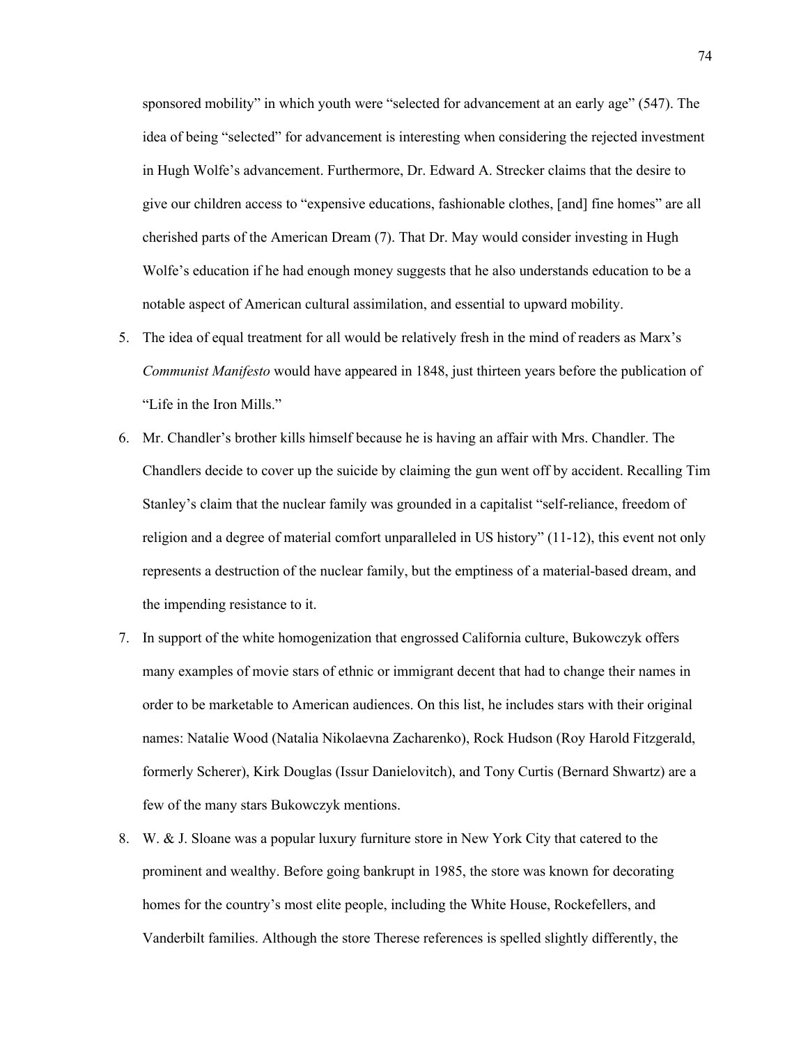sponsored mobility" in which youth were "selected for advancement at an early age" (547). The idea of being "selected" for advancement is interesting when considering the rejected investment in Hugh Wolfe's advancement. Furthermore, Dr. Edward A. Strecker claims that the desire to give our children access to "expensive educations, fashionable clothes, [and] fine homes" are all cherished parts of the American Dream (7). That Dr. May would consider investing in Hugh Wolfe's education if he had enough money suggests that he also understands education to be a notable aspect of American cultural assimilation, and essential to upward mobility.

5. The idea of equal treatment for all would be relatively fresh in the mind of readers as Marx's *Communist Manifesto* would have appeared in 1848, just thirteen years before the publication of "Life in the Iron Mills."
6. Mr. Chandler's brother kills himself because he is having an affair with Mrs. Chandler. The Chandlers decide to cover up the suicide by claiming the gun went off by accident. Recalling Tim Stanley's claim that the nuclear family was grounded in a capitalist "self-reliance, freedom of religion and a degree of material comfort unparalleled in US history" (11-12), this event not only represents a destruction of the nuclear family, but the emptiness of a material-based dream, and the impending resistance to it.
7. In support of the white homogenization that engrossed California culture, Bukowczyk offers many examples of movie stars of ethnic or immigrant decent that had to change their names in order to be marketable to American audiences. On this list, he includes stars with their original names: Natalie Wood (Natalia Nikolaevna Zacharenko), Rock Hudson (Roy Harold Fitzgerald, formerly Scherer), Kirk Douglas (Issur Danielovitch), and Tony Curtis (Bernard Shwartz) are a few of the many stars Bukowczyk mentions.
8. W. & J. Sloane was a popular luxury furniture store in New York City that catered to the prominent and wealthy. Before going bankrupt in 1985, the store was known for decorating homes for the country's most elite people, including the White House, Rockefellers, and Vanderbilt families. Although the store Therese references is spelled slightly differently, the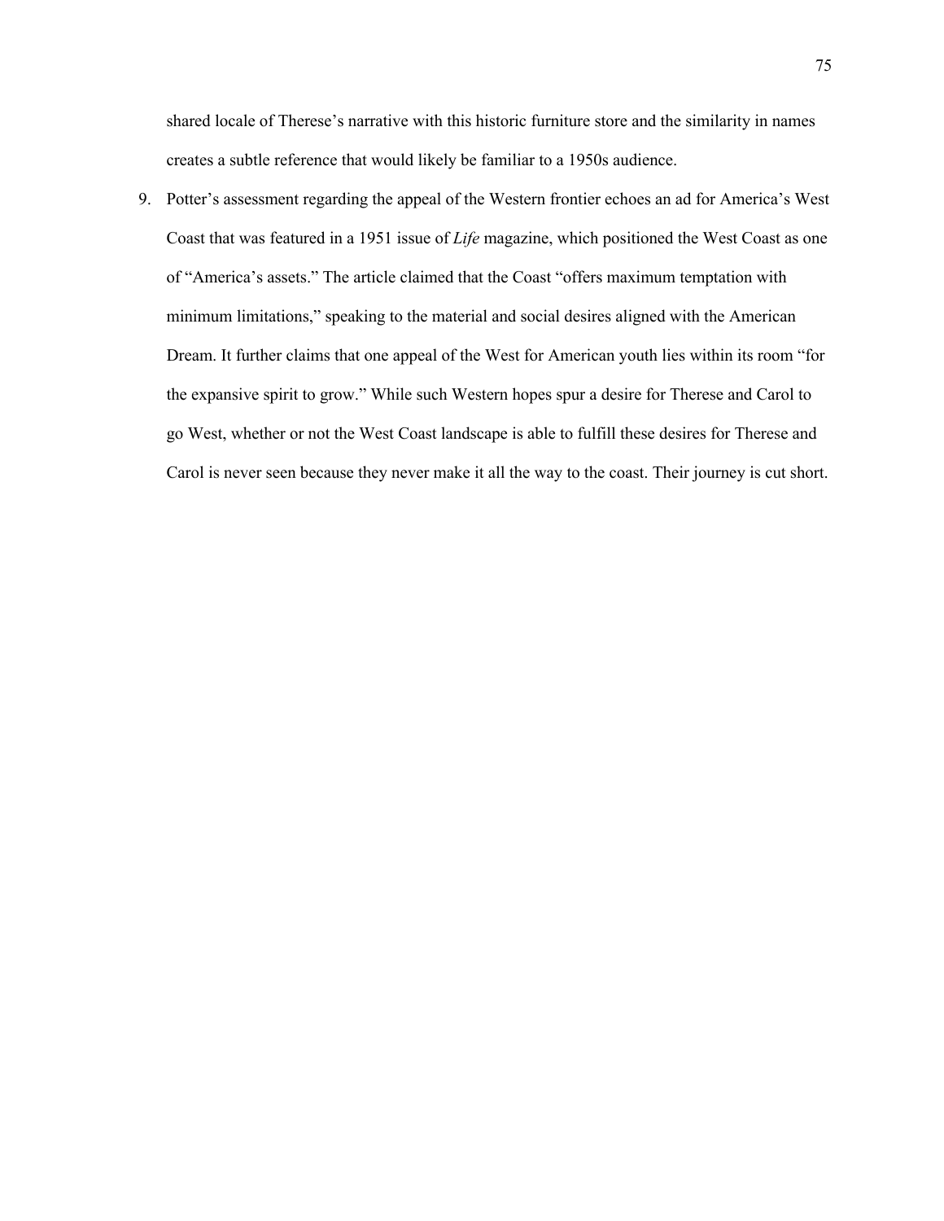shared locale of Therese's narrative with this historic furniture store and the similarity in names creates a subtle reference that would likely be familiar to a 1950s audience.

9. Potter's assessment regarding the appeal of the Western frontier echoes an ad for America's West Coast that was featured in a 1951 issue of *Life* magazine, which positioned the West Coast as one of "America's assets." The article claimed that the Coast "offers maximum temptation with minimum limitations," speaking to the material and social desires aligned with the American Dream. It further claims that one appeal of the West for American youth lies within its room "for the expansive spirit to grow." While such Western hopes spur a desire for Therese and Carol to go West, whether or not the West Coast landscape is able to fulfill these desires for Therese and Carol is never seen because they never make it all the way to the coast. Their journey is cut short.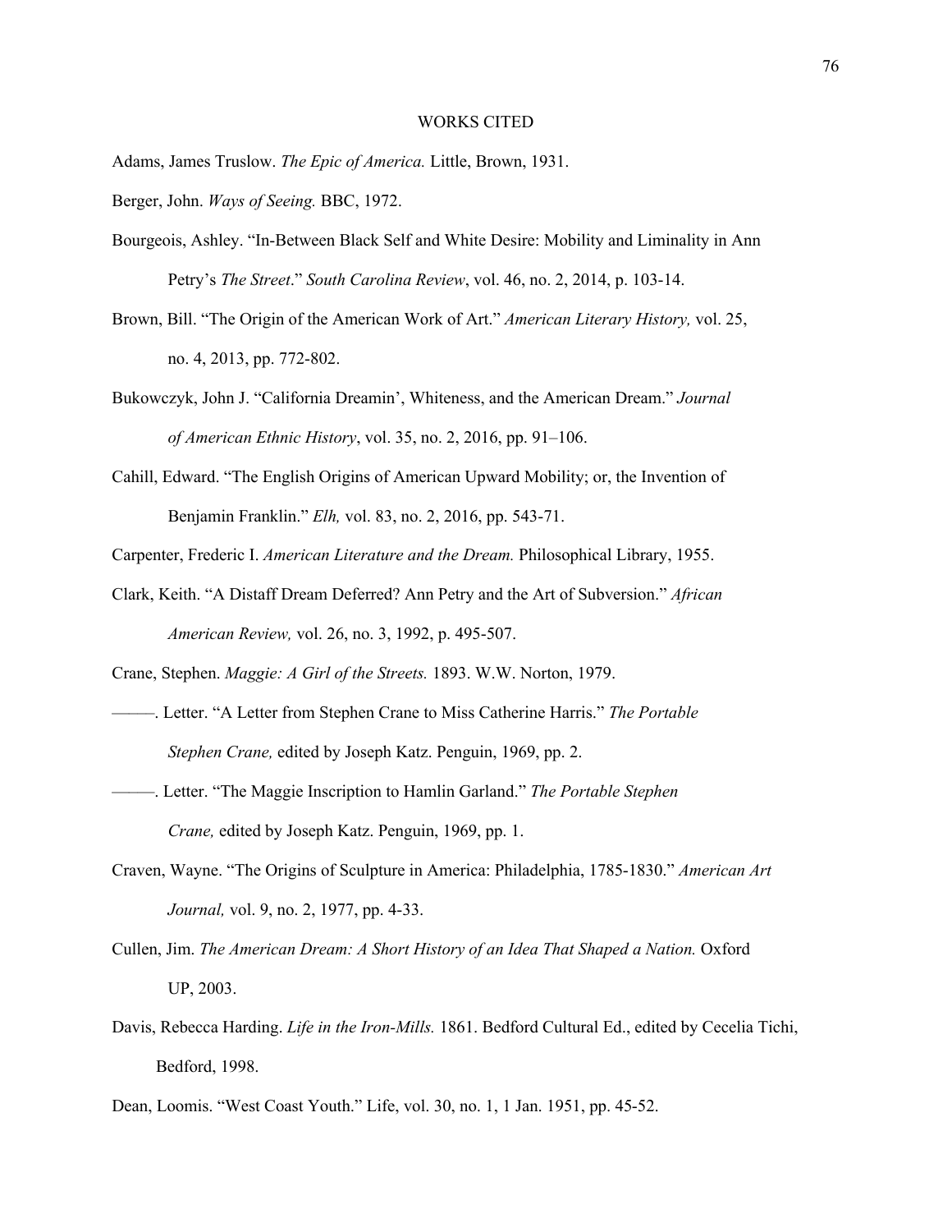# WORKS CITED

Adams, James Truslow. *The Epic of America.* Little, Brown, 1931.

Berger, John. *Ways of Seeing.* BBC, 1972.

Bourgeois, Ashley. "In-Between Black Self and White Desire: Mobility and Liminality in Ann Petry's *The Street*." *South Carolina Review*, vol. 46, no. 2, 2014, p. 103-14.

Brown, Bill. "The Origin of the American Work of Art." *American Literary History,* vol. 25, no. 4, 2013, pp. 772-802.

Bukowczyk, John J. "California Dreamin', Whiteness, and the American Dream." *Journal of American Ethnic History*, vol. 35, no. 2, 2016, pp. 91–106.

Cahill, Edward. "The English Origins of American Upward Mobility; or, the Invention of Benjamin Franklin." *Elh,* vol. 83, no. 2, 2016, pp. 543-71.

Carpenter, Frederic I. *American Literature and the Dream.* Philosophical Library, 1955.

Clark, Keith. "A Distaff Dream Deferred? Ann Petry and the Art of Subversion." *African American Review,* vol. 26, no. 3, 1992, p. 495-507.

Crane, Stephen. *Maggie: A Girl of the Streets.* 1893. W.W. Norton, 1979.

———. Letter. "A Letter from Stephen Crane to Miss Catherine Harris." *The Portable Stephen Crane,* edited by Joseph Katz. Penguin, 1969, pp. 2.

———. Letter. "The Maggie Inscription to Hamlin Garland." *The Portable Stephen Crane,* edited by Joseph Katz. Penguin, 1969, pp. 1.

Craven, Wayne. "The Origins of Sculpture in America: Philadelphia, 1785-1830." *American Art Journal,* vol. 9, no. 2, 1977, pp. 4-33.

Cullen, Jim. *The American Dream: A Short History of an Idea That Shaped a Nation.* Oxford UP, 2003.

Davis, Rebecca Harding. *Life in the Iron-Mills.* 1861. Bedford Cultural Ed., edited by Cecelia Tichi, Bedford, 1998.

Dean, Loomis. "West Coast Youth." Life, vol. 30, no. 1, 1 Jan. 1951, pp. 45-52.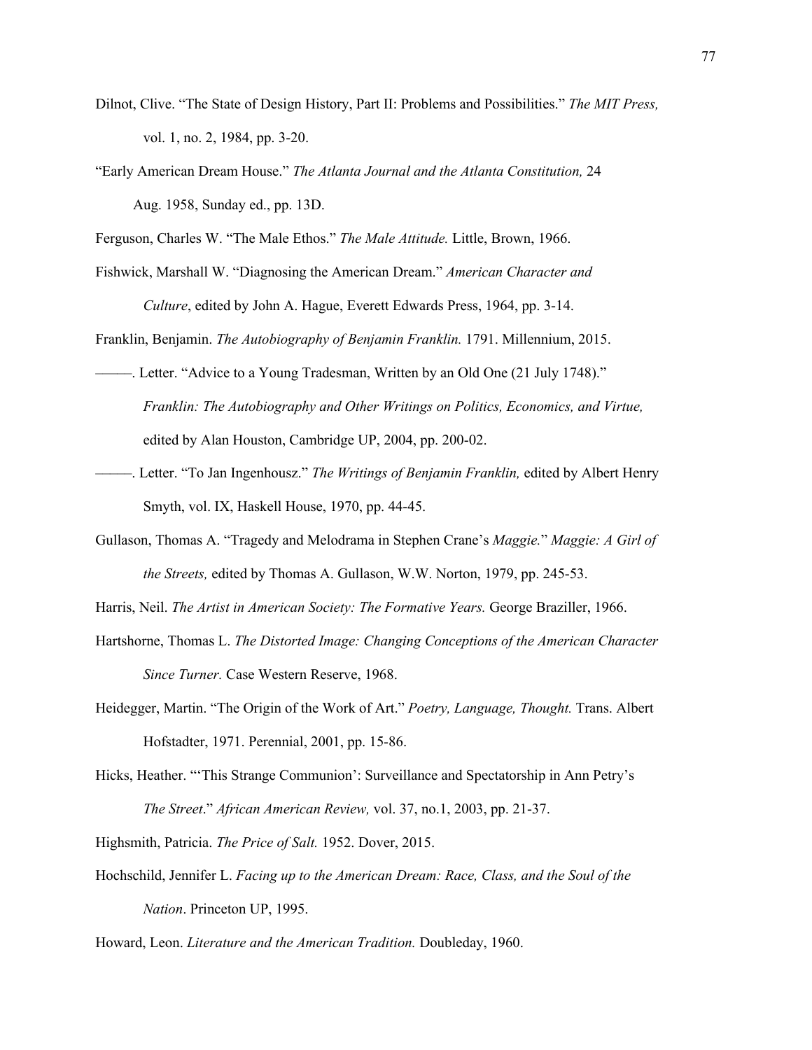Dilnot, Clive. "The State of Design History, Part II: Problems and Possibilities." *The MIT Press,* vol. 1, no. 2, 1984, pp. 3-20.

"Early American Dream House." *The Atlanta Journal and the Atlanta Constitution,* 24 Aug. 1958, Sunday ed., pp. 13D.

Ferguson, Charles W. "The Male Ethos." *The Male Attitude.* Little, Brown, 1966.

Fishwick, Marshall W. "Diagnosing the American Dream." *American Character and Culture*, edited by John A. Hague, Everett Edwards Press, 1964, pp. 3-14.

Franklin, Benjamin. *The Autobiography of Benjamin Franklin.* 1791. Millennium, 2015.

———. Letter. "Advice to a Young Tradesman, Written by an Old One (21 July 1748)." *Franklin: The Autobiography and Other Writings on Politics, Economics, and Virtue,* edited by Alan Houston, Cambridge UP, 2004, pp. 200-02.

———. Letter. "To Jan Ingenhousz." *The Writings of Benjamin Franklin,* edited by Albert Henry Smyth, vol. IX, Haskell House, 1970, pp. 44-45.

Gullason, Thomas A. "Tragedy and Melodrama in Stephen Crane's *Maggie.*" *Maggie: A Girl of the Streets,* edited by Thomas A. Gullason, W.W. Norton, 1979, pp. 245-53.

Harris, Neil. *The Artist in American Society: The Formative Years.* George Braziller, 1966.

Hartshorne, Thomas L. *The Distorted Image: Changing Conceptions of the American Character Since Turner.* Case Western Reserve, 1968.

Heidegger, Martin. "The Origin of the Work of Art." *Poetry, Language, Thought.* Trans. Albert Hofstadter, 1971. Perennial, 2001, pp. 15-86.

Hicks, Heather. "'This Strange Communion': Surveillance and Spectatorship in Ann Petry's *The Street*." *African American Review,* vol. 37, no.1, 2003, pp. 21-37.

Highsmith, Patricia. *The Price of Salt.* 1952. Dover, 2015.

Hochschild, Jennifer L. *Facing up to the American Dream: Race, Class, and the Soul of the Nation*. Princeton UP, 1995.

Howard, Leon. *Literature and the American Tradition.* Doubleday, 1960.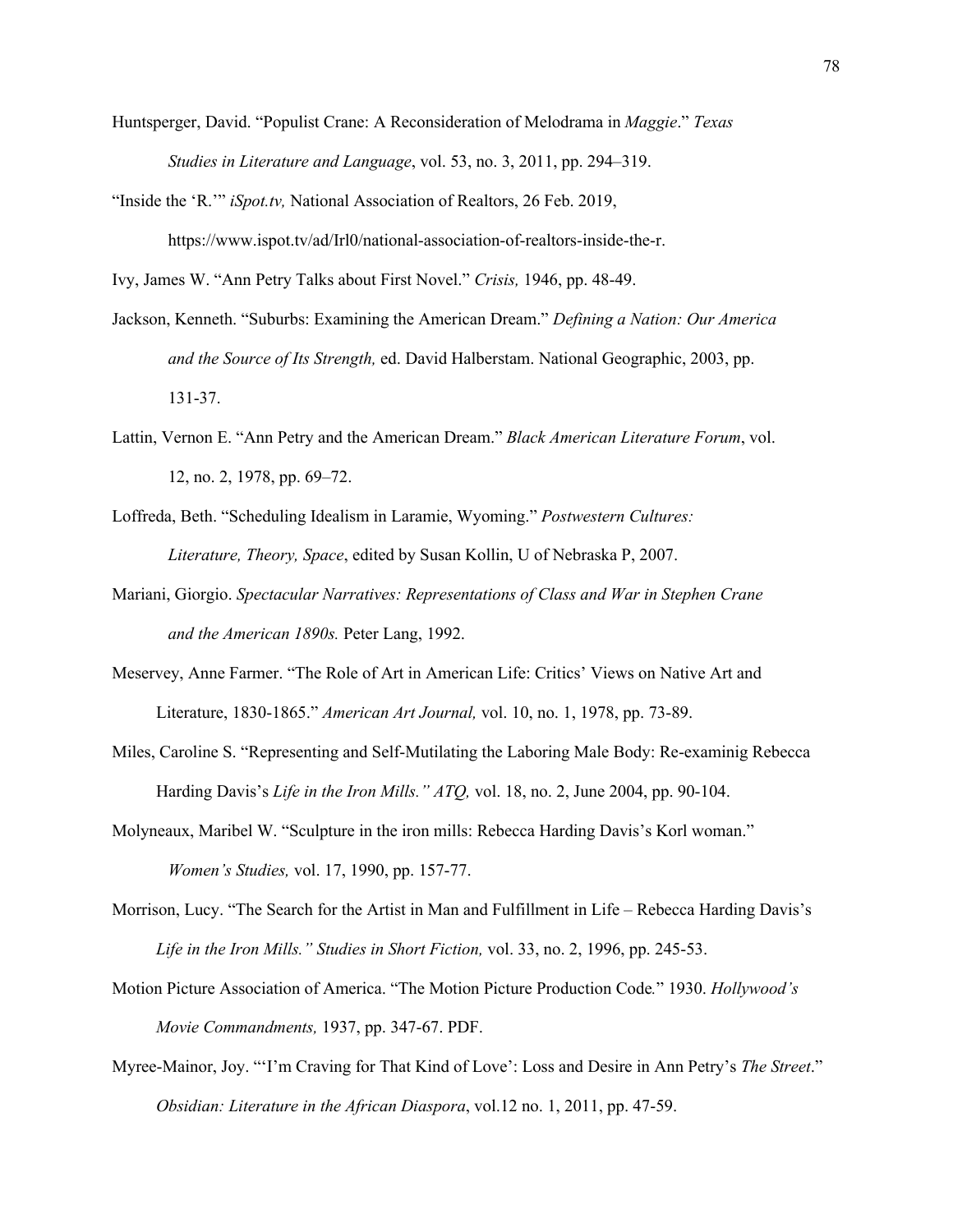Huntsperger, David. "Populist Crane: A Reconsideration of Melodrama in *Maggie*." *Texas Studies in Literature and Language*, vol. 53, no. 3, 2011, pp. 294–319.

"Inside the 'R.'" *iSpot.tv,* National Association of Realtors, 26 Feb. 2019, https://www.ispot.tv/ad/Irl0/national-association-of-realtors-inside-the-r.

Ivy, James W. "Ann Petry Talks about First Novel." *Crisis,* 1946, pp. 48-49.

Jackson, Kenneth. "Suburbs: Examining the American Dream." *Defining a Nation: Our America and the Source of Its Strength,* ed. David Halberstam. National Geographic, 2003, pp. 131-37.

Lattin, Vernon E. "Ann Petry and the American Dream." *Black American Literature Forum*, vol. 12, no. 2, 1978, pp. 69–72.

Loffreda, Beth. "Scheduling Idealism in Laramie, Wyoming." *Postwestern Cultures: Literature, Theory, Space*, edited by Susan Kollin, U of Nebraska P, 2007.

Mariani, Giorgio. *Spectacular Narratives: Representations of Class and War in Stephen Crane and the American 1890s.* Peter Lang, 1992.

Meservey, Anne Farmer. "The Role of Art in American Life: Critics' Views on Native Art and Literature, 1830-1865." *American Art Journal,* vol. 10, no. 1, 1978, pp. 73-89.

Miles, Caroline S. "Representing and Self-Mutilating the Laboring Male Body: Re-examinig Rebecca Harding Davis's *Life in the Iron Mills." ATQ,* vol. 18, no. 2, June 2004, pp. 90-104.

Molyneaux, Maribel W. "Sculpture in the iron mills: Rebecca Harding Davis's Korl woman." *Women's Studies,* vol. 17, 1990, pp. 157-77.

Morrison, Lucy. "The Search for the Artist in Man and Fulfillment in Life – Rebecca Harding Davis's *Life in the Iron Mills." Studies in Short Fiction,* vol. 33, no. 2, 1996, pp. 245-53.

Motion Picture Association of America. "The Motion Picture Production Code." 1930. *Hollywood's Movie Commandments,* 1937, pp. 347-67. PDF.

Myree-Mainor, Joy. "'I'm Craving for That Kind of Love': Loss and Desire in Ann Petry's *The Street*." *Obsidian: Literature in the African Diaspora*, vol.12 no. 1, 2011, pp. 47-59.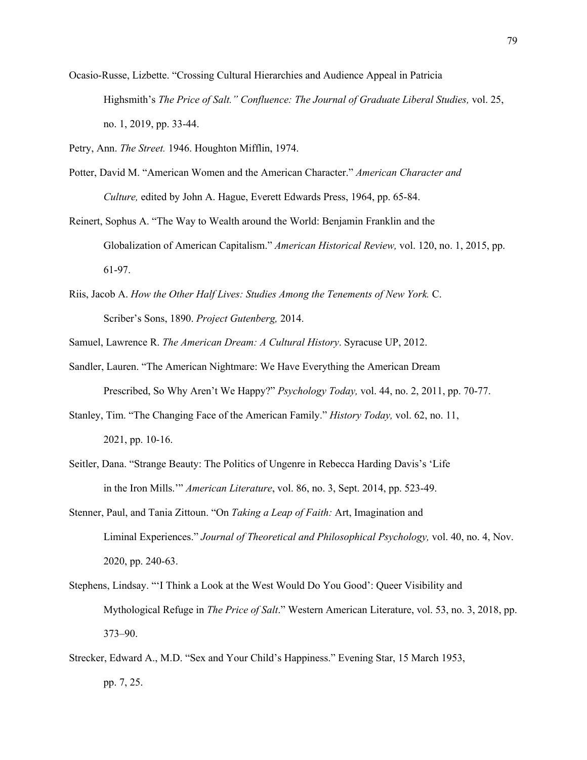Ocasio-Russe, Lizbette. "Crossing Cultural Hierarchies and Audience Appeal in Patricia Highsmith's *The Price of Salt." Confluence: The Journal of Graduate Liberal Studies,* vol. 25, no. 1, 2019, pp. 33-44.

Petry, Ann. *The Street.* 1946. Houghton Mifflin, 1974.

Potter, David M. "American Women and the American Character." *American Character and Culture,* edited by John A. Hague, Everett Edwards Press, 1964, pp. 65-84.

Reinert, Sophus A. "The Way to Wealth around the World: Benjamin Franklin and the Globalization of American Capitalism." *American Historical Review,* vol. 120, no. 1, 2015, pp. 61-97.

Riis, Jacob A. *How the Other Half Lives: Studies Among the Tenements of New York.* C. Scriber's Sons, 1890. *Project Gutenberg,* 2014.

Samuel, Lawrence R. *The American Dream: A Cultural History*. Syracuse UP, 2012.

Sandler, Lauren. "The American Nightmare: We Have Everything the American Dream Prescribed, So Why Aren't We Happy?" *Psychology Today,* vol. 44, no. 2, 2011, pp. 70-77.

Stanley, Tim. "The Changing Face of the American Family." *History Today,* vol. 62, no. 11, 2021, pp. 10-16.

Seitler, Dana. "Strange Beauty: The Politics of Ungenre in Rebecca Harding Davis's 'Life in the Iron Mills.'" *American Literature*, vol. 86, no. 3, Sept. 2014, pp. 523-49.

Stenner, Paul, and Tania Zittoun. "On *Taking a Leap of Faith:* Art, Imagination and Liminal Experiences." *Journal of Theoretical and Philosophical Psychology,* vol. 40, no. 4, Nov. 2020, pp. 240-63.

Stephens, Lindsay. "'I Think a Look at the West Would Do You Good': Queer Visibility and Mythological Refuge in *The Price of Salt*." Western American Literature, vol. 53, no. 3, 2018, pp. 373–90.

Strecker, Edward A., M.D. "Sex and Your Child's Happiness." Evening Star, 15 March 1953, pp. 7, 25.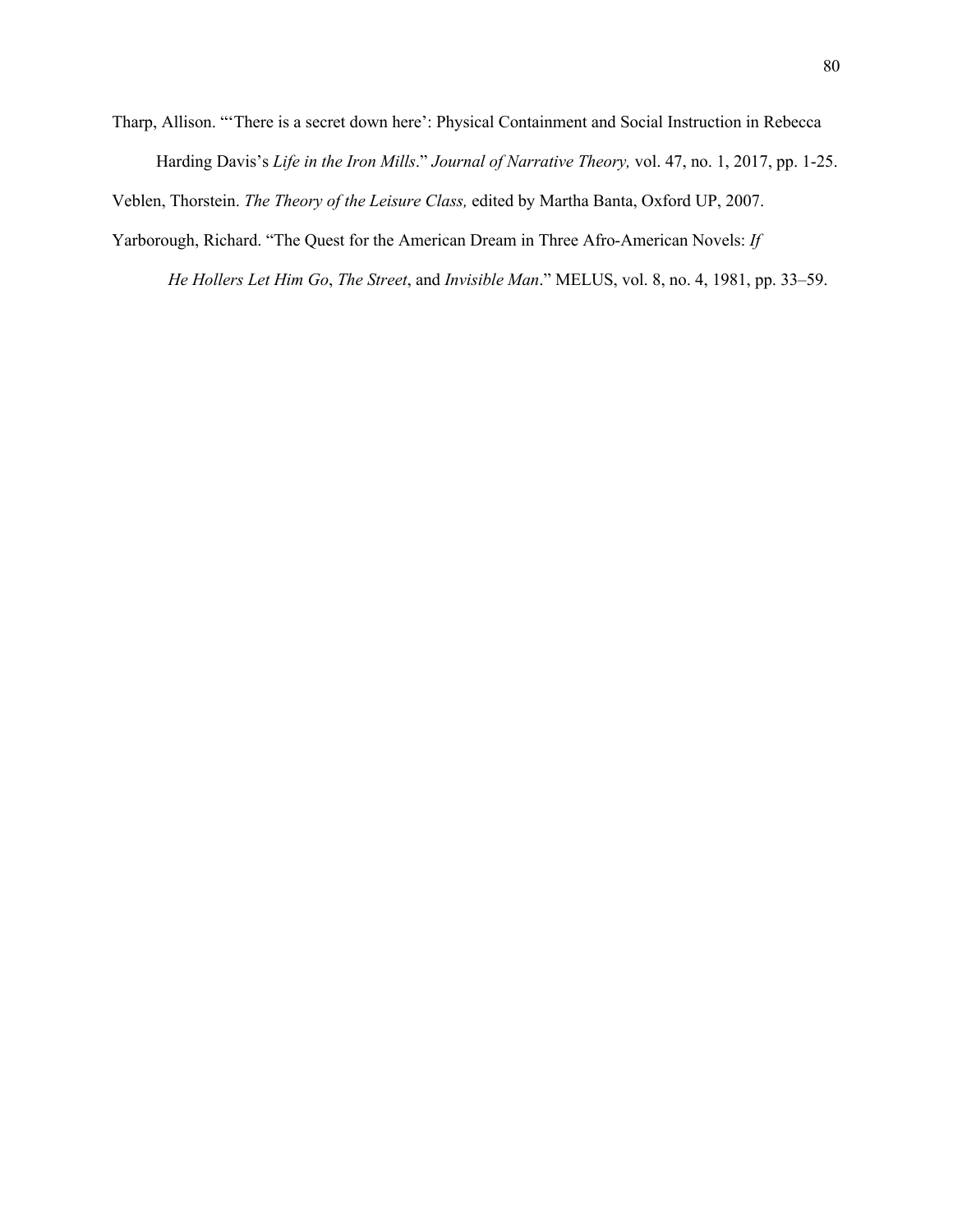Tharp, Allison. "'There is a secret down here': Physical Containment and Social Instruction in Rebecca Harding Davis's *Life in the Iron Mills*." *Journal of Narrative Theory,* vol. 47, no. 1, 2017, pp. 1-25.

Veblen, Thorstein. *The Theory of the Leisure Class,* edited by Martha Banta, Oxford UP, 2007.

Yarborough, Richard. "The Quest for the American Dream in Three Afro-American Novels: *If He Hollers Let Him Go*, *The Street*, and *Invisible Man*." MELUS, vol. 8, no. 4, 1981, pp. 33–59.